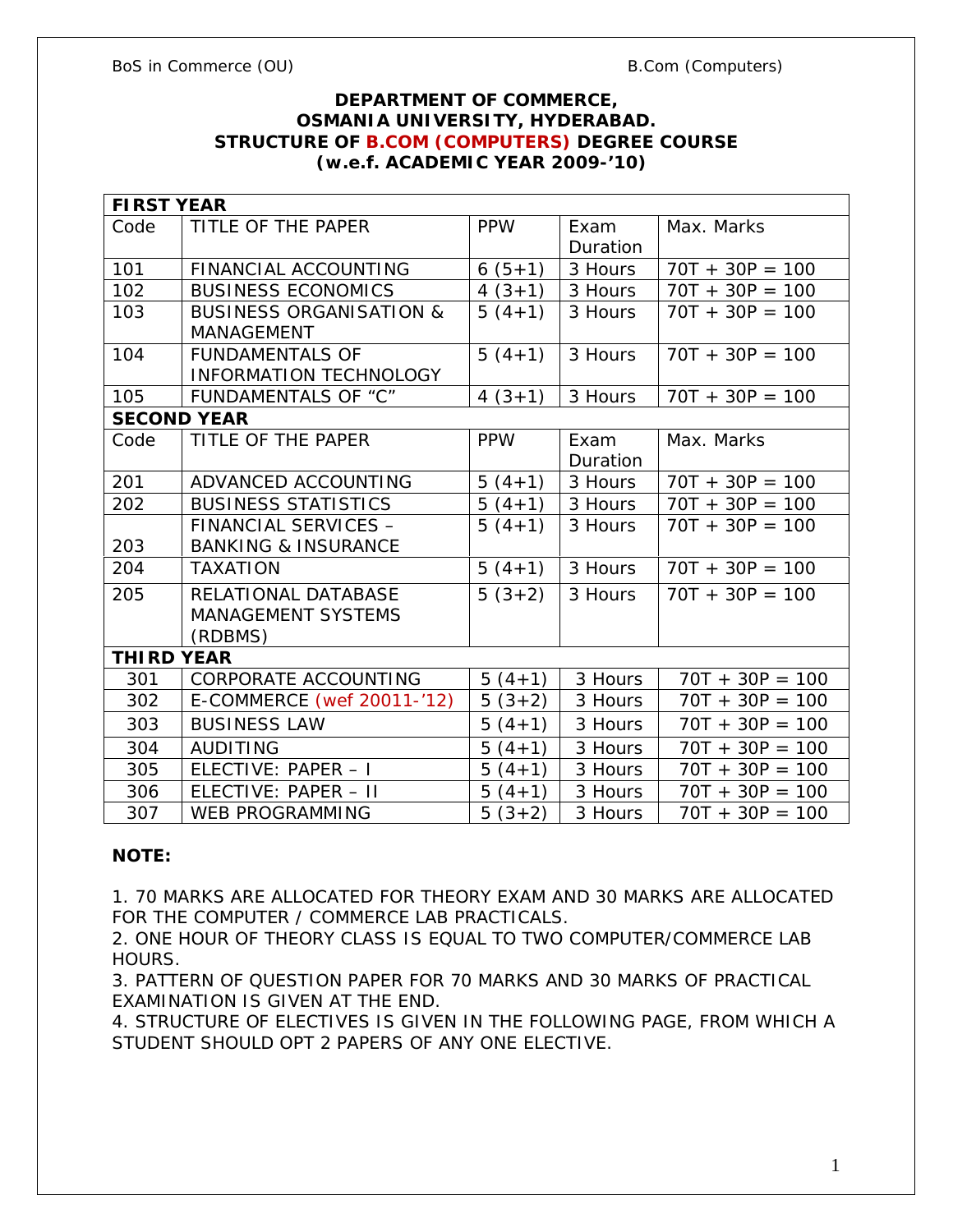# DEPARTMENT OF COMMERCE,
# OSMANIA UNIVERSITY, HYDERABAD.
## STRUCTURE OF B.COM (COMPUTERS) DEGREE COURSE
### (w.e.f. ACADEMIC YEAR 2009-'10)

| Code | TITLE OF THE PAPER | PPW | Exam Duration | Max. Marks |
|---|---|---|---|---|
| **FIRST YEAR** | | | | |
| 101 | FINANCIAL ACCOUNTING | 6 (5+1) | 3 Hours | 70T + 30P = 100 |
| 102 | BUSINESS ECONOMICS | 4 (3+1) | 3 Hours | 70T + 30P = 100 |
| 103 | BUSINESS ORGANISATION & MANAGEMENT | 5 (4+1) | 3 Hours | 70T + 30P = 100 |
| 104 | FUNDAMENTALS OF INFORMATION TECHNOLOGY | 5 (4+1) | 3 Hours | 70T + 30P = 100 |
| 105 | FUNDAMENTALS OF "C" | 4 (3+1) | 3 Hours | 70T + 30P = 100 |
| **SECOND YEAR** | | | | |
| Code | TITLE OF THE PAPER | PPW | Exam Duration | Max. Marks |
| 201 | ADVANCED ACCOUNTING | 5 (4+1) | 3 Hours | 70T + 30P = 100 |
| 202 | BUSINESS STATISTICS | 5 (4+1) | 3 Hours | 70T + 30P = 100 |
| 203 | FINANCIAL SERVICES – BANKING & INSURANCE | 5 (4+1) | 3 Hours | 70T + 30P = 100 |
| 204 | TAXATION | 5 (4+1) | 3 Hours | 70T + 30P = 100 |
| 205 | RELATIONAL DATABASE MANAGEMENT SYSTEMS (RDBMS) | 5 (3+2) | 3 Hours | 70T + 30P = 100 |
| **THIRD YEAR** | | | | |
| 301 | CORPORATE ACCOUNTING | 5 (4+1) | 3 Hours | 70T + 30P = 100 |
| 302 | E-COMMERCE (wef 20011-'12) | 5 (3+2) | 3 Hours | 70T + 30P = 100 |
| 303 | BUSINESS LAW | 5 (4+1) | 3 Hours | 70T + 30P = 100 |
| 304 | AUDITING | 5 (4+1) | 3 Hours | 70T + 30P = 100 |
| 305 | ELECTIVE: PAPER – I | 5 (4+1) | 3 Hours | 70T + 30P = 100 |
| 306 | ELECTIVE: PAPER – II | 5 (4+1) | 3 Hours | 70T + 30P = 100 |
| 307 | WEB PROGRAMMING | 5 (3+2) | 3 Hours | 70T + 30P = 100 |

**NOTE:**

1. 70 MARKS ARE ALLOCATED FOR THEORY EXAM AND 30 MARKS ARE ALLOCATED FOR THE COMPUTER / COMMERCE LAB PRACTICALS.
2. ONE HOUR OF THEORY CLASS IS EQUAL TO TWO COMPUTER/COMMERCE LAB HOURS.
3. PATTERN OF QUESTION PAPER FOR 70 MARKS AND 30 MARKS OF PRACTICAL EXAMINATION IS GIVEN AT THE END.
4. STRUCTURE OF ELECTIVES IS GIVEN IN THE FOLLOWING PAGE, FROM WHICH A STUDENT SHOULD OPT 2 PAPERS OF ANY ONE ELECTIVE.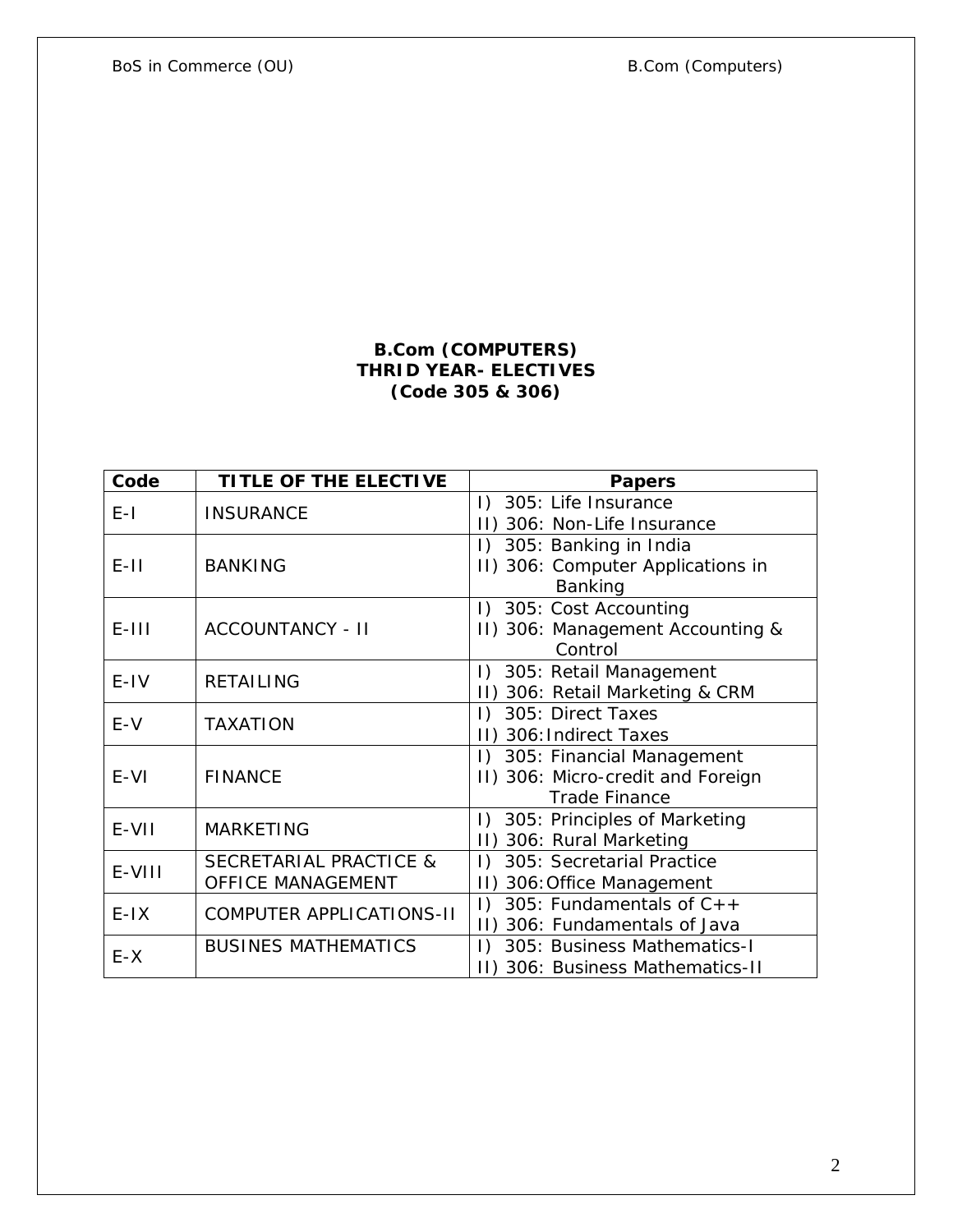**B.Com (COMPUTERS)**
**THRID YEAR- ELECTIVES**
**(Code 305 & 306)**

| Code | TITLE OF THE ELECTIVE | Papers |
|---|---|---|
| E-I | INSURANCE | I) 305: Life Insurance<br>II) 306: Non-Life Insurance |
| E-II | BANKING | I) 305: Banking in India<br>II) 306: Computer Applications in Banking |
| E-III | ACCOUNTANCY - II | I) 305: Cost Accounting<br>II) 306: Management Accounting & Control |
| E-IV | RETAILING | I) 305: Retail Management<br>II) 306: Retail Marketing & CRM |
| E-V | TAXATION | I) 305: Direct Taxes<br>II) 306:Indirect Taxes |
| E-VI | FINANCE | I) 305: Financial Management<br>II) 306: Micro-credit and Foreign Trade Finance |
| E-VII | MARKETING | I) 305: Principles of Marketing<br>II) 306: Rural Marketing |
| E-VIII | SECRETARIAL PRACTICE & OFFICE MANAGEMENT | I) 305: Secretarial Practice<br>II) 306:Office Management |
| E-IX | COMPUTER APPLICATIONS-II | I) 305: Fundamentals of C++<br>II) 306: Fundamentals of Java |
| E-X | BUSINES MATHEMATICS | I) 305: Business Mathematics-I<br>II) 306: Business Mathematics-II |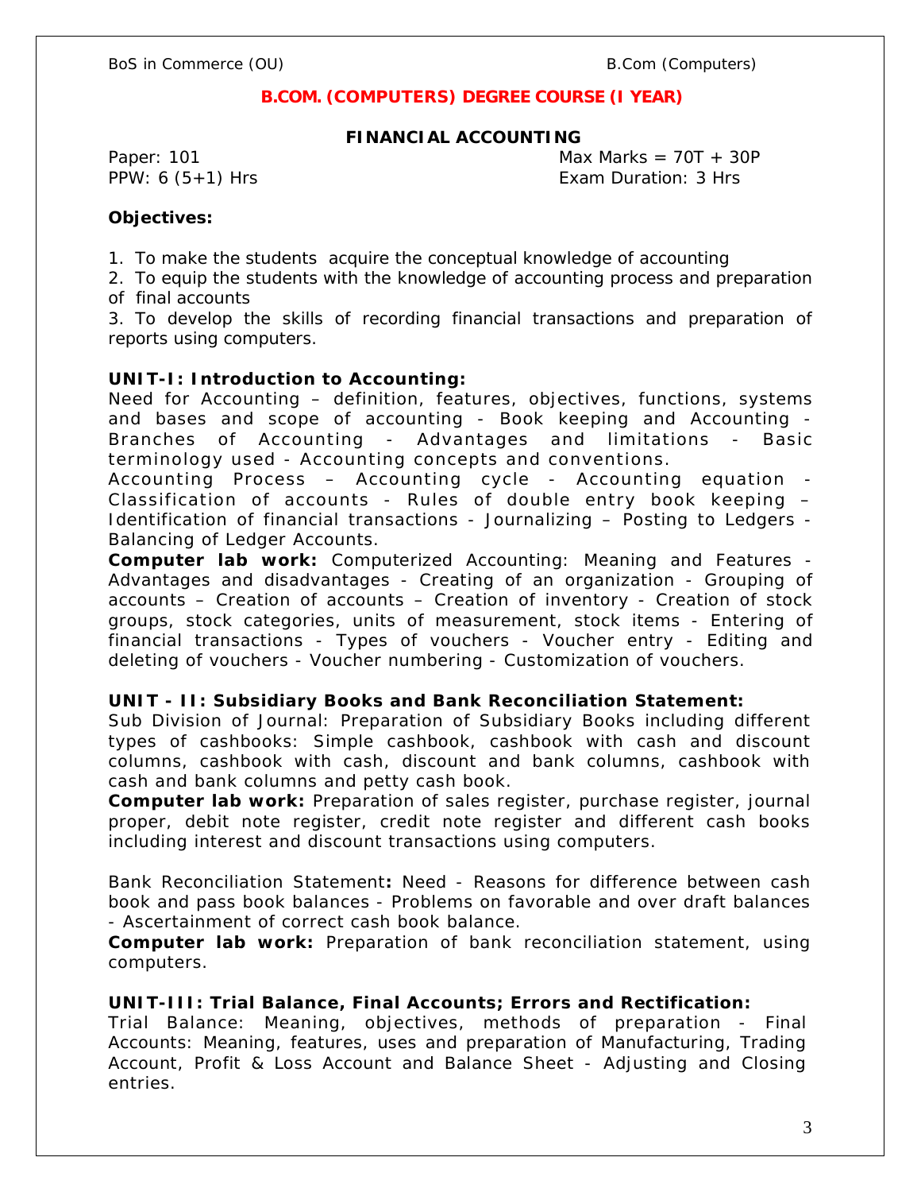## B.COM. (COMPUTERS) DEGREE COURSE (I YEAR)

### FINANCIAL ACCOUNTING

Paper: 101 | Max Marks = 70T + 30P

PPW: 6 (5+1) Hrs | Exam Duration: 3 Hrs

**Objectives:**

1. To make the students acquire the conceptual knowledge of accounting
2. To equip the students with the knowledge of accounting process and preparation of final accounts
3. To develop the skills of recording financial transactions and preparation of reports using computers.

**UNIT-I: Introduction to Accounting:**

Need for Accounting – definition, features, objectives, functions, systems and bases and scope of accounting - Book keeping and Accounting - Branches of Accounting - Advantages and limitations - Basic terminology used - Accounting concepts and conventions.

Accounting Process – Accounting cycle - Accounting equation - Classification of accounts - Rules of double entry book keeping – Identification of financial transactions - Journalizing – Posting to Ledgers - Balancing of Ledger Accounts.

**Computer lab work:** Computerized Accounting: Meaning and Features - Advantages and disadvantages - Creating of an organization - Grouping of accounts – Creation of accounts – Creation of inventory - Creation of stock groups, stock categories, units of measurement, stock items - Entering of financial transactions - Types of vouchers - Voucher entry - Editing and deleting of vouchers - Voucher numbering - Customization of vouchers.

**UNIT - II: Subsidiary Books and Bank Reconciliation Statement:**

Sub Division of Journal: Preparation of Subsidiary Books including different types of cashbooks: Simple cashbook, cashbook with cash and discount columns, cashbook with cash, discount and bank columns, cashbook with cash and bank columns and petty cash book.

**Computer lab work:** Preparation of sales register, purchase register, journal proper, debit note register, credit note register and different cash books including interest and discount transactions using computers.

Bank Reconciliation Statement**:** Need - Reasons for difference between cash book and pass book balances - Problems on favorable and over draft balances - Ascertainment of correct cash book balance.

**Computer lab work:** Preparation of bank reconciliation statement, using computers.

**UNIT-III: Trial Balance, Final Accounts; Errors and Rectification:**

Trial Balance: Meaning, objectives, methods of preparation - Final Accounts: Meaning, features, uses and preparation of Manufacturing, Trading Account, Profit & Loss Account and Balance Sheet - Adjusting and Closing entries.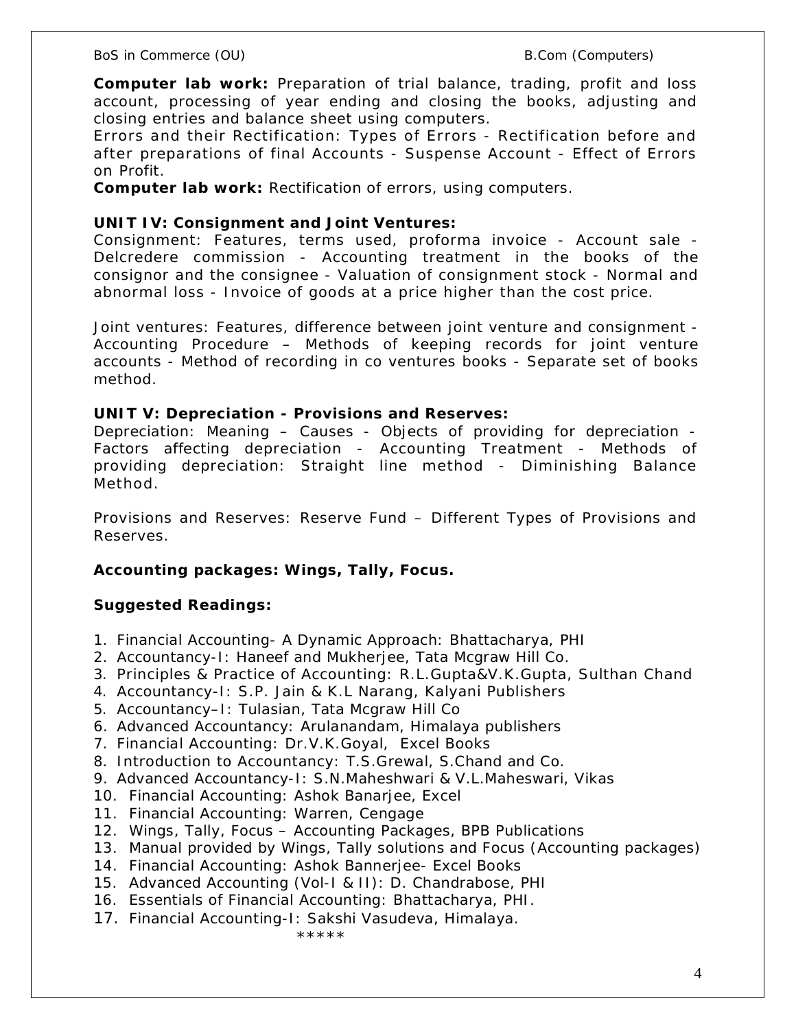**Computer lab work:** Preparation of trial balance, trading, profit and loss account, processing of year ending and closing the books, adjusting and closing entries and balance sheet using computers.

Errors and their Rectification: Types of Errors - Rectification before and after preparations of final Accounts - Suspense Account - Effect of Errors on Profit.

**Computer lab work:** Rectification of errors, using computers.

**UNIT IV: Consignment and Joint Ventures:**

Consignment: Features, terms used, proforma invoice - Account sale - Delcredere commission - Accounting treatment in the books of the consignor and the consignee - Valuation of consignment stock - Normal and abnormal loss - Invoice of goods at a price higher than the cost price.

Joint ventures: Features, difference between joint venture and consignment - Accounting Procedure – Methods of keeping records for joint venture accounts - Method of recording in co ventures books - Separate set of books method.

**UNIT V: Depreciation - Provisions and Reserves:**

Depreciation: Meaning – Causes - Objects of providing for depreciation - Factors affecting depreciation - Accounting Treatment - Methods of providing depreciation: Straight line method - Diminishing Balance Method.

Provisions and Reserves: Reserve Fund – Different Types of Provisions and Reserves.

**Accounting packages: Wings, Tally, Focus.**

**Suggested Readings:**

1. Financial Accounting- A Dynamic Approach: Bhattacharya, PHI
2. Accountancy-I: Haneef and Mukherjee, Tata Mcgraw Hill Co.
3. Principles & Practice of Accounting: R.L.Gupta&V.K.Gupta, Sulthan Chand
4. Accountancy-I: S.P. Jain & K.L Narang, Kalyani Publishers
5. Accountancy–I: Tulasian, Tata Mcgraw Hill Co
6. Advanced Accountancy: Arulanandam, Himalaya publishers
7. Financial Accounting: Dr.V.K.Goyal, Excel Books
8. Introduction to Accountancy: T.S.Grewal, S.Chand and Co.
9. Advanced Accountancy-I: S.N.Maheshwari & V.L.Maheswari, Vikas
10. Financial Accounting: Ashok Banarjee, Excel
11. Financial Accounting: Warren, Cengage
12. Wings, Tally, Focus – Accounting Packages, BPB Publications
13. Manual provided by Wings, Tally solutions and Focus (Accounting packages)
14. Financial Accounting: Ashok Bannerjee- Excel Books
15. Advanced Accounting (Vol-I & II): D. Chandrabose, PHI
16. Essentials of Financial Accounting: Bhattacharya, PHI.
17. Financial Accounting-I: Sakshi Vasudeva, Himalaya.

*****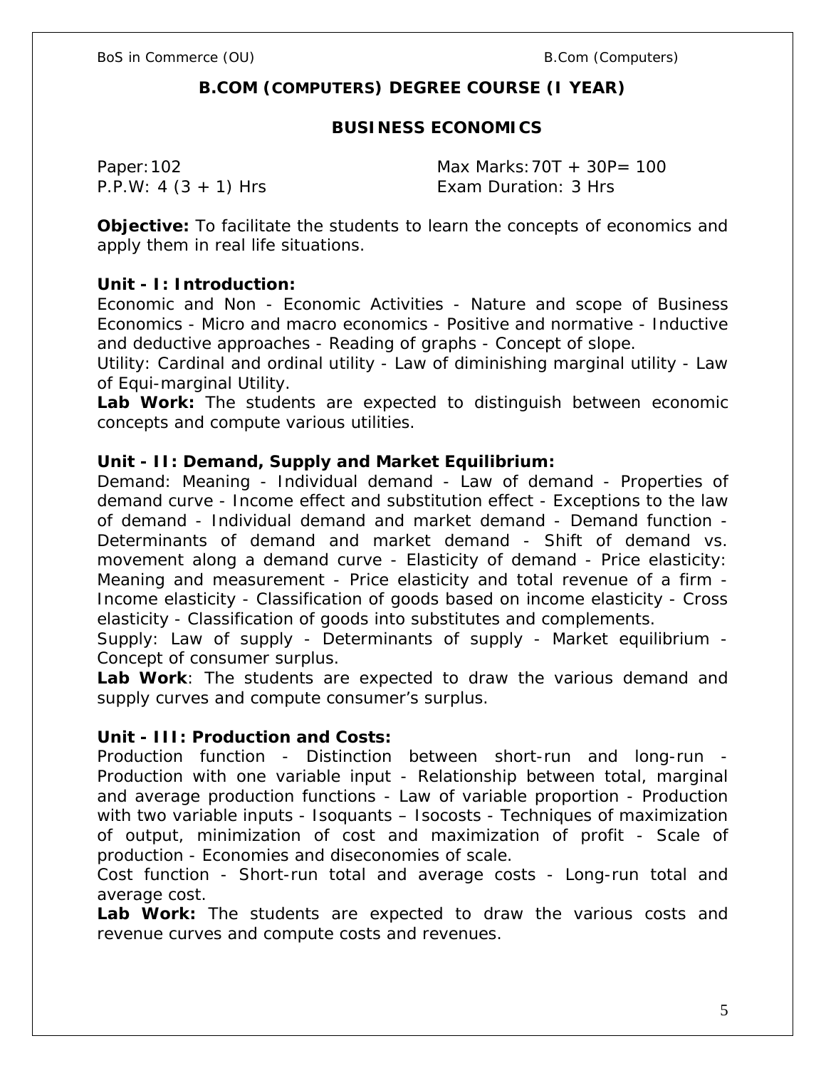## B.COM (COMPUTERS) DEGREE COURSE (I YEAR)

## BUSINESS ECONOMICS

Paper: 102 Max Marks: 70T + 30P= 100
P.P.W: 4 (3 + 1) Hrs Exam Duration: 3 Hrs

**Objective:** To facilitate the students to learn the concepts of economics and apply them in real life situations.

**Unit - I: Introduction:**

Economic and Non - Economic Activities - Nature and scope of Business Economics - Micro and macro economics - Positive and normative - Inductive and deductive approaches - Reading of graphs - Concept of slope.

Utility: Cardinal and ordinal utility - Law of diminishing marginal utility - Law of Equi-marginal Utility.

**Lab Work:** The students are expected to distinguish between economic concepts and compute various utilities.

**Unit - II: Demand, Supply and Market Equilibrium:**

Demand: Meaning - Individual demand - Law of demand - Properties of demand curve - Income effect and substitution effect - Exceptions to the law of demand - Individual demand and market demand - Demand function - Determinants of demand and market demand - Shift of demand vs. movement along a demand curve - Elasticity of demand - Price elasticity: Meaning and measurement - Price elasticity and total revenue of a firm - Income elasticity - Classification of goods based on income elasticity - Cross elasticity - Classification of goods into substitutes and complements.

Supply: Law of supply - Determinants of supply - Market equilibrium - Concept of consumer surplus.

**Lab Work**: The students are expected to draw the various demand and supply curves and compute consumer's surplus.

**Unit - III: Production and Costs:**

Production function - Distinction between short-run and long-run - Production with one variable input - Relationship between total, marginal and average production functions - Law of variable proportion - Production with two variable inputs - Isoquants – Isocosts - Techniques of maximization of output, minimization of cost and maximization of profit - Scale of production - Economies and diseconomies of scale.

Cost function - Short-run total and average costs - Long-run total and average cost.

**Lab Work:** The students are expected to draw the various costs and revenue curves and compute costs and revenues.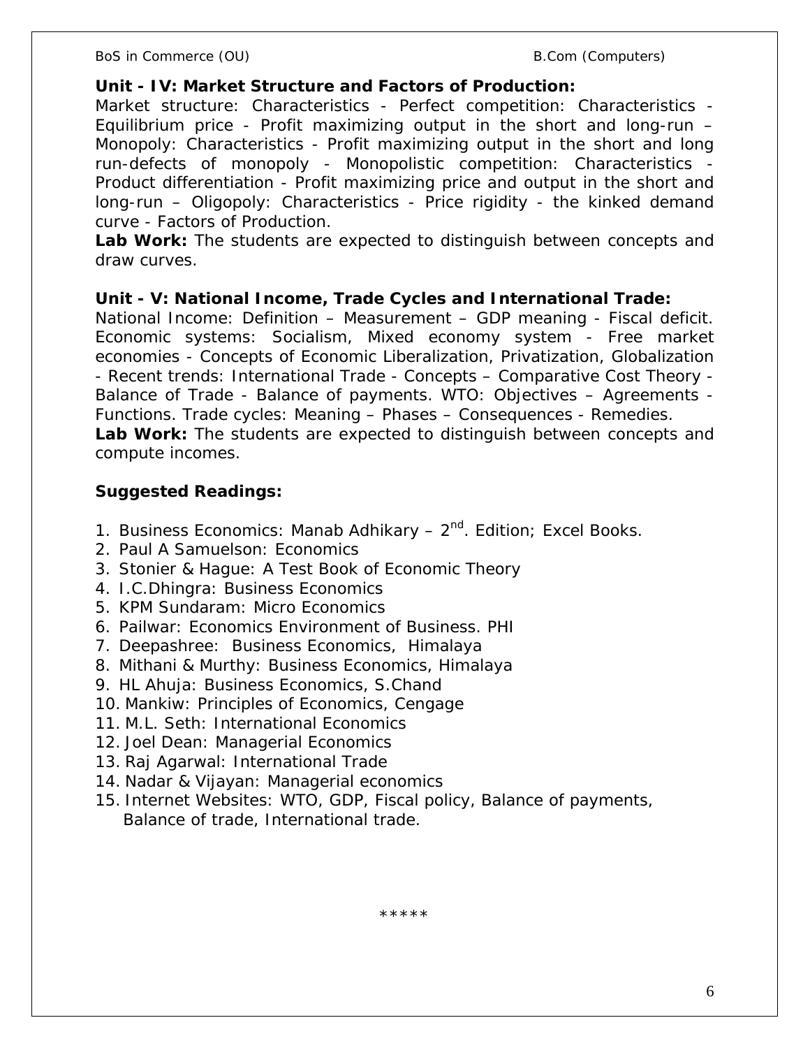**Unit - IV: Market Structure and Factors of Production:**

Market structure: Characteristics - Perfect competition: Characteristics - Equilibrium price - Profit maximizing output in the short and long-run – Monopoly: Characteristics - Profit maximizing output in the short and long run-defects of monopoly - Monopolistic competition: Characteristics - Product differentiation - Profit maximizing price and output in the short and long-run – Oligopoly: Characteristics - Price rigidity - the kinked demand curve - Factors of Production.

**Lab Work:** The students are expected to distinguish between concepts and draw curves.

**Unit - V: National Income, Trade Cycles and International Trade:**

National Income: Definition – Measurement – GDP meaning - Fiscal deficit. Economic systems: Socialism, Mixed economy system - Free market economies - Concepts of Economic Liberalization, Privatization, Globalization - Recent trends: International Trade - Concepts – Comparative Cost Theory - Balance of Trade - Balance of payments. WTO: Objectives – Agreements - Functions. Trade cycles: Meaning – Phases – Consequences - Remedies.

**Lab Work:** The students are expected to distinguish between concepts and compute incomes.

**Suggested Readings:**

1. Business Economics: Manab Adhikary – 2nd. Edition; Excel Books.
2. Paul A Samuelson: Economics
3. Stonier & Hague: A Test Book of Economic Theory
4. I.C.Dhingra: Business Economics
5. KPM Sundaram: Micro Economics
6. Pailwar: Economics Environment of Business. PHI
7. Deepashree: Business Economics, Himalaya
8. Mithani & Murthy: Business Economics, Himalaya
9. HL Ahuja: Business Economics, S.Chand
10. Mankiw: Principles of Economics, Cengage
11. M.L. Seth: International Economics
12. Joel Dean: Managerial Economics
13. Raj Agarwal: International Trade
14. Nadar & Vijayan: Managerial economics
15. Internet Websites: WTO, GDP, Fiscal policy, Balance of payments, Balance of trade, International trade.

*****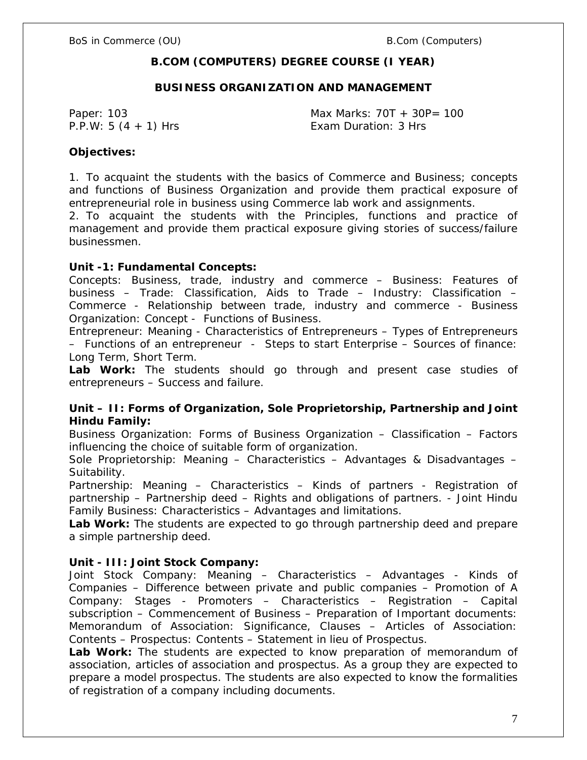## B.COM (COMPUTERS) DEGREE COURSE (I YEAR)

### BUSINESS ORGANIZATION AND MANAGEMENT

Paper: 103 Max Marks: 70T + 30P= 100
P.P.W: 5 (4 + 1) Hrs Exam Duration: 3 Hrs

**Objectives:**

1. To acquaint the students with the basics of Commerce and Business; concepts and functions of Business Organization and provide them practical exposure of entrepreneurial role in business using Commerce lab work and assignments.
2. To acquaint the students with the Principles, functions and practice of management and provide them practical exposure giving stories of success/failure businessmen.

**Unit -1: Fundamental Concepts:**

Concepts: Business, trade, industry and commerce – Business: Features of business – Trade: Classification, Aids to Trade – Industry: Classification – Commerce - Relationship between trade, industry and commerce - Business Organization: Concept - Functions of Business.

Entrepreneur: Meaning - Characteristics of Entrepreneurs – Types of Entrepreneurs – Functions of an entrepreneur - Steps to start Enterprise – Sources of finance: Long Term, Short Term.

**Lab Work:** The students should go through and present case studies of entrepreneurs – Success and failure.

**Unit – II: Forms of Organization, Sole Proprietorship, Partnership and Joint Hindu Family:**

Business Organization: Forms of Business Organization – Classification – Factors influencing the choice of suitable form of organization.

Sole Proprietorship: Meaning – Characteristics – Advantages & Disadvantages – Suitability.

Partnership: Meaning – Characteristics – Kinds of partners - Registration of partnership – Partnership deed – Rights and obligations of partners. - Joint Hindu Family Business: Characteristics – Advantages and limitations.

**Lab Work:** The students are expected to go through partnership deed and prepare a simple partnership deed.

**Unit - III: Joint Stock Company:**

Joint Stock Company: Meaning – Characteristics – Advantages - Kinds of Companies – Difference between private and public companies – Promotion of A Company: Stages - Promoters – Characteristics – Registration – Capital subscription – Commencement of Business – Preparation of Important documents: Memorandum of Association: Significance, Clauses – Articles of Association: Contents – Prospectus: Contents – Statement in lieu of Prospectus.

**Lab Work:** The students are expected to know preparation of memorandum of association, articles of association and prospectus. As a group they are expected to prepare a model prospectus. The students are also expected to know the formalities of registration of a company including documents.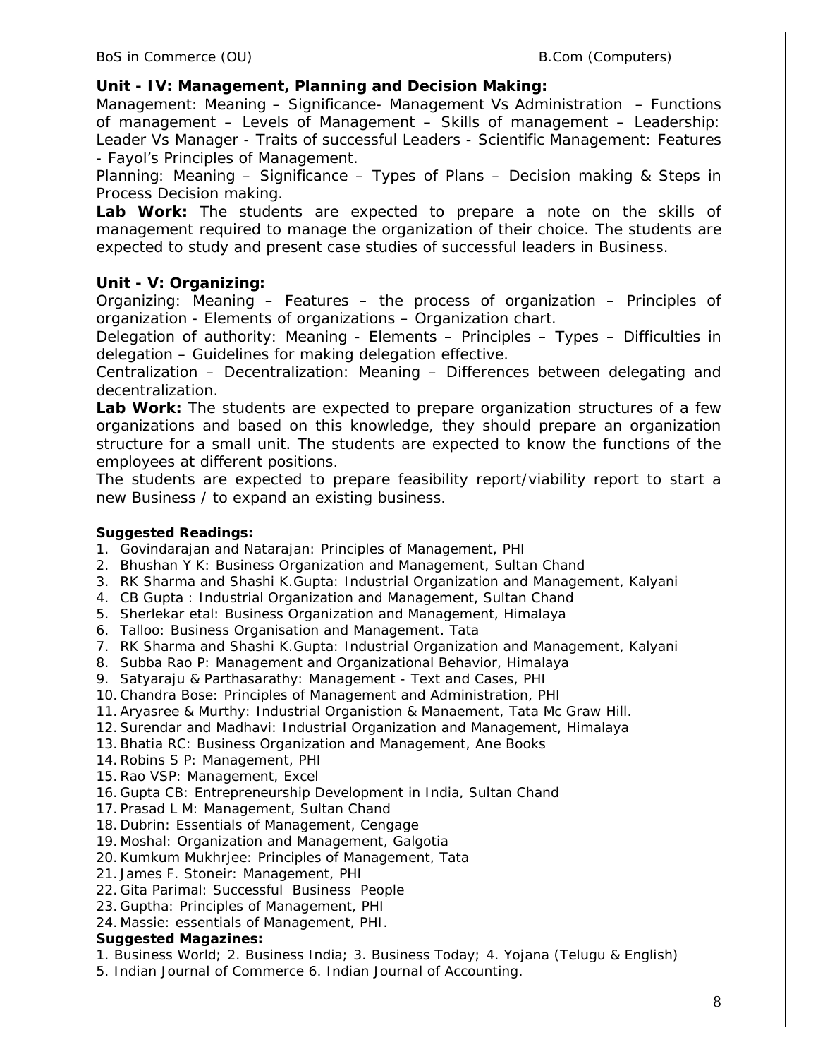**Unit - IV: Management, Planning and Decision Making:**

Management: Meaning – Significance- Management Vs Administration – Functions of management – Levels of Management – Skills of management – Leadership: Leader Vs Manager - Traits of successful Leaders - Scientific Management: Features - Fayol's Principles of Management.

Planning: Meaning – Significance – Types of Plans – Decision making & Steps in Process Decision making.

**Lab Work:** The students are expected to prepare a note on the skills of management required to manage the organization of their choice. The students are expected to study and present case studies of successful leaders in Business.

**Unit - V: Organizing:**

Organizing: Meaning – Features – the process of organization – Principles of organization - Elements of organizations – Organization chart.

Delegation of authority: Meaning - Elements – Principles – Types – Difficulties in delegation – Guidelines for making delegation effective.

Centralization – Decentralization: Meaning – Differences between delegating and decentralization.

**Lab Work:** The students are expected to prepare organization structures of a few organizations and based on this knowledge, they should prepare an organization structure for a small unit. The students are expected to know the functions of the employees at different positions.

The students are expected to prepare feasibility report/viability report to start a new Business / to expand an existing business.

**Suggested Readings:**

1. Govindarajan and Natarajan: Principles of Management, PHI
2. Bhushan Y K: Business Organization and Management, Sultan Chand
3. RK Sharma and Shashi K.Gupta: Industrial Organization and Management, Kalyani
4. CB Gupta : Industrial Organization and Management, Sultan Chand
5. Sherlekar etal: Business Organization and Management, Himalaya
6. Talloo: Business Organisation and Management. Tata
7. RK Sharma and Shashi K.Gupta: Industrial Organization and Management, Kalyani
8. Subba Rao P: Management and Organizational Behavior, Himalaya
9. Satyaraju & Parthasarathy: Management - Text and Cases, PHI
10. Chandra Bose: Principles of Management and Administration, PHI
11. Aryasree & Murthy: Industrial Organistion & Manaement, Tata Mc Graw Hill.
12. Surendar and Madhavi: Industrial Organization and Management, Himalaya
13. Bhatia RC: Business Organization and Management, Ane Books
14. Robins S P: Management, PHI
15. Rao VSP: Management, Excel
16. Gupta CB: Entrepreneurship Development in India, Sultan Chand
17. Prasad L M: Management, Sultan Chand
18. Dubrin: Essentials of Management, Cengage
19. Moshal: Organization and Management, Galgotia
20. Kumkum Mukhrjee: Principles of Management, Tata
21. James F. Stoneir: Management, PHI
22. Gita Parimal: Successful Business People
23. Guptha: Principles of Management, PHI
24. Massie: essentials of Management, PHI.

**Suggested Magazines:**

1. Business World; 2. Business India; 3. Business Today; 4. Yojana (Telugu & English)
5. Indian Journal of Commerce 6. Indian Journal of Accounting.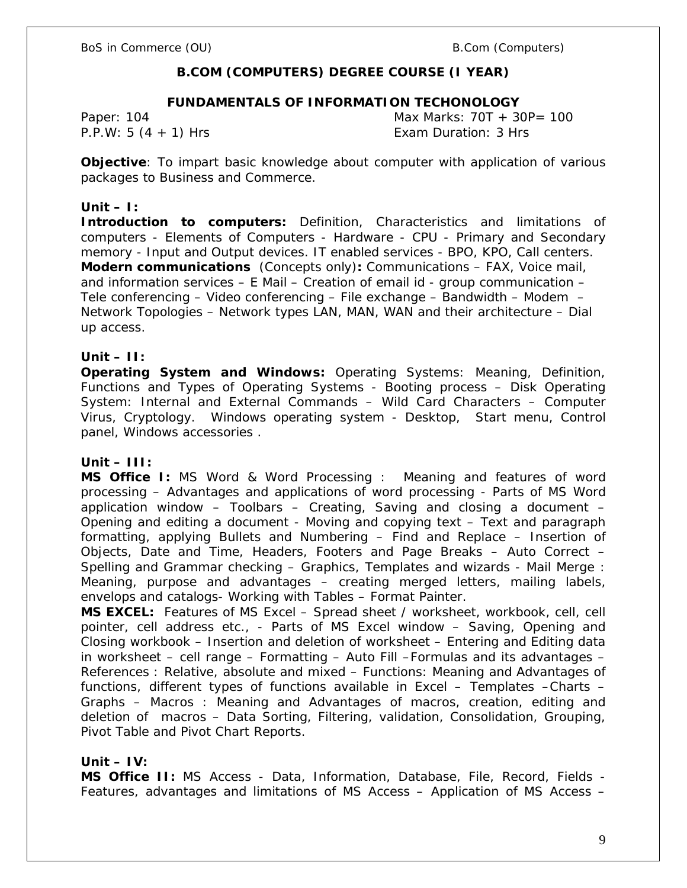## B.COM (COMPUTERS) DEGREE COURSE (I YEAR)

### FUNDAMENTALS OF INFORMATION TECHONOLOGY

Paper: 104 Max Marks: 70T + 30P= 100

P.P.W: 5 (4 + 1) Hrs Exam Duration: 3 Hrs

**Objective**: To impart basic knowledge about computer with application of various packages to Business and Commerce.

**Unit – I:**

**Introduction to computers:** Definition, Characteristics and limitations of computers - Elements of Computers - Hardware - CPU - Primary and Secondary memory - Input and Output devices. IT enabled services - BPO, KPO, Call centers.
**Modern communications** (Concepts only)**:** Communications – FAX, Voice mail, and information services – E Mail – Creation of email id - group communication – Tele conferencing – Video conferencing – File exchange – Bandwidth – Modem – Network Topologies – Network types LAN, MAN, WAN and their architecture – Dial up access.

**Unit – II:**

**Operating System and Windows:** Operating Systems: Meaning, Definition, Functions and Types of Operating Systems - Booting process – Disk Operating System: Internal and External Commands – Wild Card Characters – Computer Virus, Cryptology. Windows operating system - Desktop, Start menu, Control panel, Windows accessories .

**Unit – III:**

**MS Office I:** MS Word & Word Processing : Meaning and features of word processing – Advantages and applications of word processing - Parts of MS Word application window – Toolbars – Creating, Saving and closing a document – Opening and editing a document - Moving and copying text – Text and paragraph formatting, applying Bullets and Numbering – Find and Replace – Insertion of Objects, Date and Time, Headers, Footers and Page Breaks – Auto Correct – Spelling and Grammar checking – Graphics, Templates and wizards - Mail Merge : Meaning, purpose and advantages – creating merged letters, mailing labels, envelops and catalogs- Working with Tables – Format Painter.

**MS EXCEL:** Features of MS Excel – Spread sheet / worksheet, workbook, cell, cell pointer, cell address etc., - Parts of MS Excel window – Saving, Opening and Closing workbook – Insertion and deletion of worksheet – Entering and Editing data in worksheet – cell range – Formatting – Auto Fill –Formulas and its advantages – References : Relative, absolute and mixed – Functions: Meaning and Advantages of functions, different types of functions available in Excel – Templates –Charts – Graphs – Macros : Meaning and Advantages of macros, creation, editing and deletion of macros – Data Sorting, Filtering, validation, Consolidation, Grouping, Pivot Table and Pivot Chart Reports.

**Unit – IV:**

**MS Office II:** MS Access - Data, Information, Database, File, Record, Fields - Features, advantages and limitations of MS Access – Application of MS Access –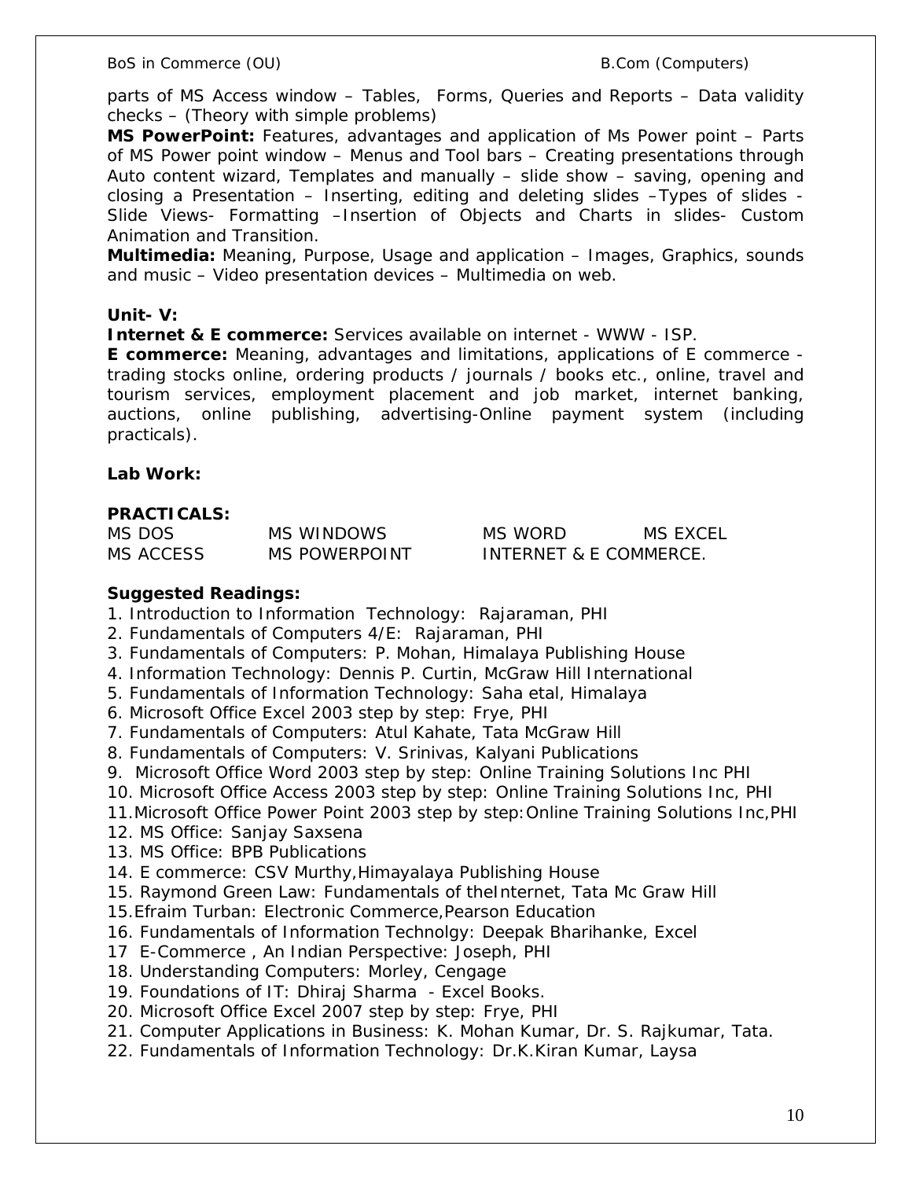parts of MS Access window – Tables, Forms, Queries and Reports – Data validity checks – (Theory with simple problems)

**MS PowerPoint:** Features, advantages and application of Ms Power point – Parts of MS Power point window – Menus and Tool bars – Creating presentations through Auto content wizard, Templates and manually – slide show – saving, opening and closing a Presentation – Inserting, editing and deleting slides –Types of slides - Slide Views- Formatting –Insertion of Objects and Charts in slides- Custom Animation and Transition.

**Multimedia:** Meaning, Purpose, Usage and application – Images, Graphics, sounds and music – Video presentation devices – Multimedia on web.

**Unit- V:**

**Internet & E commerce:** Services available on internet - WWW - ISP.

**E commerce:** Meaning, advantages and limitations, applications of E commerce - trading stocks online, ordering products / journals / books etc., online, travel and tourism services, employment placement and job market, internet banking, auctions, online publishing, advertising-Online payment system (including practicals).

**Lab Work:**

**PRACTICALS:**

| | | | |
|---|---|---|---|
| MS DOS | MS WINDOWS | MS WORD | MS EXCEL |
| MS ACCESS | MS POWERPOINT | INTERNET & E COMMERCE. | |

**Suggested Readings:**

1. Introduction to Information Technology: Rajaraman, PHI
2. Fundamentals of Computers 4/E: Rajaraman, PHI
3. Fundamentals of Computers: P. Mohan, Himalaya Publishing House
4. Information Technology: Dennis P. Curtin, McGraw Hill International
5. Fundamentals of Information Technology: Saha etal, Himalaya
6. Microsoft Office Excel 2003 step by step: Frye, PHI
7. Fundamentals of Computers: Atul Kahate, Tata McGraw Hill
8. Fundamentals of Computers: V. Srinivas, Kalyani Publications
9. Microsoft Office Word 2003 step by step: Online Training Solutions Inc PHI
10. Microsoft Office Access 2003 step by step: Online Training Solutions Inc, PHI
11. Microsoft Office Power Point 2003 step by step:Online Training Solutions Inc,PHI
12. MS Office: Sanjay Saxsena
13. MS Office: BPB Publications
14. E commerce: CSV Murthy,Himayalaya Publishing House
15. Raymond Green Law: Fundamentals of theInternet, Tata Mc Graw Hill

15.Efraim Turban: Electronic Commerce,Pearson Education

16. Fundamentals of Information Technolgy: Deepak Bharihanke, Excel
17. E-Commerce , An Indian Perspective: Joseph, PHI
18. Understanding Computers: Morley, Cengage
19. Foundations of IT: Dhiraj Sharma - Excel Books.
20. Microsoft Office Excel 2007 step by step: Frye, PHI
21. Computer Applications in Business: K. Mohan Kumar, Dr. S. Rajkumar, Tata.
22. Fundamentals of Information Technology: Dr.K.Kiran Kumar, Laysa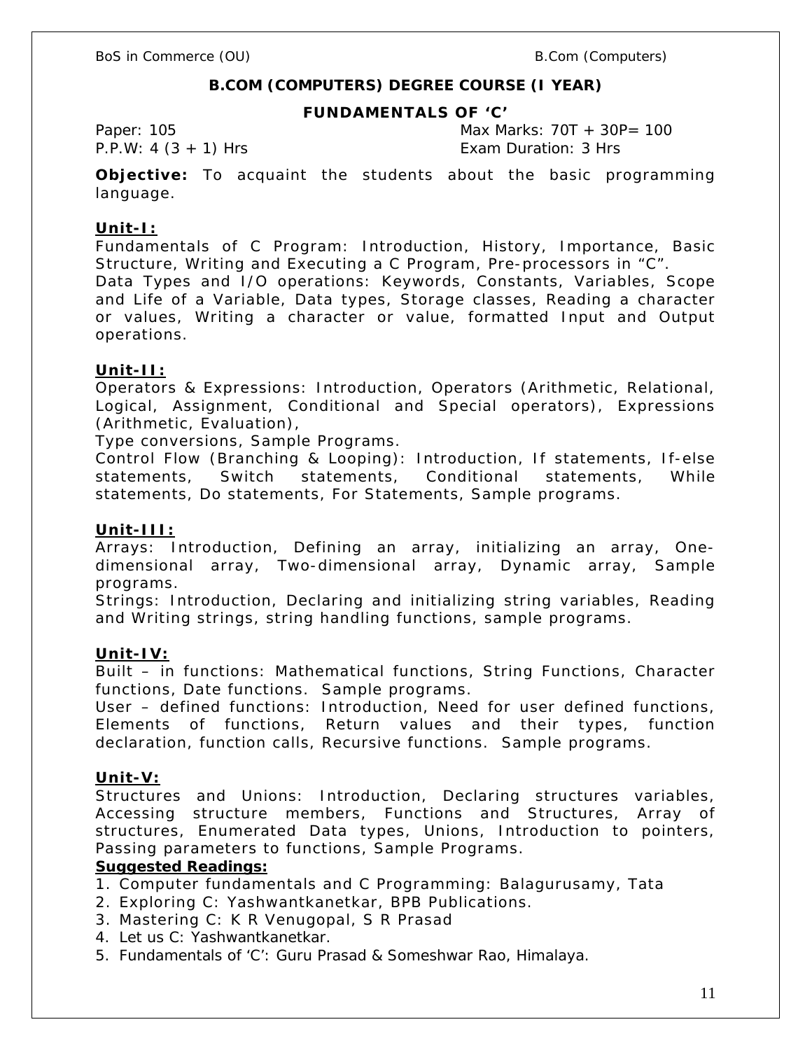## B.COM (COMPUTERS) DEGREE COURSE (I YEAR)

### FUNDAMENTALS OF 'C'

Paper: 105 — Max Marks: 70T + 30P= 100

P.P.W: 4 (3 + 1) Hrs — Exam Duration: 3 Hrs

**Objective:** To acquaint the students about the basic programming language.

**Unit-I:**

Fundamentals of C Program: Introduction, History, Importance, Basic Structure, Writing and Executing a C Program, Pre-processors in "C".

Data Types and I/O operations: Keywords, Constants, Variables, Scope and Life of a Variable, Data types, Storage classes, Reading a character or values, Writing a character or value, formatted Input and Output operations.

**Unit-II:**

Operators & Expressions: Introduction, Operators (Arithmetic, Relational, Logical, Assignment, Conditional and Special operators), Expressions (Arithmetic, Evaluation),

Type conversions, Sample Programs.

Control Flow (Branching & Looping): Introduction, If statements, If-else statements, Switch statements, Conditional statements, While statements, Do statements, For Statements, Sample programs.

**Unit-III:**

Arrays: Introduction, Defining an array, initializing an array, One-dimensional array, Two-dimensional array, Dynamic array, Sample programs.

Strings: Introduction, Declaring and initializing string variables, Reading and Writing strings, string handling functions, sample programs.

**Unit-IV:**

Built – in functions: Mathematical functions, String Functions, Character functions, Date functions. Sample programs.

User – defined functions: Introduction, Need for user defined functions, Elements of functions, Return values and their types, function declaration, function calls, Recursive functions. Sample programs.

**Unit-V:**

Structures and Unions: Introduction, Declaring structures variables, Accessing structure members, Functions and Structures, Array of structures, Enumerated Data types, Unions, Introduction to pointers, Passing parameters to functions, Sample Programs.

**Suggested Readings:**

1. Computer fundamentals and C Programming: Balagurusamy, Tata
2. Exploring C: Yashwantkanetkar, BPB Publications.
3. Mastering C: K R Venugopal, S R Prasad
4. Let us C: Yashwantkanetkar.
5. Fundamentals of 'C': Guru Prasad & Someshwar Rao, Himalaya.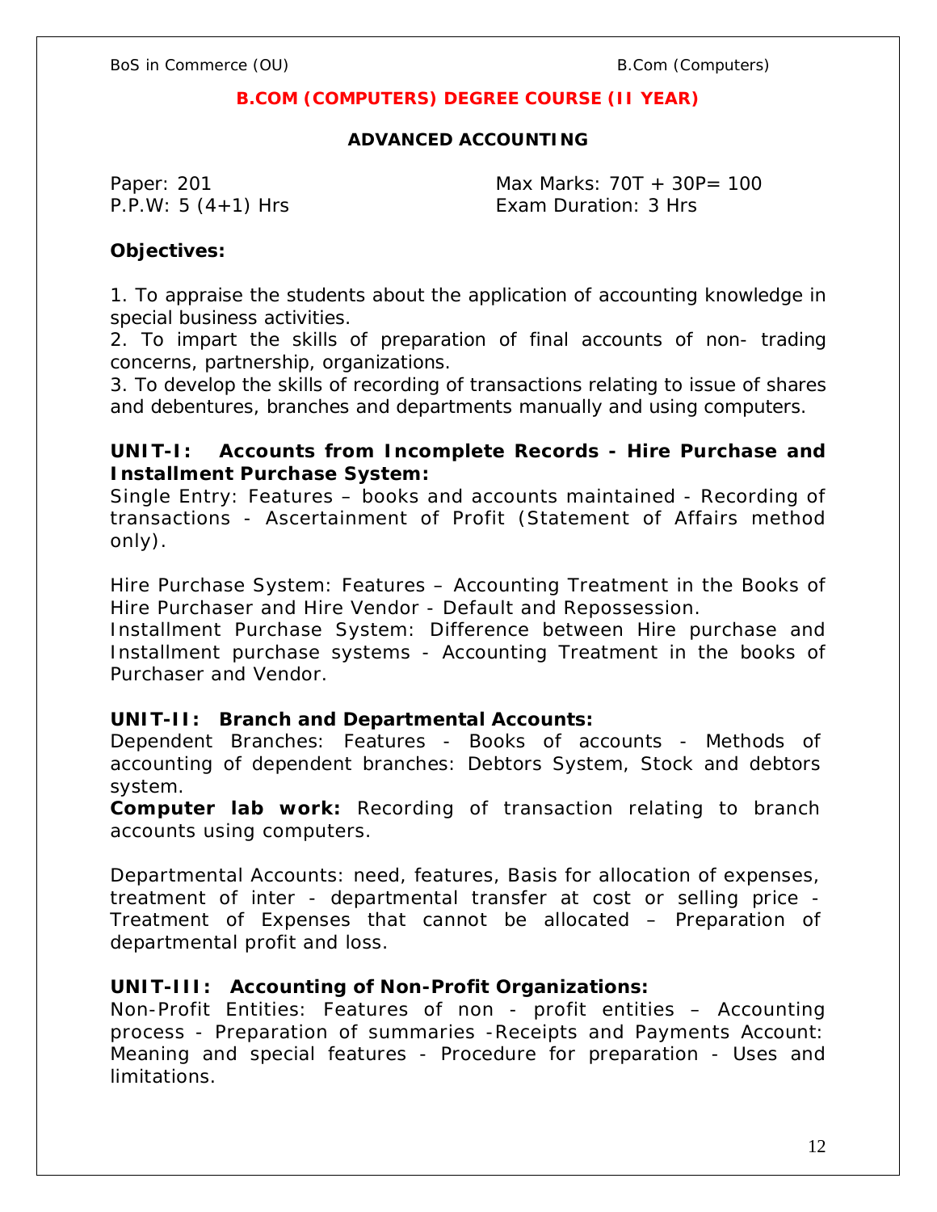## B.COM (COMPUTERS) DEGREE COURSE (II YEAR)

### ADVANCED ACCOUNTING

Paper: 201 | Max Marks: 70T + 30P= 100

P.P.W: 5 (4+1) Hrs | Exam Duration: 3 Hrs

**Objectives:**

1. To appraise the students about the application of accounting knowledge in special business activities.
2. To impart the skills of preparation of final accounts of non- trading concerns, partnership, organizations.
3. To develop the skills of recording of transactions relating to issue of shares and debentures, branches and departments manually and using computers.

**UNIT-I: Accounts from Incomplete Records - Hire Purchase and Installment Purchase System:**

Single Entry: Features – books and accounts maintained - Recording of transactions - Ascertainment of Profit (Statement of Affairs method only).

Hire Purchase System: Features – Accounting Treatment in the Books of Hire Purchaser and Hire Vendor - Default and Repossession.

Installment Purchase System: Difference between Hire purchase and Installment purchase systems - Accounting Treatment in the books of Purchaser and Vendor.

**UNIT-II: Branch and Departmental Accounts:**

Dependent Branches: Features - Books of accounts - Methods of accounting of dependent branches: Debtors System, Stock and debtors system.

**Computer lab work:** Recording of transaction relating to branch accounts using computers.

Departmental Accounts: need, features, Basis for allocation of expenses, treatment of inter - departmental transfer at cost or selling price - Treatment of Expenses that cannot be allocated – Preparation of departmental profit and loss.

**UNIT-III: Accounting of Non-Profit Organizations:**

Non-Profit Entities: Features of non - profit entities – Accounting process - Preparation of summaries -Receipts and Payments Account: Meaning and special features - Procedure for preparation - Uses and limitations.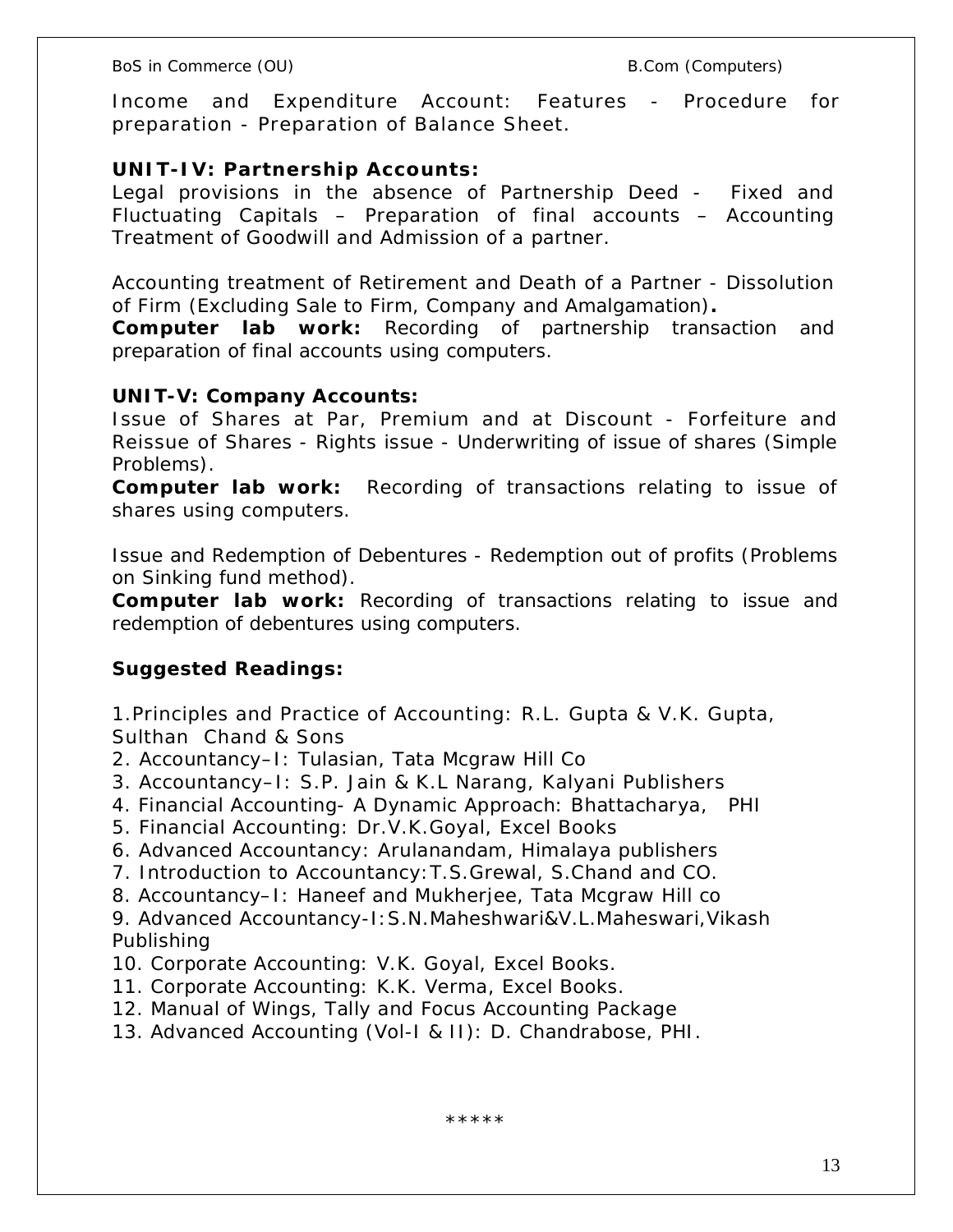Income and Expenditure Account: Features - Procedure for preparation - Preparation of Balance Sheet.

**UNIT-IV: Partnership Accounts:**

Legal provisions in the absence of Partnership Deed - Fixed and Fluctuating Capitals – Preparation of final accounts – Accounting Treatment of Goodwill and Admission of a partner.

Accounting treatment of Retirement and Death of a Partner - Dissolution of Firm (Excluding Sale to Firm, Company and Amalgamation)**.**

**Computer lab work:** Recording of partnership transaction and preparation of final accounts using computers.

**UNIT-V: Company Accounts:**

Issue of Shares at Par, Premium and at Discount - Forfeiture and Reissue of Shares - Rights issue - Underwriting of issue of shares (Simple Problems).

**Computer lab work:** Recording of transactions relating to issue of shares using computers.

Issue and Redemption of Debentures - Redemption out of profits (Problems on Sinking fund method).

**Computer lab work:** Recording of transactions relating to issue and redemption of debentures using computers.

**Suggested Readings:**

1. Principles and Practice of Accounting: R.L. Gupta & V.K. Gupta, Sulthan Chand & Sons
2. Accountancy–I: Tulasian, Tata Mcgraw Hill Co
3. Accountancy–I: S.P. Jain & K.L Narang, Kalyani Publishers
4. Financial Accounting- A Dynamic Approach: Bhattacharya, PHI
5. Financial Accounting: Dr.V.K.Goyal, Excel Books
6. Advanced Accountancy: Arulanandam, Himalaya publishers
7. Introduction to Accountancy:T.S.Grewal, S.Chand and CO.
8. Accountancy–I: Haneef and Mukherjee, Tata Mcgraw Hill co
9. Advanced Accountancy-I:S.N.Maheshwari&V.L.Maheswari,Vikash Publishing
10. Corporate Accounting: V.K. Goyal, Excel Books.
11. Corporate Accounting: K.K. Verma, Excel Books.
12. Manual of Wings, Tally and Focus Accounting Package
13. Advanced Accounting (Vol-I & II): D. Chandrabose, PHI.

*****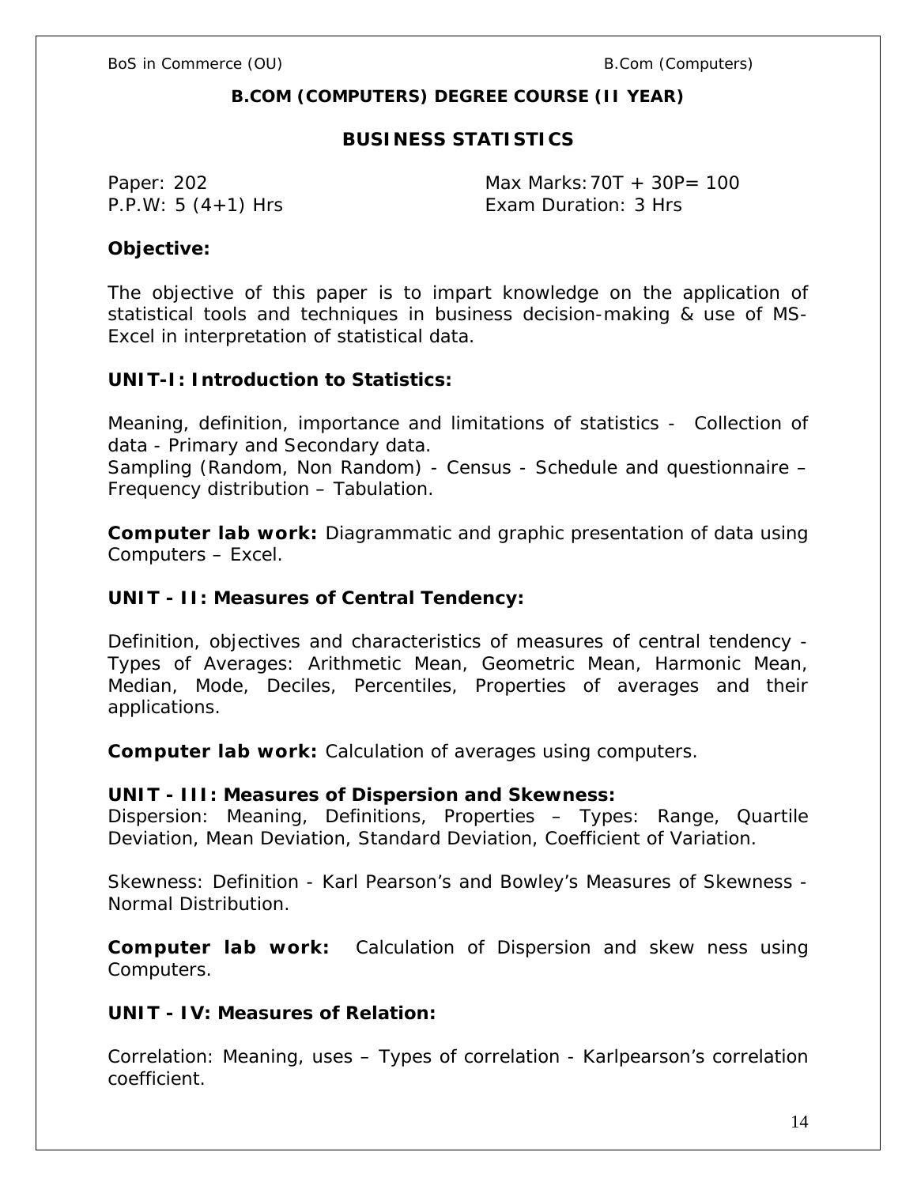## B.COM (COMPUTERS) DEGREE COURSE (II YEAR)

## BUSINESS STATISTICS

Paper: 202 | Max Marks: 70T + 30P= 100
P.P.W: 5 (4+1) Hrs | Exam Duration: 3 Hrs

**Objective:**

The objective of this paper is to impart knowledge on the application of statistical tools and techniques in business decision-making & use of MS-Excel in interpretation of statistical data.

**UNIT-I: Introduction to Statistics:**

Meaning, definition, importance and limitations of statistics - Collection of data - Primary and Secondary data.
Sampling (Random, Non Random) - Census - Schedule and questionnaire – Frequency distribution – Tabulation.

**Computer lab work:** Diagrammatic and graphic presentation of data using Computers – Excel.

**UNIT - II: Measures of Central Tendency:**

Definition, objectives and characteristics of measures of central tendency - Types of Averages: Arithmetic Mean, Geometric Mean, Harmonic Mean, Median, Mode, Deciles, Percentiles, Properties of averages and their applications.

**Computer lab work:** Calculation of averages using computers.

**UNIT - III: Measures of Dispersion and Skewness:**

Dispersion: Meaning, Definitions, Properties – Types: Range, Quartile Deviation, Mean Deviation, Standard Deviation, Coefficient of Variation.

Skewness: Definition - Karl Pearson's and Bowley's Measures of Skewness - Normal Distribution.

**Computer lab work:** Calculation of Dispersion and skew ness using Computers.

**UNIT - IV: Measures of Relation:**

Correlation: Meaning, uses – Types of correlation - Karlpearson's correlation coefficient.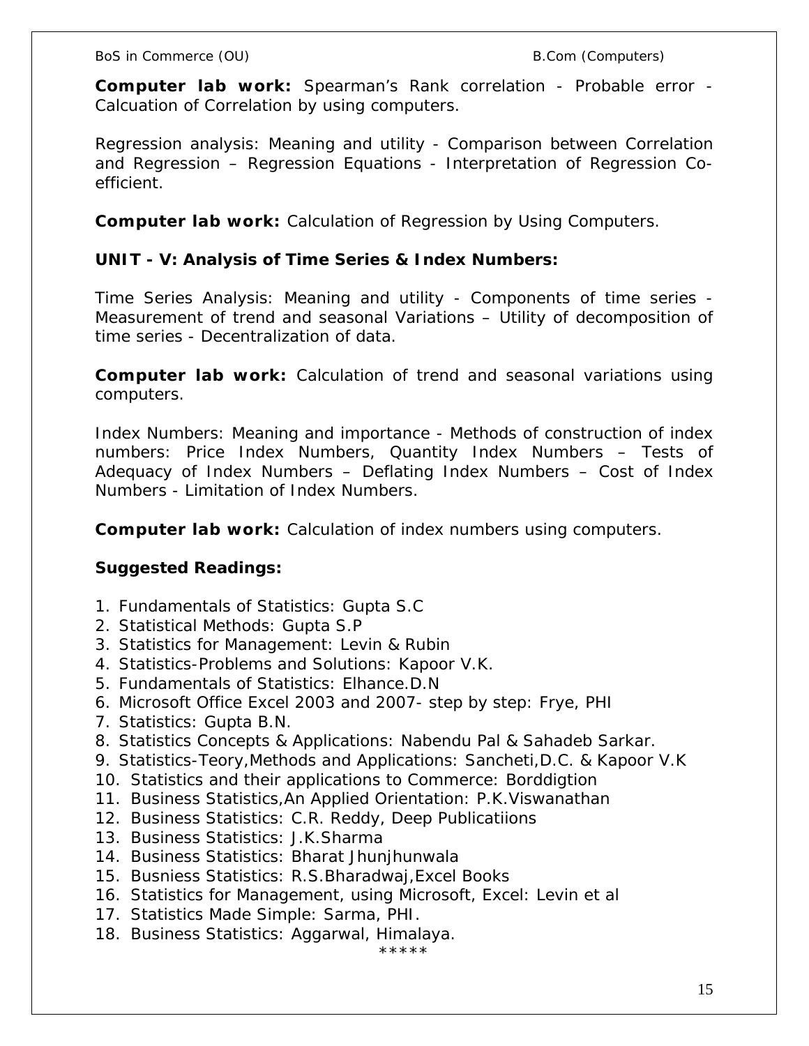**Computer lab work:** Spearman's Rank correlation - Probable error - Calcuation of Correlation by using computers.

Regression analysis: Meaning and utility - Comparison between Correlation and Regression – Regression Equations - Interpretation of Regression Co-efficient.

**Computer lab work:** Calculation of Regression by Using Computers.

**UNIT - V: Analysis of Time Series & Index Numbers:**

Time Series Analysis: Meaning and utility - Components of time series - Measurement of trend and seasonal Variations – Utility of decomposition of time series - Decentralization of data.

**Computer lab work:** Calculation of trend and seasonal variations using computers.

Index Numbers: Meaning and importance - Methods of construction of index numbers: Price Index Numbers, Quantity Index Numbers – Tests of Adequacy of Index Numbers – Deflating Index Numbers – Cost of Index Numbers - Limitation of Index Numbers.

**Computer lab work:** Calculation of index numbers using computers.

**Suggested Readings:**

1. Fundamentals of Statistics: Gupta S.C
2. Statistical Methods: Gupta S.P
3. Statistics for Management: Levin & Rubin
4. Statistics-Problems and Solutions: Kapoor V.K.
5. Fundamentals of Statistics: Elhance.D.N
6. Microsoft Office Excel 2003 and 2007- step by step: Frye, PHI
7. Statistics: Gupta B.N.
8. Statistics Concepts & Applications: Nabendu Pal & Sahadeb Sarkar.
9. Statistics-Teory,Methods and Applications: Sancheti,D.C. & Kapoor V.K
10. Statistics and their applications to Commerce: Borddigtion
11. Business Statistics,An Applied Orientation: P.K.Viswanathan
12. Business Statistics: C.R. Reddy, Deep Publicatiions
13. Business Statistics: J.K.Sharma
14. Business Statistics: Bharat Jhunjhunwala
15. Busniess Statistics: R.S.Bharadwaj,Excel Books
16. Statistics for Management, using Microsoft, Excel: Levin et al
17. Statistics Made Simple: Sarma, PHI.
18. Business Statistics: Aggarwal, Himalaya.

*****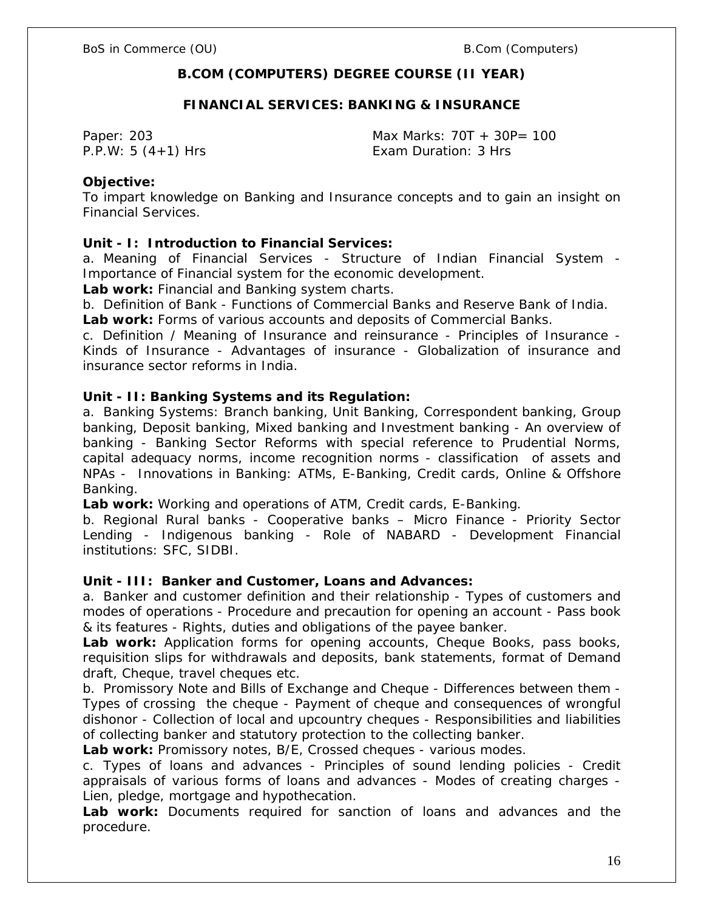## B.COM (COMPUTERS) DEGREE COURSE (II YEAR)

### FINANCIAL SERVICES: BANKING & INSURANCE

Paper: 203 | Max Marks: 70T + 30P= 100
P.P.W: 5 (4+1) Hrs | Exam Duration: 3 Hrs

**Objective:**
To impart knowledge on Banking and Insurance concepts and to gain an insight on Financial Services.

**Unit - I: Introduction to Financial Services:**

a. Meaning of Financial Services - Structure of Indian Financial System - Importance of Financial system for the economic development.

**Lab work:** Financial and Banking system charts.

b. Definition of Bank - Functions of Commercial Banks and Reserve Bank of India.

**Lab work:** Forms of various accounts and deposits of Commercial Banks.

c. Definition / Meaning of Insurance and reinsurance - Principles of Insurance - Kinds of Insurance - Advantages of insurance - Globalization of insurance and insurance sector reforms in India.

**Unit - II: Banking Systems and its Regulation:**

a. Banking Systems: Branch banking, Unit Banking, Correspondent banking, Group banking, Deposit banking, Mixed banking and Investment banking - An overview of banking - Banking Sector Reforms with special reference to Prudential Norms, capital adequacy norms, income recognition norms - classification of assets and NPAs - Innovations in Banking: ATMs, E-Banking, Credit cards, Online & Offshore Banking.

**Lab work:** Working and operations of ATM, Credit cards, E-Banking.

b. Regional Rural banks - Cooperative banks – Micro Finance - Priority Sector Lending - Indigenous banking - Role of NABARD - Development Financial institutions: SFC, SIDBI.

**Unit - III: Banker and Customer, Loans and Advances:**

a. Banker and customer definition and their relationship - Types of customers and modes of operations - Procedure and precaution for opening an account - Pass book & its features - Rights, duties and obligations of the payee banker.

**Lab work:** Application forms for opening accounts, Cheque Books, pass books, requisition slips for withdrawals and deposits, bank statements, format of Demand draft, Cheque, travel cheques etc.

b. Promissory Note and Bills of Exchange and Cheque - Differences between them - Types of crossing the cheque - Payment of cheque and consequences of wrongful dishonor - Collection of local and upcountry cheques - Responsibilities and liabilities of collecting banker and statutory protection to the collecting banker.

**Lab work:** Promissory notes, B/E, Crossed cheques - various modes.

c. Types of loans and advances - Principles of sound lending policies - Credit appraisals of various forms of loans and advances - Modes of creating charges - Lien, pledge, mortgage and hypothecation.

**Lab work:** Documents required for sanction of loans and advances and the procedure.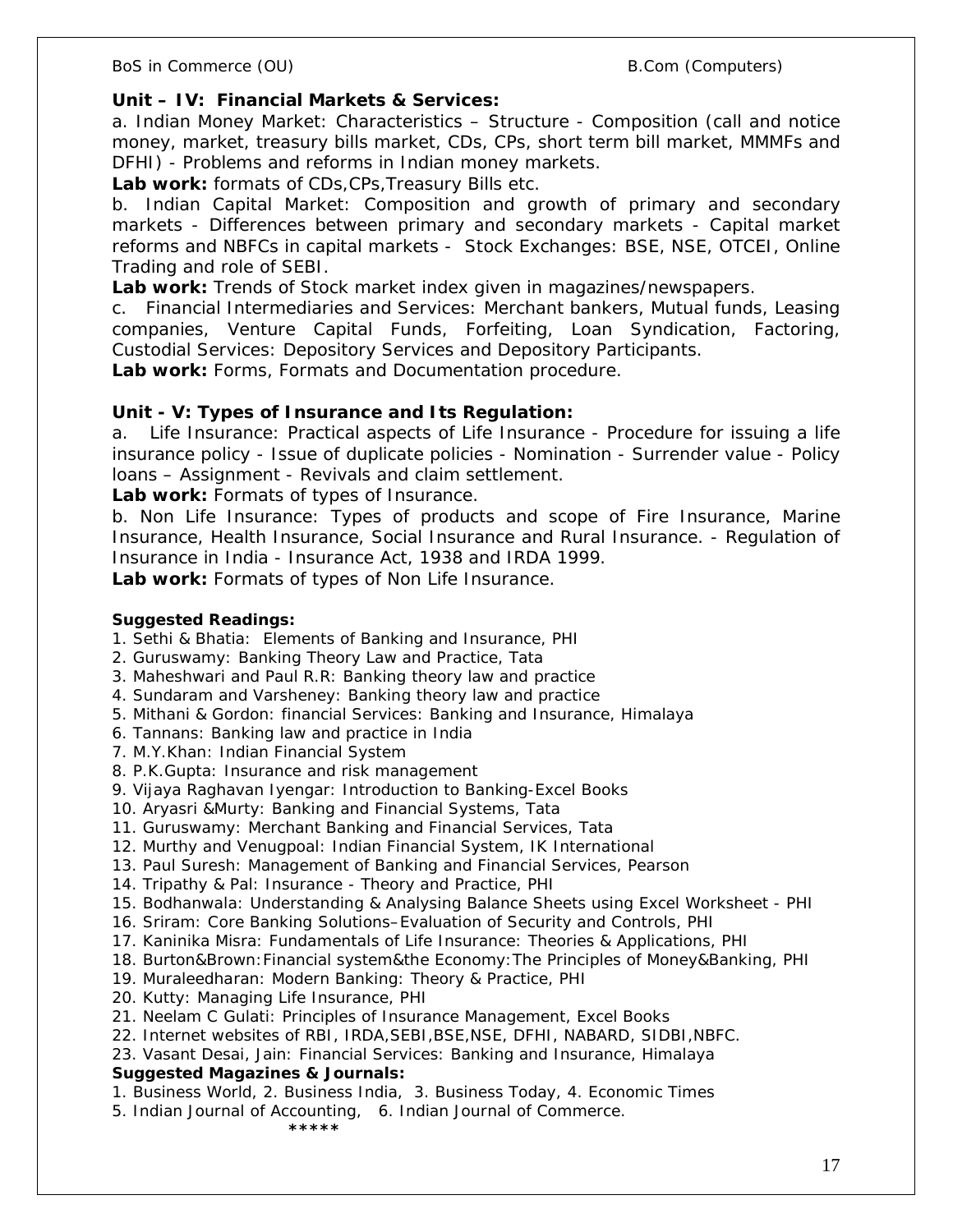**Unit – IV: Financial Markets & Services:**

a. Indian Money Market: Characteristics – Structure - Composition (call and notice money, market, treasury bills market, CDs, CPs, short term bill market, MMMFs and DFHI) - Problems and reforms in Indian money markets.

**Lab work:** formats of CDs,CPs,Treasury Bills etc.

b. Indian Capital Market: Composition and growth of primary and secondary markets - Differences between primary and secondary markets - Capital market reforms and NBFCs in capital markets - Stock Exchanges: BSE, NSE, OTCEI, Online Trading and role of SEBI.

**Lab work:** Trends of Stock market index given in magazines/newspapers.

c. Financial Intermediaries and Services: Merchant bankers, Mutual funds, Leasing companies, Venture Capital Funds, Forfeiting, Loan Syndication, Factoring, Custodial Services: Depository Services and Depository Participants.

**Lab work:** Forms, Formats and Documentation procedure.

**Unit - V: Types of Insurance and Its Regulation:**

a. Life Insurance: Practical aspects of Life Insurance - Procedure for issuing a life insurance policy - Issue of duplicate policies - Nomination - Surrender value - Policy loans – Assignment - Revivals and claim settlement.

**Lab work:** Formats of types of Insurance.

b. Non Life Insurance: Types of products and scope of Fire Insurance, Marine Insurance, Health Insurance, Social Insurance and Rural Insurance. - Regulation of Insurance in India - Insurance Act, 1938 and IRDA 1999.

**Lab work:** Formats of types of Non Life Insurance.

**Suggested Readings:**

1. Sethi & Bhatia: Elements of Banking and Insurance, PHI
2. Guruswamy: Banking Theory Law and Practice, Tata
3. Maheshwari and Paul R.R: Banking theory law and practice
4. Sundaram and Varsheney: Banking theory law and practice
5. Mithani & Gordon: financial Services: Banking and Insurance, Himalaya
6. Tannans: Banking law and practice in India
7. M.Y.Khan: Indian Financial System
8. P.K.Gupta: Insurance and risk management
9. Vijaya Raghavan Iyengar: Introduction to Banking-Excel Books
10. Aryasri &Murty: Banking and Financial Systems, Tata
11. Guruswamy: Merchant Banking and Financial Services, Tata
12. Murthy and Venugpoal: Indian Financial System, IK International
13. Paul Suresh: Management of Banking and Financial Services, Pearson
14. Tripathy & Pal: Insurance - Theory and Practice, PHI
15. Bodhanwala: Understanding & Analysing Balance Sheets using Excel Worksheet - PHI
16. Sriram: Core Banking Solutions–Evaluation of Security and Controls, PHI
17. Kaninika Misra: Fundamentals of Life Insurance: Theories & Applications, PHI
18. Burton&Brown:Financial system&the Economy:The Principles of Money&Banking, PHI
19. Muraleedharan: Modern Banking: Theory & Practice, PHI
20. Kutty: Managing Life Insurance, PHI
21. Neelam C Gulati: Principles of Insurance Management, Excel Books
22. Internet websites of RBI, IRDA,SEBI,BSE,NSE, DFHI, NABARD, SIDBI,NBFC.
23. Vasant Desai, Jain: Financial Services: Banking and Insurance, Himalaya

**Suggested Magazines & Journals:**

1. Business World, 2. Business India, 3. Business Today, 4. Economic Times
5. Indian Journal of Accounting, 6. Indian Journal of Commerce.

\*\*\*\*\*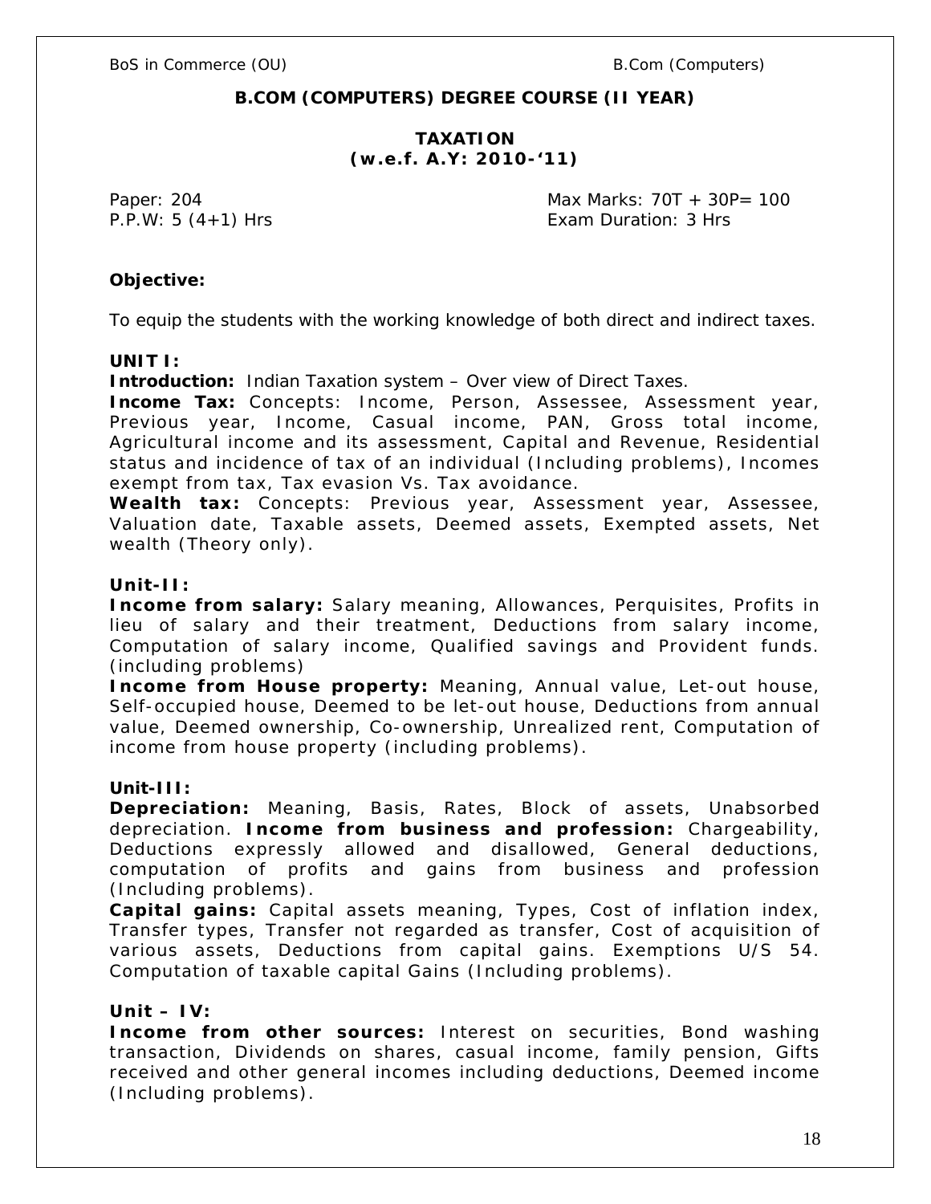## B.COM (COMPUTERS) DEGREE COURSE (II YEAR)

### TAXATION
### (w.e.f. A.Y: 2010-'11)

Paper: 204 | Max Marks: 70T + 30P= 100

P.P.W: 5 (4+1) Hrs | Exam Duration: 3 Hrs

**Objective:**

To equip the students with the working knowledge of both direct and indirect taxes.

**UNIT I:**

**Introduction:** Indian Taxation system – Over view of Direct Taxes.

**Income Tax:** Concepts: Income, Person, Assessee, Assessment year, Previous year, Income, Casual income, PAN, Gross total income, Agricultural income and its assessment, Capital and Revenue, Residential status and incidence of tax of an individual (Including problems), Incomes exempt from tax, Tax evasion Vs. Tax avoidance.

**Wealth tax:** Concepts: Previous year, Assessment year, Assessee, Valuation date, Taxable assets, Deemed assets, Exempted assets, Net wealth (Theory only).

**Unit-II:**

**Income from salary:** Salary meaning, Allowances, Perquisites, Profits in lieu of salary and their treatment, Deductions from salary income, Computation of salary income, Qualified savings and Provident funds. (including problems)

**Income from House property:** Meaning, Annual value, Let-out house, Self-occupied house, Deemed to be let-out house, Deductions from annual value, Deemed ownership, Co-ownership, Unrealized rent, Computation of income from house property (including problems).

**Unit-III:**

**Depreciation:** Meaning, Basis, Rates, Block of assets, Unabsorbed depreciation. **Income from business and profession:** Chargeability, Deductions expressly allowed and disallowed, General deductions, computation of profits and gains from business and profession (Including problems).

**Capital gains:** Capital assets meaning, Types, Cost of inflation index, Transfer types, Transfer not regarded as transfer, Cost of acquisition of various assets, Deductions from capital gains. Exemptions U/S 54. Computation of taxable capital Gains (Including problems).

**Unit – IV:**

**Income from other sources:** Interest on securities, Bond washing transaction, Dividends on shares, casual income, family pension, Gifts received and other general incomes including deductions, Deemed income (Including problems).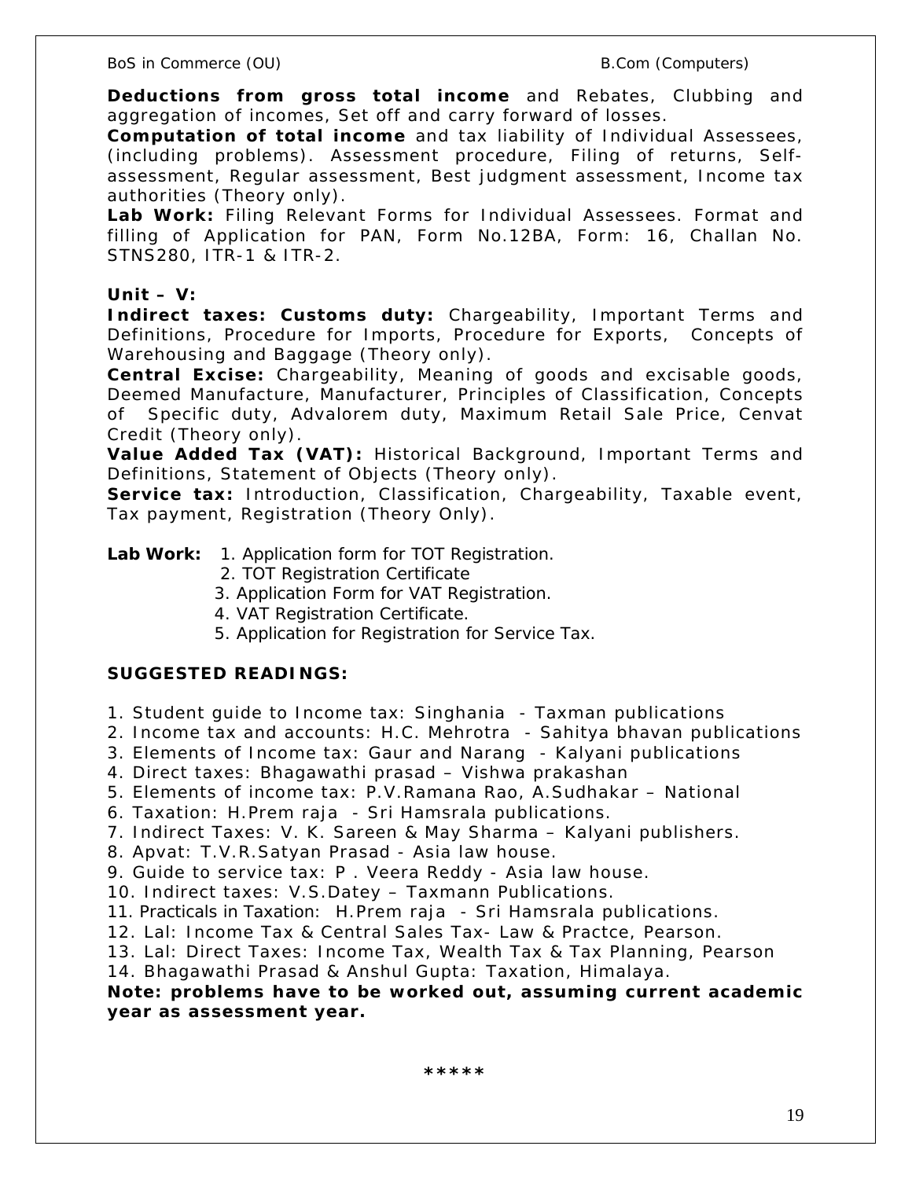**Deductions from gross total income** and Rebates, Clubbing and aggregation of incomes, Set off and carry forward of losses.

**Computation of total income** and tax liability of Individual Assessees, (including problems). Assessment procedure, Filing of returns, Self-assessment, Regular assessment, Best judgment assessment, Income tax authorities (Theory only).

**Lab Work:** Filing Relevant Forms for Individual Assessees. Format and filling of Application for PAN, Form No.12BA, Form: 16, Challan No. STNS280, ITR-1 & ITR-2.

**Unit – V:**

**Indirect taxes: Customs duty:** Chargeability, Important Terms and Definitions, Procedure for Imports, Procedure for Exports, Concepts of Warehousing and Baggage (Theory only).

**Central Excise:** Chargeability, Meaning of goods and excisable goods, Deemed Manufacture, Manufacturer, Principles of Classification, Concepts of Specific duty, Advalorem duty, Maximum Retail Sale Price, Cenvat Credit (Theory only).

**Value Added Tax (VAT):** Historical Background, Important Terms and Definitions, Statement of Objects (Theory only).

**Service tax:** Introduction, Classification, Chargeability, Taxable event, Tax payment, Registration (Theory Only).

**Lab Work:**
1. Application form for TOT Registration.
2. TOT Registration Certificate
3. Application Form for VAT Registration.
4. VAT Registration Certificate.
5. Application for Registration for Service Tax.

**SUGGESTED READINGS:**

1. Student guide to Income tax: Singhania - Taxman publications
2. Income tax and accounts: H.C. Mehrotra - Sahitya bhavan publications
3. Elements of Income tax: Gaur and Narang - Kalyani publications
4. Direct taxes: Bhagawathi prasad – Vishwa prakashan
5. Elements of income tax: P.V.Ramana Rao, A.Sudhakar – National
6. Taxation: H.Prem raja - Sri Hamsrala publications.
7. Indirect Taxes: V. K. Sareen & May Sharma – Kalyani publishers.
8. Apvat: T.V.R.Satyan Prasad - Asia law house.
9. Guide to service tax: P . Veera Reddy - Asia law house.
10. Indirect taxes: V.S.Datey – Taxmann Publications.
11. Practicals in Taxation: H.Prem raja - Sri Hamsrala publications.
12. Lal: Income Tax & Central Sales Tax- Law & Practce, Pearson.
13. Lal: Direct Taxes: Income Tax, Wealth Tax & Tax Planning, Pearson
14. Bhagawathi Prasad & Anshul Gupta: Taxation, Himalaya.

**Note: problems have to be worked out, assuming current academic year as assessment year.**

*****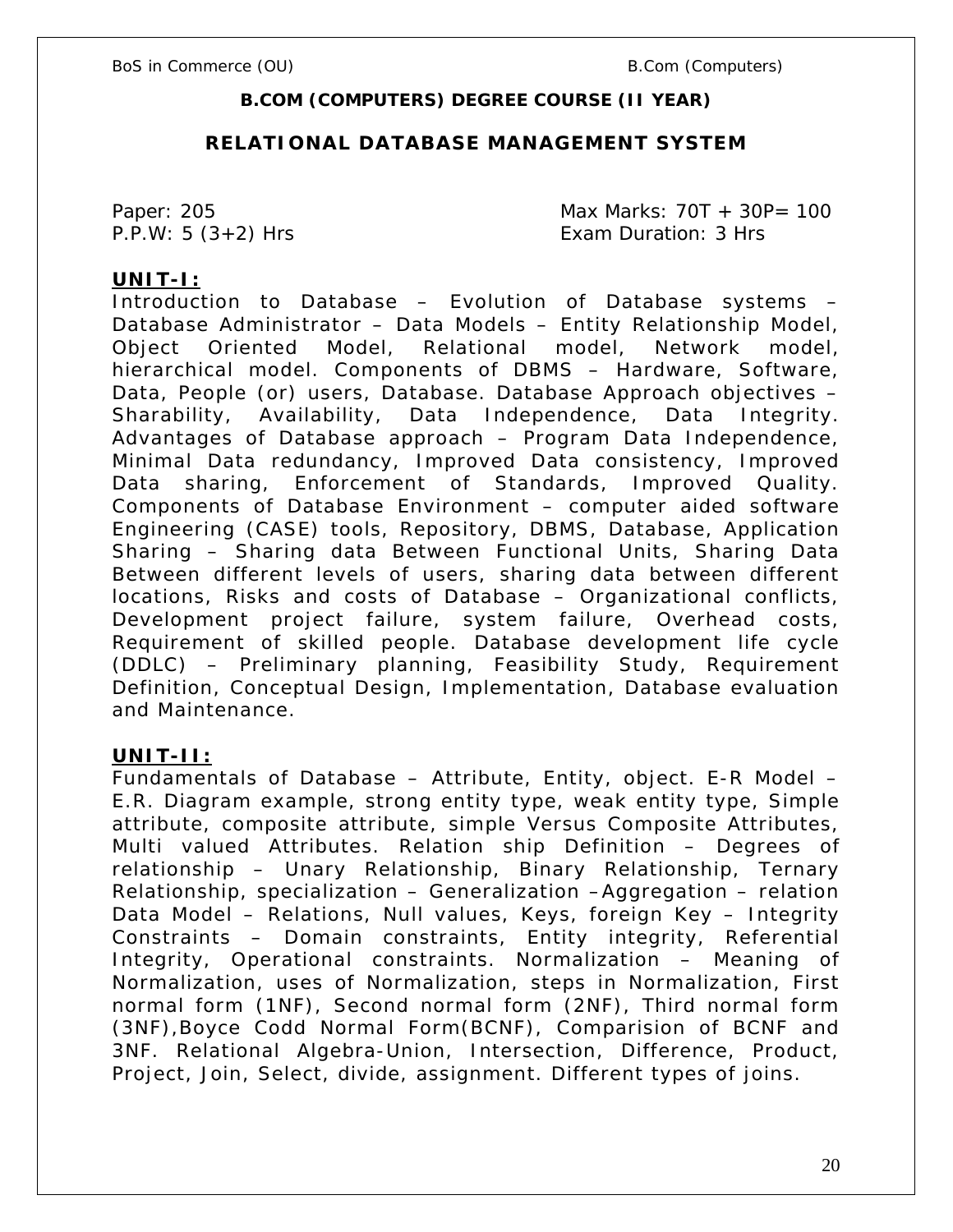**B.COM (COMPUTERS) DEGREE COURSE (II YEAR)**

## RELATIONAL DATABASE MANAGEMENT SYSTEM

Paper: 205 Max Marks: 70T + 30P= 100
P.P.W: 5 (3+2) Hrs Exam Duration: 3 Hrs

### UNIT-I:

Introduction to Database – Evolution of Database systems – Database Administrator – Data Models – Entity Relationship Model, Object Oriented Model, Relational model, Network model, hierarchical model. Components of DBMS – Hardware, Software, Data, People (or) users, Database. Database Approach objectives – Sharability, Availability, Data Independence, Data Integrity. Advantages of Database approach – Program Data Independence, Minimal Data redundancy, Improved Data consistency, Improved Data sharing, Enforcement of Standards, Improved Quality. Components of Database Environment – computer aided software Engineering (CASE) tools, Repository, DBMS, Database, Application Sharing – Sharing data Between Functional Units, Sharing Data Between different levels of users, sharing data between different locations, Risks and costs of Database – Organizational conflicts, Development project failure, system failure, Overhead costs, Requirement of skilled people. Database development life cycle (DDLC) – Preliminary planning, Feasibility Study, Requirement Definition, Conceptual Design, Implementation, Database evaluation and Maintenance.

### UNIT-II:

Fundamentals of Database – Attribute, Entity, object. E-R Model – E.R. Diagram example, strong entity type, weak entity type, Simple attribute, composite attribute, simple Versus Composite Attributes, Multi valued Attributes. Relation ship Definition – Degrees of relationship – Unary Relationship, Binary Relationship, Ternary Relationship, specialization – Generalization –Aggregation – relation Data Model – Relations, Null values, Keys, foreign Key – Integrity Constraints – Domain constraints, Entity integrity, Referential Integrity, Operational constraints. Normalization – Meaning of Normalization, uses of Normalization, steps in Normalization, First normal form (1NF), Second normal form (2NF), Third normal form (3NF),Boyce Codd Normal Form(BCNF), Comparision of BCNF and 3NF. Relational Algebra-Union, Intersection, Difference, Product, Project, Join, Select, divide, assignment. Different types of joins.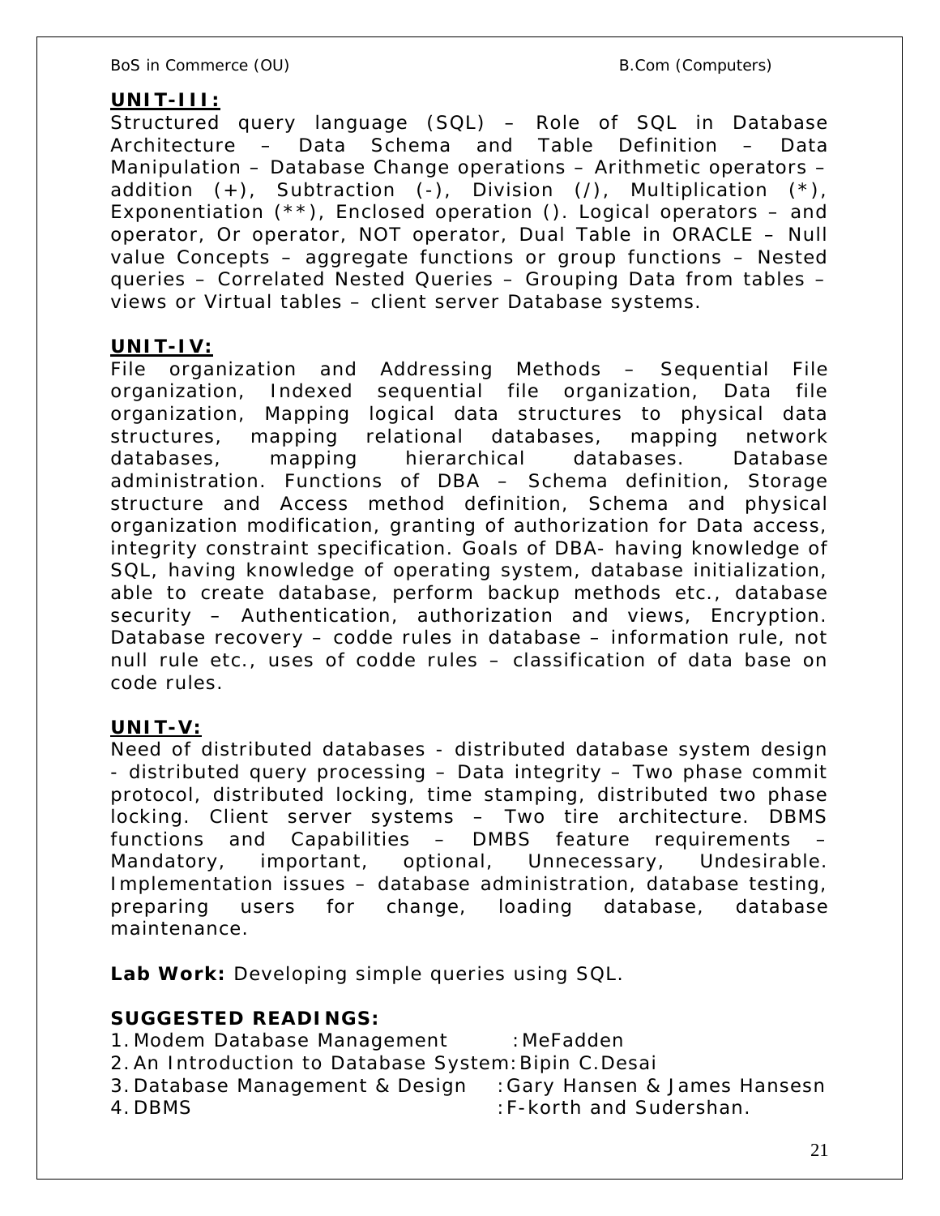**UNIT-III:**

Structured query language (SQL) – Role of SQL in Database Architecture – Data Schema and Table Definition – Data Manipulation – Database Change operations – Arithmetic operators – addition (+), Subtraction (-), Division (/), Multiplication (*), Exponentiation (**), Enclosed operation (). Logical operators – and operator, Or operator, NOT operator, Dual Table in ORACLE – Null value Concepts – aggregate functions or group functions – Nested queries – Correlated Nested Queries – Grouping Data from tables – views or Virtual tables – client server Database systems.

**UNIT-IV:**

File organization and Addressing Methods – Sequential File organization, Indexed sequential file organization, Data file organization, Mapping logical data structures to physical data structures, mapping relational databases, mapping network databases, mapping hierarchical databases. Database administration. Functions of DBA – Schema definition, Storage structure and Access method definition, Schema and physical organization modification, granting of authorization for Data access, integrity constraint specification. Goals of DBA- having knowledge of SQL, having knowledge of operating system, database initialization, able to create database, perform backup methods etc., database security – Authentication, authorization and views, Encryption. Database recovery – codde rules in database – information rule, not null rule etc., uses of codde rules – classification of data base on code rules.

**UNIT-V:**

Need of distributed databases - distributed database system design - distributed query processing – Data integrity – Two phase commit protocol, distributed locking, time stamping, distributed two phase locking. Client server systems – Two tire architecture. DBMS functions and Capabilities – DMBS feature requirements – Mandatory, important, optional, Unnecessary, Undesirable. Implementation issues – database administration, database testing, preparing users for change, loading database, database maintenance.

**Lab Work:** Developing simple queries using SQL.

**SUGGESTED READINGS:**

1. Modem Database Management : MeFadden
2. An Introduction to Database System : Bipin C.Desai
3. Database Management & Design : Gary Hansen & James Hansesn
4. DBMS : F-korth and Sudershan.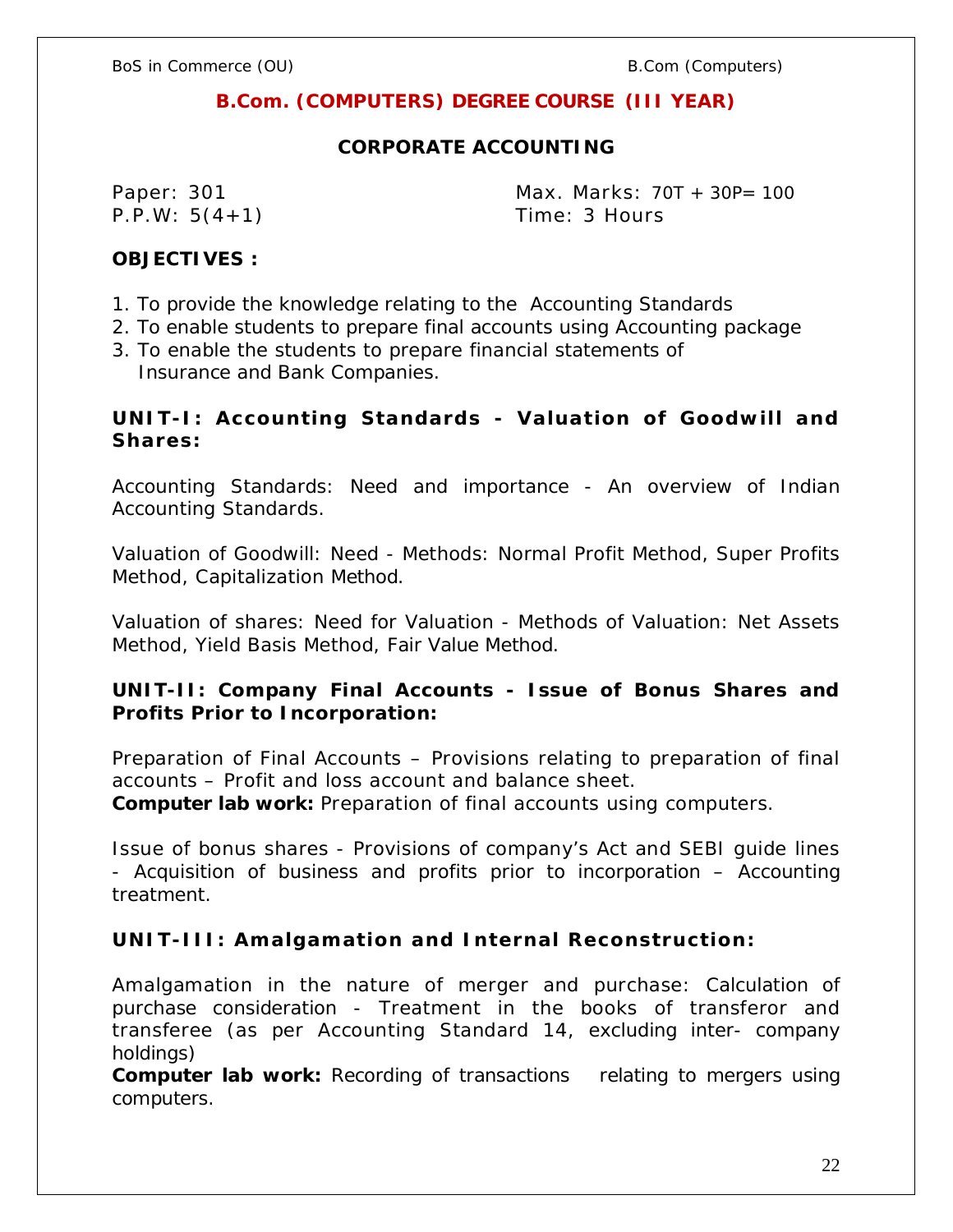## B.Com. (COMPUTERS) DEGREE COURSE (III YEAR)

### CORPORATE ACCOUNTING

Paper: 301 Max. Marks: 70T + 30P= 100
P.P.W: 5(4+1) Time: 3 Hours

**OBJECTIVES :**

1. To provide the knowledge relating to the Accounting Standards
2. To enable students to prepare final accounts using Accounting package
3. To enable the students to prepare financial statements of Insurance and Bank Companies.

**UNIT-I: Accounting Standards - Valuation of Goodwill and Shares:**

Accounting Standards: Need and importance - An overview of Indian Accounting Standards.

Valuation of Goodwill: Need - Methods: Normal Profit Method, Super Profits Method, Capitalization Method.

Valuation of shares: Need for Valuation - Methods of Valuation: Net Assets Method, Yield Basis Method, Fair Value Method.

**UNIT-II: Company Final Accounts - Issue of Bonus Shares and Profits Prior to Incorporation:**

Preparation of Final Accounts – Provisions relating to preparation of final accounts – Profit and loss account and balance sheet.
**Computer lab work:** Preparation of final accounts using computers.

Issue of bonus shares - Provisions of company's Act and SEBI guide lines - Acquisition of business and profits prior to incorporation – Accounting treatment.

**UNIT-III: Amalgamation and Internal Reconstruction:**

Amalgamation in the nature of merger and purchase: Calculation of purchase consideration - Treatment in the books of transferor and transferee (as per Accounting Standard 14, excluding inter- company holdings)
**Computer lab work:** Recording of transactions relating to mergers using computers.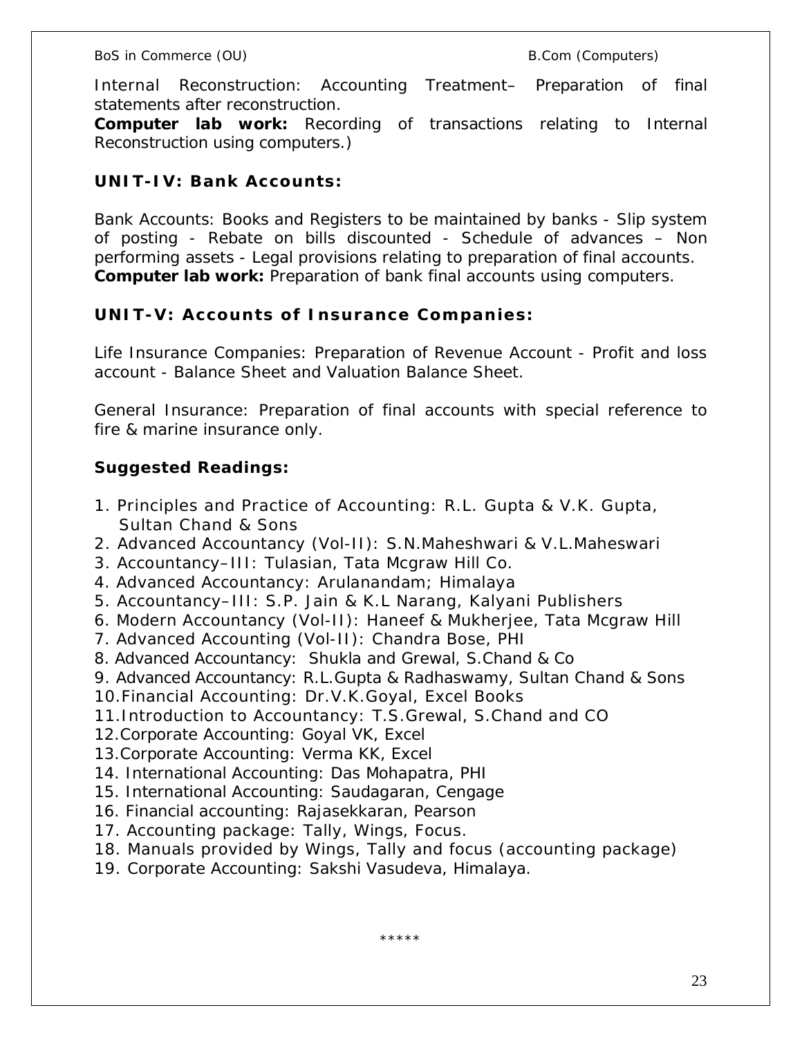Internal Reconstruction: Accounting Treatment– Preparation of final statements after reconstruction.
**Computer lab work:** Recording of transactions relating to Internal Reconstruction using computers.)

### UNIT-IV: Bank Accounts:

Bank Accounts: Books and Registers to be maintained by banks - Slip system of posting - Rebate on bills discounted - Schedule of advances – Non performing assets - Legal provisions relating to preparation of final accounts.
**Computer lab work:** Preparation of bank final accounts using computers.

### UNIT-V: Accounts of Insurance Companies:

Life Insurance Companies: Preparation of Revenue Account - Profit and loss account - Balance Sheet and Valuation Balance Sheet.

General Insurance: Preparation of final accounts with special reference to fire & marine insurance only.

### Suggested Readings:

1. Principles and Practice of Accounting: R.L. Gupta & V.K. Gupta, Sultan Chand & Sons
2. Advanced Accountancy (Vol-II): S.N.Maheshwari & V.L.Maheswari
3. Accountancy–III: Tulasian, Tata Mcgraw Hill Co.
4. Advanced Accountancy: Arulanandam; Himalaya
5. Accountancy–III: S.P. Jain & K.L Narang, Kalyani Publishers
6. Modern Accountancy (Vol-II): Haneef & Mukherjee, Tata Mcgraw Hill
7. Advanced Accounting (Vol-II): Chandra Bose, PHI
8. Advanced Accountancy: Shukla and Grewal, S.Chand & Co
9. Advanced Accountancy: R.L.Gupta & Radhaswamy, Sultan Chand & Sons
10. Financial Accounting: Dr.V.K.Goyal, Excel Books
11. Introduction to Accountancy: T.S.Grewal, S.Chand and CO
12. Corporate Accounting: Goyal VK, Excel
13. Corporate Accounting: Verma KK, Excel
14. International Accounting: Das Mohapatra, PHI
15. International Accounting: Saudagaran, Cengage
16. Financial accounting: Rajasekkaran, Pearson
17. Accounting package: Tally, Wings, Focus.
18. Manuals provided by Wings, Tally and focus (accounting package)
19. Corporate Accounting: Sakshi Vasudeva, Himalaya.

*****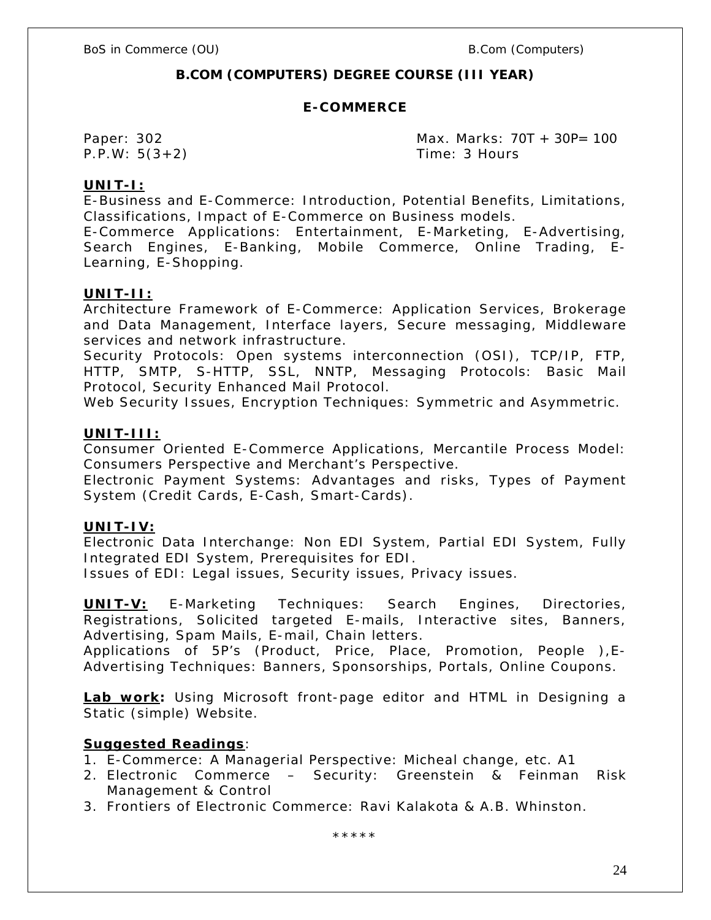## B.COM (COMPUTERS) DEGREE COURSE (III YEAR)

### E-COMMERCE

Paper: 302 Max. Marks: 70T + 30P= 100
P.P.W: 5(3+2) Time: 3 Hours

**UNIT-I:**
E-Business and E-Commerce: Introduction, Potential Benefits, Limitations, Classifications, Impact of E-Commerce on Business models.
E-Commerce Applications: Entertainment, E-Marketing, E-Advertising, Search Engines, E-Banking, Mobile Commerce, Online Trading, E-Learning, E-Shopping.

**UNIT-II:**
Architecture Framework of E-Commerce: Application Services, Brokerage and Data Management, Interface layers, Secure messaging, Middleware services and network infrastructure.
Security Protocols: Open systems interconnection (OSI), TCP/IP, FTP, HTTP, SMTP, S-HTTP, SSL, NNTP, Messaging Protocols: Basic Mail Protocol, Security Enhanced Mail Protocol.
Web Security Issues, Encryption Techniques: Symmetric and Asymmetric.

**UNIT-III:**
Consumer Oriented E-Commerce Applications, Mercantile Process Model: Consumers Perspective and Merchant's Perspective.
Electronic Payment Systems: Advantages and risks, Types of Payment System (Credit Cards, E-Cash, Smart-Cards).

**UNIT-IV:**
Electronic Data Interchange: Non EDI System, Partial EDI System, Fully Integrated EDI System, Prerequisites for EDI.
Issues of EDI: Legal issues, Security issues, Privacy issues.

**UNIT-V:** E-Marketing Techniques: Search Engines, Directories, Registrations, Solicited targeted E-mails, Interactive sites, Banners, Advertising, Spam Mails, E-mail, Chain letters.
Applications of 5P's (Product, Price, Place, Promotion, People ),E-Advertising Techniques: Banners, Sponsorships, Portals, Online Coupons.

**Lab work:** Using Microsoft front-page editor and HTML in Designing a Static (simple) Website.

**Suggested Readings**:

1. E-Commerce: A Managerial Perspective: Micheal change, etc. A1
2. Electronic Commerce – Security: Greenstein & Feinman Risk Management & Control
3. Frontiers of Electronic Commerce: Ravi Kalakota & A.B. Whinston.

*****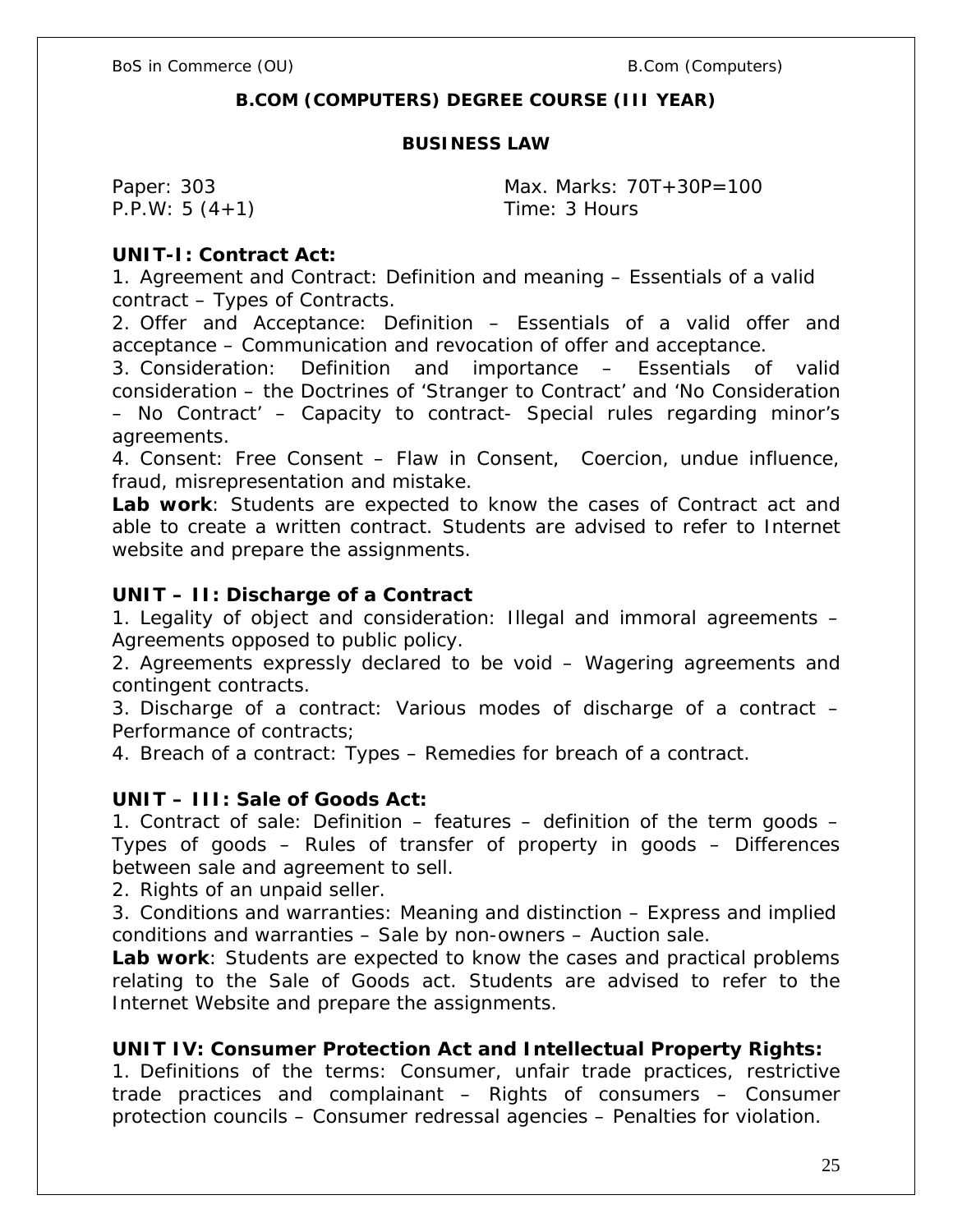## B.COM (COMPUTERS) DEGREE COURSE (III YEAR)

### BUSINESS LAW

Paper: 303 Max. Marks: 70T+30P=100
P.P.W: 5 (4+1) Time: 3 Hours

**UNIT-I: Contract Act:**

1. Agreement and Contract: Definition and meaning – Essentials of a valid contract – Types of Contracts.
2. Offer and Acceptance: Definition – Essentials of a valid offer and acceptance – Communication and revocation of offer and acceptance.
3. Consideration: Definition and importance – Essentials of valid consideration – the Doctrines of 'Stranger to Contract' and 'No Consideration – No Contract' – Capacity to contract- Special rules regarding minor's agreements.
4. Consent: Free Consent – Flaw in Consent, Coercion, undue influence, fraud, misrepresentation and mistake.

**Lab work**: Students are expected to know the cases of Contract act and able to create a written contract. Students are advised to refer to Internet website and prepare the assignments.

**UNIT – II: Discharge of a Contract**

1. Legality of object and consideration: Illegal and immoral agreements – Agreements opposed to public policy.
2. Agreements expressly declared to be void – Wagering agreements and contingent contracts.
3. Discharge of a contract: Various modes of discharge of a contract – Performance of contracts;
4. Breach of a contract: Types – Remedies for breach of a contract.

**UNIT – III: Sale of Goods Act:**

1. Contract of sale: Definition – features – definition of the term goods – Types of goods – Rules of transfer of property in goods – Differences between sale and agreement to sell.
2. Rights of an unpaid seller.
3. Conditions and warranties: Meaning and distinction – Express and implied conditions and warranties – Sale by non-owners – Auction sale.

**Lab work**: Students are expected to know the cases and practical problems relating to the Sale of Goods act. Students are advised to refer to the Internet Website and prepare the assignments.

**UNIT IV: Consumer Protection Act and Intellectual Property Rights:**

1. Definitions of the terms: Consumer, unfair trade practices, restrictive trade practices and complainant – Rights of consumers – Consumer protection councils – Consumer redressal agencies – Penalties for violation.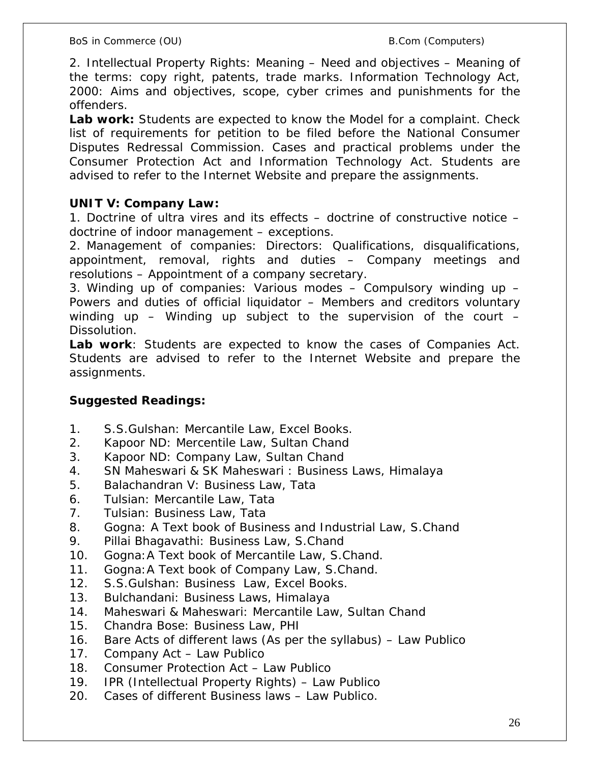2. Intellectual Property Rights: Meaning – Need and objectives – Meaning of the terms: copy right, patents, trade marks. Information Technology Act, 2000: Aims and objectives, scope, cyber crimes and punishments for the offenders.

**Lab work:** Students are expected to know the Model for a complaint. Check list of requirements for petition to be filed before the National Consumer Disputes Redressal Commission. Cases and practical problems under the Consumer Protection Act and Information Technology Act. Students are advised to refer to the Internet Website and prepare the assignments.

**UNIT V: Company Law:**

1. Doctrine of ultra vires and its effects – doctrine of constructive notice – doctrine of indoor management – exceptions.

2. Management of companies: Directors: Qualifications, disqualifications, appointment, removal, rights and duties – Company meetings and resolutions – Appointment of a company secretary.

3. Winding up of companies: Various modes – Compulsory winding up – Powers and duties of official liquidator – Members and creditors voluntary winding up – Winding up subject to the supervision of the court – Dissolution.

**Lab work**: Students are expected to know the cases of Companies Act. Students are advised to refer to the Internet Website and prepare the assignments.

**Suggested Readings:**

1. S.S.Gulshan: Mercantile Law, Excel Books.
2. Kapoor ND: Mercentile Law, Sultan Chand
3. Kapoor ND: Company Law, Sultan Chand
4. SN Maheswari & SK Maheswari : Business Laws, Himalaya
5. Balachandran V: Business Law, Tata
6. Tulsian: Mercantile Law, Tata
7. Tulsian: Business Law, Tata
8. Gogna: A Text book of Business and Industrial Law, S.Chand
9. Pillai Bhagavathi: Business Law, S.Chand
10. Gogna:A Text book of Mercantile Law, S.Chand.
11. Gogna:A Text book of Company Law, S.Chand.
12. S.S.Gulshan: Business Law, Excel Books.
13. Bulchandani: Business Laws, Himalaya
14. Maheswari & Maheswari: Mercantile Law, Sultan Chand
15. Chandra Bose: Business Law, PHI
16. Bare Acts of different laws (As per the syllabus) – Law Publico
17. Company Act – Law Publico
18. Consumer Protection Act – Law Publico
19. IPR (Intellectual Property Rights) – Law Publico
20. Cases of different Business laws – Law Publico.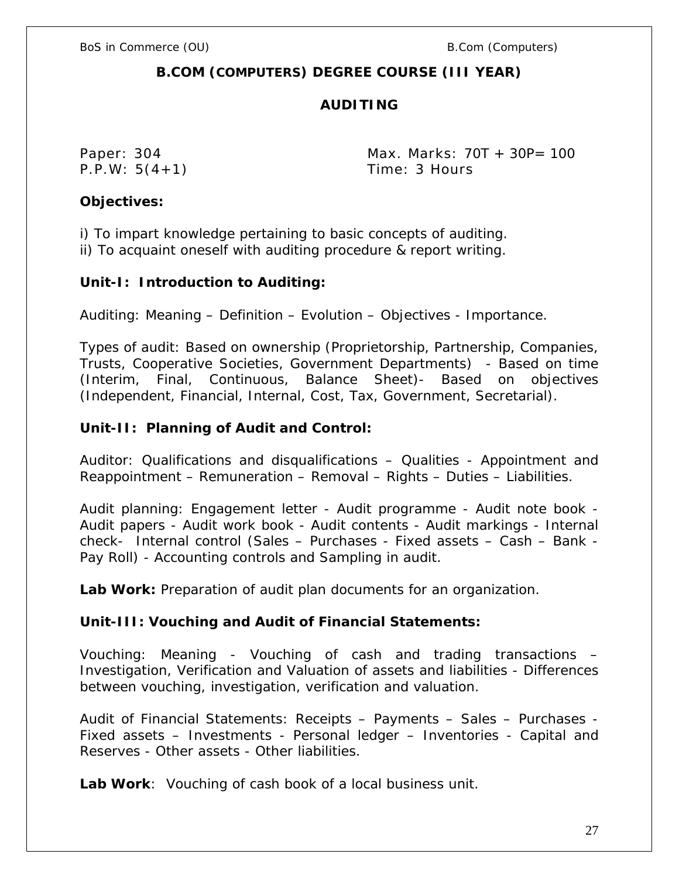## B.COM (COMPUTERS) DEGREE COURSE (III YEAR)

## AUDITING

Paper: 304 Max. Marks: 70T + 30P= 100
P.P.W: 5(4+1) Time: 3 Hours

**Objectives:**

i) To impart knowledge pertaining to basic concepts of auditing.
ii) To acquaint oneself with auditing procedure & report writing.

**Unit-I: Introduction to Auditing:**

Auditing: Meaning – Definition – Evolution – Objectives - Importance.

Types of audit: Based on ownership (Proprietorship, Partnership, Companies, Trusts, Cooperative Societies, Government Departments) - Based on time (Interim, Final, Continuous, Balance Sheet)- Based on objectives (Independent, Financial, Internal, Cost, Tax, Government, Secretarial).

**Unit-II: Planning of Audit and Control:**

Auditor: Qualifications and disqualifications – Qualities - Appointment and Reappointment – Remuneration – Removal – Rights – Duties – Liabilities.

Audit planning: Engagement letter - Audit programme - Audit note book - Audit papers - Audit work book - Audit contents - Audit markings - Internal check- Internal control (Sales – Purchases - Fixed assets – Cash – Bank - Pay Roll) - Accounting controls and Sampling in audit.

**Lab Work:** Preparation of audit plan documents for an organization.

**Unit-III: Vouching and Audit of Financial Statements:**

Vouching: Meaning - Vouching of cash and trading transactions – Investigation, Verification and Valuation of assets and liabilities - Differences between vouching, investigation, verification and valuation.

Audit of Financial Statements: Receipts – Payments – Sales – Purchases - Fixed assets – Investments - Personal ledger – Inventories - Capital and Reserves - Other assets - Other liabilities.

**Lab Work**: Vouching of cash book of a local business unit.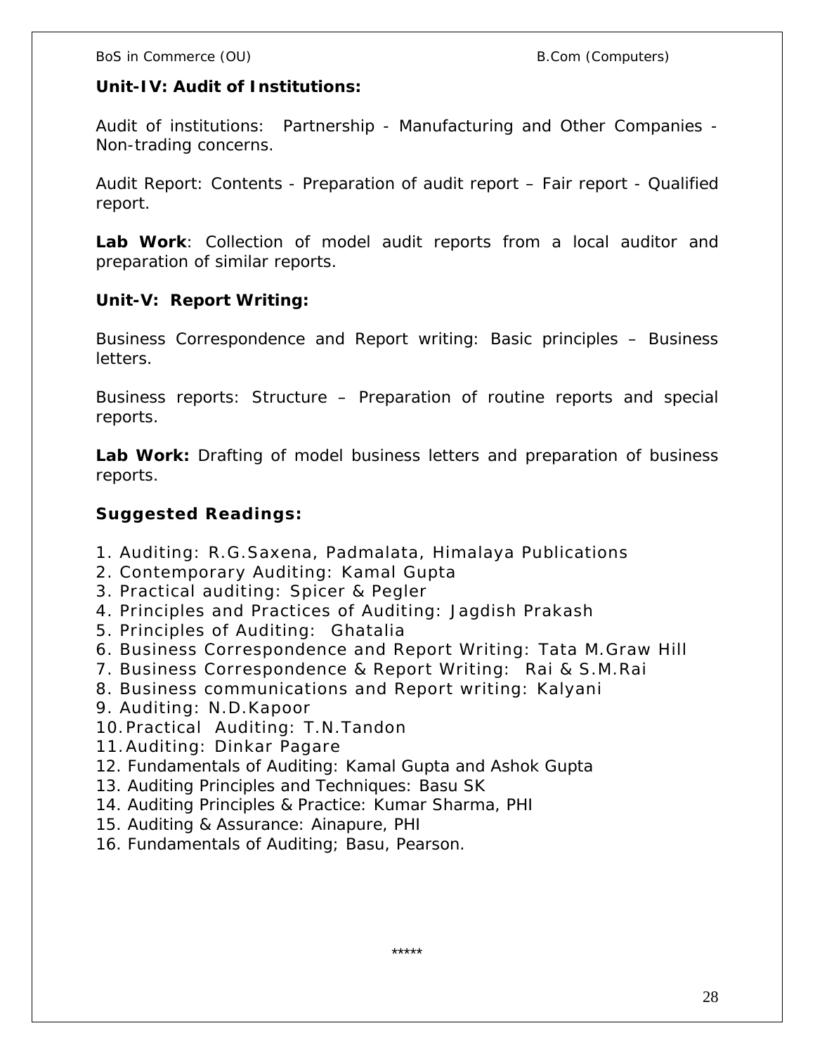**Unit-IV: Audit of Institutions:**

Audit of institutions: Partnership - Manufacturing and Other Companies - Non-trading concerns.

Audit Report: Contents - Preparation of audit report – Fair report - Qualified report.

**Lab Work**: Collection of model audit reports from a local auditor and preparation of similar reports.

**Unit-V: Report Writing:**

Business Correspondence and Report writing: Basic principles – Business letters.

Business reports: Structure – Preparation of routine reports and special reports.

**Lab Work:** Drafting of model business letters and preparation of business reports.

**Suggested Readings:**

1. Auditing: R.G.Saxena, Padmalata, Himalaya Publications
2. Contemporary Auditing: Kamal Gupta
3. Practical auditing: Spicer & Pegler
4. Principles and Practices of Auditing: Jagdish Prakash
5. Principles of Auditing: Ghatalia
6. Business Correspondence and Report Writing: Tata M.Graw Hill
7. Business Correspondence & Report Writing: Rai & S.M.Rai
8. Business communications and Report writing: Kalyani
9. Auditing: N.D.Kapoor
10. Practical Auditing: T.N.Tandon
11. Auditing: Dinkar Pagare
12. Fundamentals of Auditing: Kamal Gupta and Ashok Gupta
13. Auditing Principles and Techniques: Basu SK
14. Auditing Principles & Practice: Kumar Sharma, PHI
15. Auditing & Assurance: Ainapure, PHI
16. Fundamentals of Auditing; Basu, Pearson.

*****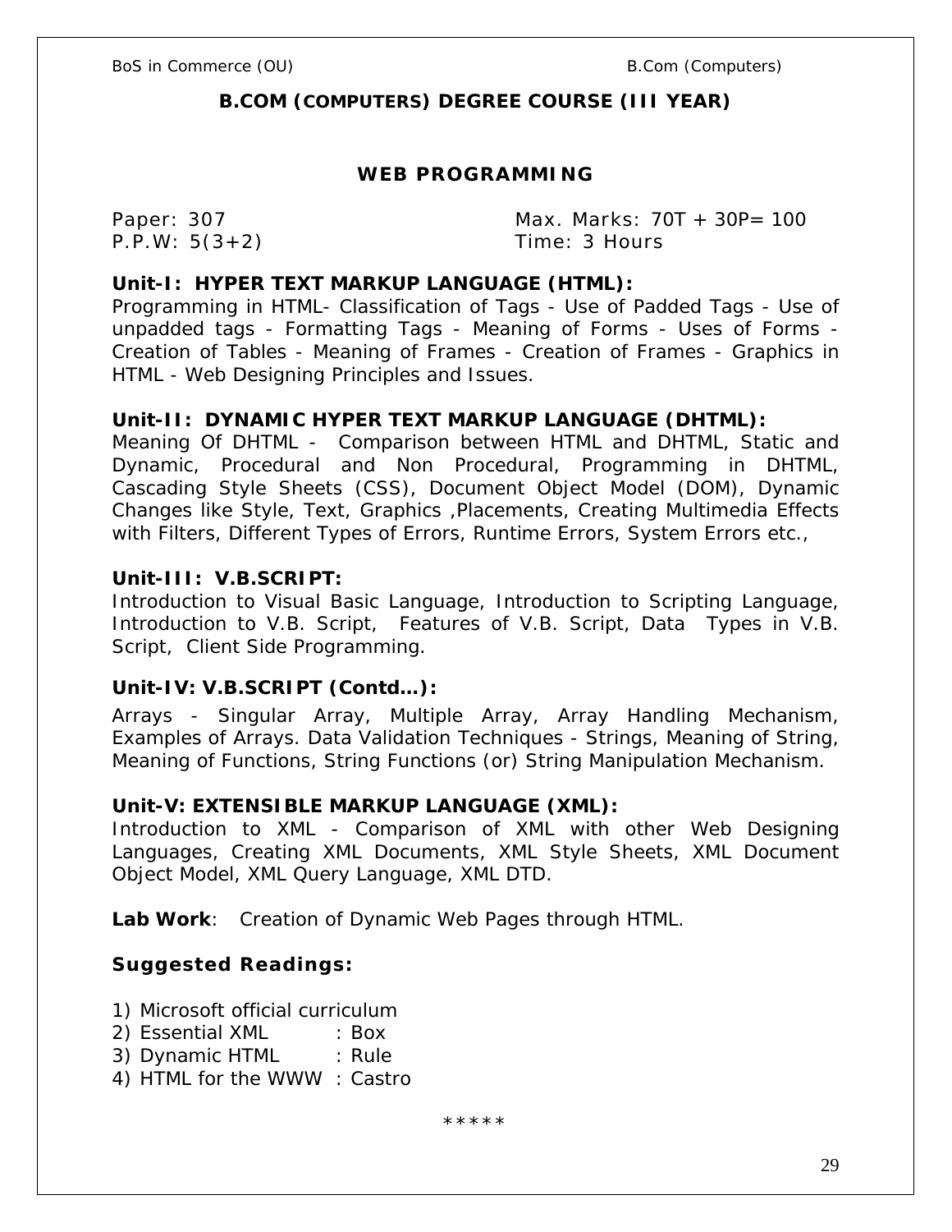## B.COM (COMPUTERS) DEGREE COURSE (III YEAR)

### WEB PROGRAMMING

Paper: 307 Max. Marks: 70T + 30P= 100
P.P.W: 5(3+2) Time: 3 Hours

**Unit-I: HYPER TEXT MARKUP LANGUAGE (HTML):**
Programming in HTML- Classification of Tags - Use of Padded Tags - Use of unpadded tags - Formatting Tags - Meaning of Forms - Uses of Forms - Creation of Tables - Meaning of Frames - Creation of Frames - Graphics in HTML - Web Designing Principles and Issues.

**Unit-II: DYNAMIC HYPER TEXT MARKUP LANGUAGE (DHTML):**
Meaning Of DHTML - Comparison between HTML and DHTML, Static and Dynamic, Procedural and Non Procedural, Programming in DHTML, Cascading Style Sheets (CSS), Document Object Model (DOM), Dynamic Changes like Style, Text, Graphics ,Placements, Creating Multimedia Effects with Filters, Different Types of Errors, Runtime Errors, System Errors etc.,

**Unit-III: V.B.SCRIPT:**
Introduction to Visual Basic Language, Introduction to Scripting Language, Introduction to V.B. Script, Features of V.B. Script, Data Types in V.B. Script, Client Side Programming.

**Unit-IV: V.B.SCRIPT (Contd…):**
Arrays - Singular Array, Multiple Array, Array Handling Mechanism, Examples of Arrays. Data Validation Techniques - Strings, Meaning of String, Meaning of Functions, String Functions (or) String Manipulation Mechanism.

**Unit-V: EXTENSIBLE MARKUP LANGUAGE (XML):**
Introduction to XML - Comparison of XML with other Web Designing Languages, Creating XML Documents, XML Style Sheets, XML Document Object Model, XML Query Language, XML DTD.

**Lab Work**: Creation of Dynamic Web Pages through HTML.

### Suggested Readings:

1) Microsoft official curriculum
2) Essential XML : Box
3) Dynamic HTML : Rule
4) HTML for the WWW : Castro

*****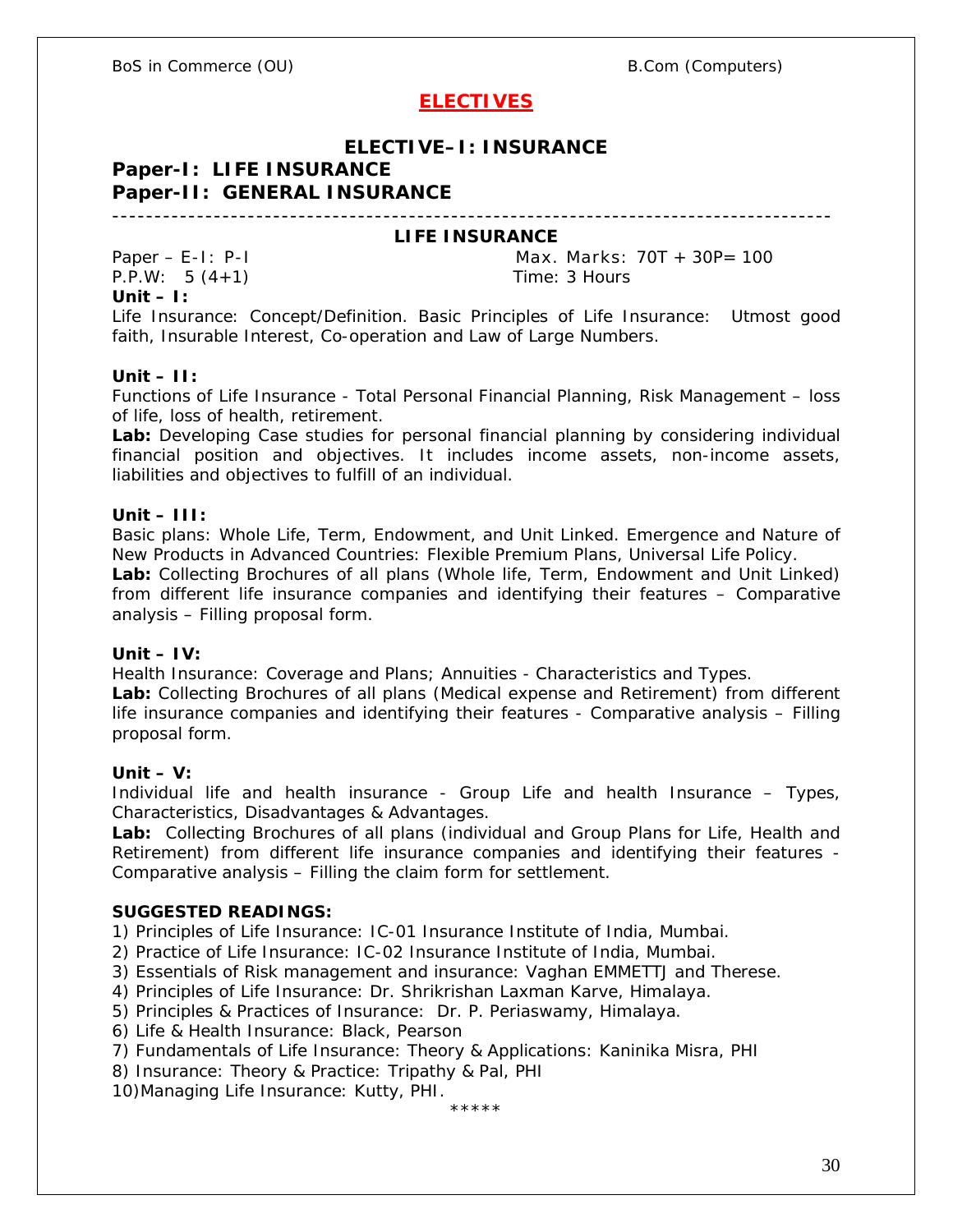# ELECTIVES

## ELECTIVE–I: INSURANCE

**Paper-I: LIFE INSURANCE**
**Paper-II: GENERAL INSURANCE**

---

### LIFE INSURANCE

Paper – E-I: P-I | Max. Marks: 70T + 30P= 100
P.P.W: 5 (4+1) | Time: 3 Hours

**Unit – I:**

Life Insurance: Concept/Definition. Basic Principles of Life Insurance: Utmost good faith, Insurable Interest, Co-operation and Law of Large Numbers.

**Unit – II:**

Functions of Life Insurance - Total Personal Financial Planning, Risk Management – loss of life, loss of health, retirement.

**Lab:** Developing Case studies for personal financial planning by considering individual financial position and objectives. It includes income assets, non-income assets, liabilities and objectives to fulfill of an individual.

**Unit – III:**

Basic plans: Whole Life, Term, Endowment, and Unit Linked. Emergence and Nature of New Products in Advanced Countries: Flexible Premium Plans, Universal Life Policy.

**Lab:** Collecting Brochures of all plans (Whole life, Term, Endowment and Unit Linked) from different life insurance companies and identifying their features – Comparative analysis – Filling proposal form.

**Unit – IV:**

Health Insurance: Coverage and Plans; Annuities - Characteristics and Types.

**Lab:** Collecting Brochures of all plans (Medical expense and Retirement) from different life insurance companies and identifying their features - Comparative analysis – Filling proposal form.

**Unit – V:**

Individual life and health insurance - Group Life and health Insurance – Types, Characteristics, Disadvantages & Advantages.

**Lab:** Collecting Brochures of all plans (individual and Group Plans for Life, Health and Retirement) from different life insurance companies and identifying their features - Comparative analysis – Filling the claim form for settlement.

**SUGGESTED READINGS:**

1) Principles of Life Insurance: IC-01 Insurance Institute of India, Mumbai.
2) Practice of Life Insurance: IC-02 Insurance Institute of India, Mumbai.
3) Essentials of Risk management and insurance: Vaghan EMMETTJ and Therese.
4) Principles of Life Insurance: Dr. Shrikrishan Laxman Karve, Himalaya.
5) Principles & Practices of Insurance: Dr. P. Periaswamy, Himalaya.
6) Life & Health Insurance: Black, Pearson
7) Fundamentals of Life Insurance: Theory & Applications: Kaninika Misra, PHI
8) Insurance: Theory & Practice: Tripathy & Pal, PHI
10) Managing Life Insurance: Kutty, PHI.

*****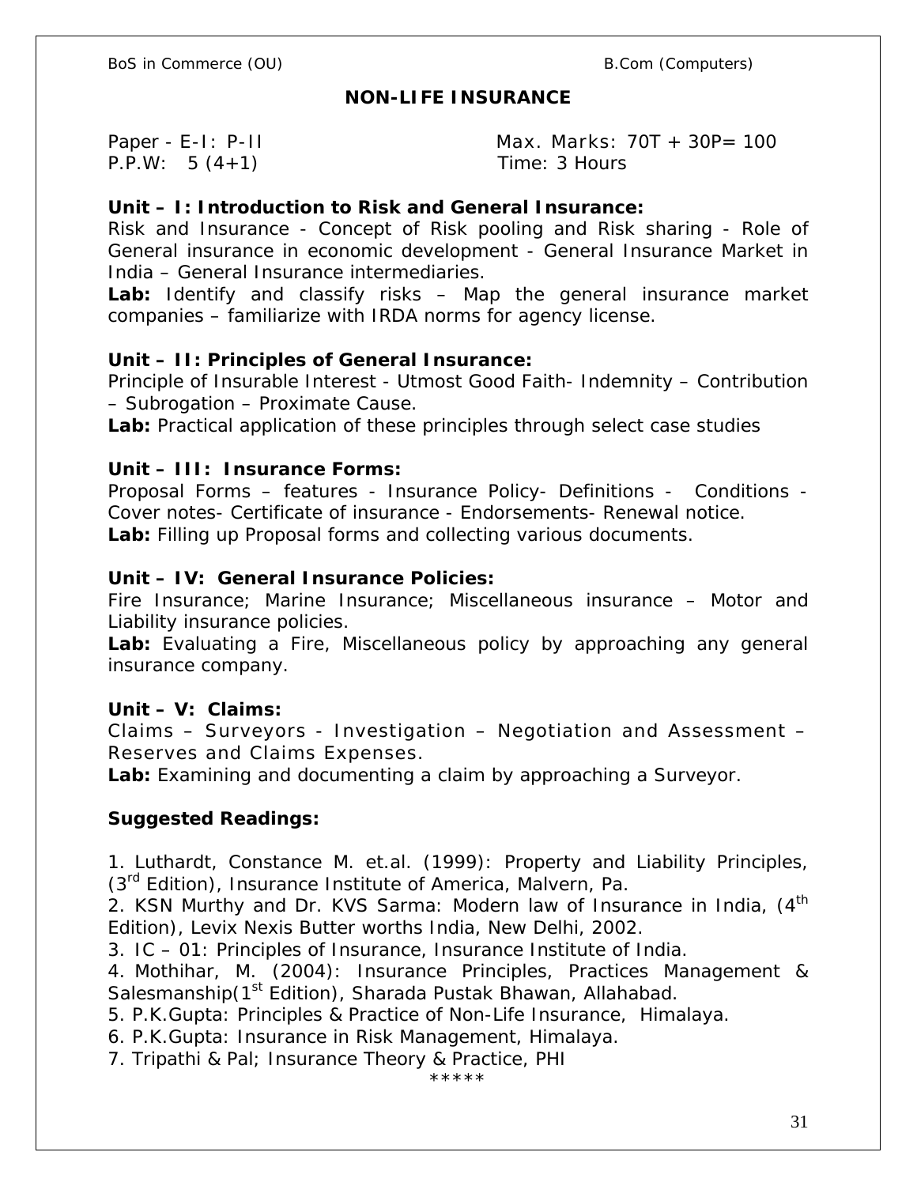# NON-LIFE INSURANCE

Paper - E-I: P-II Max. Marks: 70T + 30P= 100
P.P.W: 5 (4+1) Time: 3 Hours

**Unit – I: Introduction to Risk and General Insurance:**
Risk and Insurance - Concept of Risk pooling and Risk sharing - Role of General insurance in economic development - General Insurance Market in India – General Insurance intermediaries.
**Lab:** Identify and classify risks – Map the general insurance market companies – familiarize with IRDA norms for agency license.

**Unit – II: Principles of General Insurance:**
Principle of Insurable Interest - Utmost Good Faith- Indemnity – Contribution – Subrogation – Proximate Cause.
**Lab:** Practical application of these principles through select case studies

**Unit – III: Insurance Forms:**
Proposal Forms – features - Insurance Policy- Definitions - Conditions - Cover notes- Certificate of insurance - Endorsements- Renewal notice.
**Lab:** Filling up Proposal forms and collecting various documents.

**Unit – IV: General Insurance Policies:**
Fire Insurance; Marine Insurance; Miscellaneous insurance – Motor and Liability insurance policies.
**Lab:** Evaluating a Fire, Miscellaneous policy by approaching any general insurance company.

**Unit – V: Claims:**
Claims – Surveyors - Investigation – Negotiation and Assessment – Reserves and Claims Expenses.
**Lab:** Examining and documenting a claim by approaching a Surveyor.

**Suggested Readings:**

1. Luthardt, Constance M. et.al. (1999): Property and Liability Principles, (3rd Edition), Insurance Institute of America, Malvern, Pa.
2. KSN Murthy and Dr. KVS Sarma: Modern law of Insurance in India, (4th Edition), Levix Nexis Butter worths India, New Delhi, 2002.
3. IC – 01: Principles of Insurance, Insurance Institute of India.
4. Mothihar, M. (2004): Insurance Principles, Practices Management & Salesmanship(1st Edition), Sharada Pustak Bhawan, Allahabad.
5. P.K.Gupta: Principles & Practice of Non-Life Insurance, Himalaya.
6. P.K.Gupta: Insurance in Risk Management, Himalaya.
7. Tripathi & Pal; Insurance Theory & Practice, PHI

*****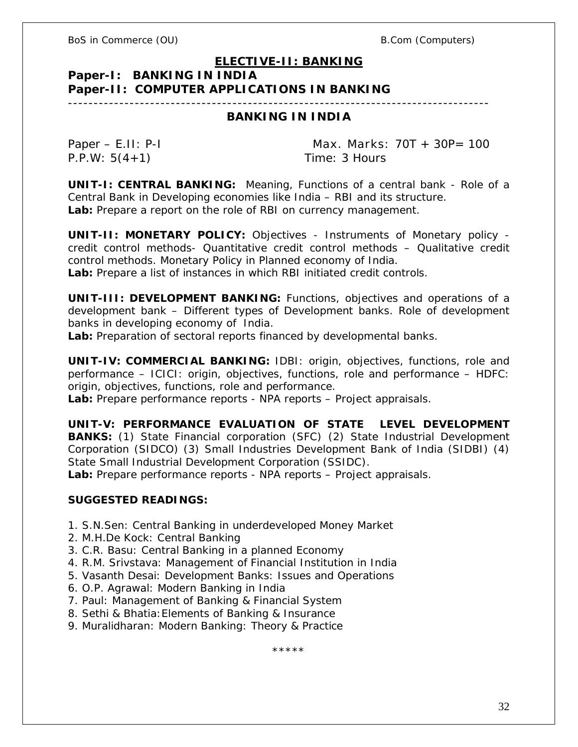## ELECTIVE-II: BANKING

**Paper-I: BANKING IN INDIA**
**Paper-II: COMPUTER APPLICATIONS IN BANKING**

---

### BANKING IN INDIA

Paper – E.II: P-I Max. Marks: 70T + 30P= 100
P.P.W: 5(4+1) Time: 3 Hours

**UNIT-I: CENTRAL BANKING:** Meaning, Functions of a central bank - Role of a Central Bank in Developing economies like India – RBI and its structure.
**Lab:** Prepare a report on the role of RBI on currency management.

**UNIT-II: MONETARY POLICY:** Objectives - Instruments of Monetary policy - credit control methods- Quantitative credit control methods – Qualitative credit control methods. Monetary Policy in Planned economy of India.
**Lab:** Prepare a list of instances in which RBI initiated credit controls.

**UNIT-III: DEVELOPMENT BANKING:** Functions, objectives and operations of a development bank – Different types of Development banks. Role of development banks in developing economy of India.
**Lab:** Preparation of sectoral reports financed by developmental banks.

**UNIT-IV: COMMERCIAL BANKING:** IDBI: origin, objectives, functions, role and performance – ICICI: origin, objectives, functions, role and performance – HDFC: origin, objectives, functions, role and performance.
**Lab:** Prepare performance reports - NPA reports – Project appraisals.

**UNIT-V: PERFORMANCE EVALUATION OF STATE LEVEL DEVELOPMENT BANKS:** (1) State Financial corporation (SFC) (2) State Industrial Development Corporation (SIDCO) (3) Small Industries Development Bank of India (SIDBI) (4) State Small Industrial Development Corporation (SSIDC).
**Lab:** Prepare performance reports - NPA reports – Project appraisals.

**SUGGESTED READINGS:**

1. S.N.Sen: Central Banking in underdeveloped Money Market
2. M.H.De Kock: Central Banking
3. C.R. Basu: Central Banking in a planned Economy
4. R.M. Srivstava: Management of Financial Institution in India
5. Vasanth Desai: Development Banks: Issues and Operations
6. O.P. Agrawal: Modern Banking in India
7. Paul: Management of Banking & Financial System
8. Sethi & Bhatia: Elements of Banking & Insurance
9. Muralidharan: Modern Banking: Theory & Practice

*****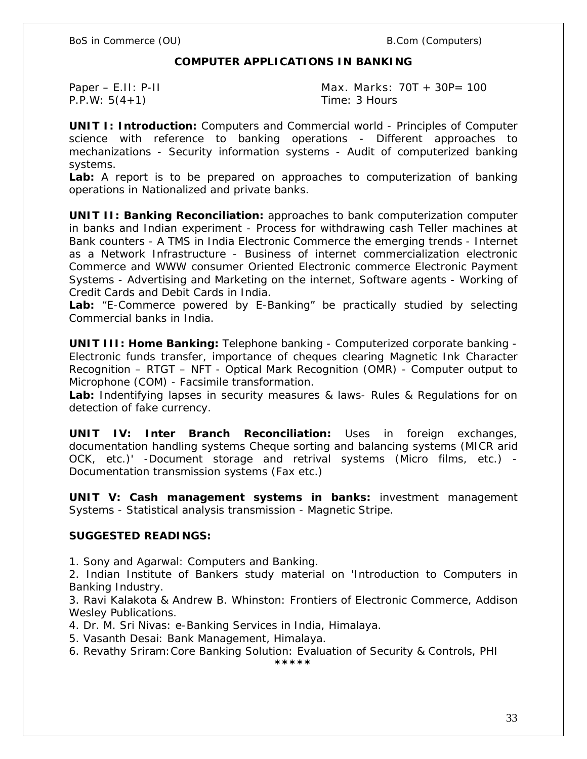BoS in Commerce (OU) B.Com (Computers)

## COMPUTER APPLICATIONS IN BANKING

Paper – E.II: P-II Max. Marks: 70T + 30P= 100
P.P.W: 5(4+1) Time: 3 Hours

**UNIT I: Introduction:** Computers and Commercial world - Principles of Computer science with reference to banking operations - Different approaches to mechanizations - Security information systems - Audit of computerized banking systems.

**Lab:** A report is to be prepared on approaches to computerization of banking operations in Nationalized and private banks.

**UNIT II: Banking Reconciliation:** approaches to bank computerization computer in banks and Indian experiment - Process for withdrawing cash Teller machines at Bank counters - A TMS in India Electronic Commerce the emerging trends - Internet as a Network Infrastructure - Business of internet commercialization electronic Commerce and WWW consumer Oriented Electronic commerce Electronic Payment Systems - Advertising and Marketing on the internet, Software agents - Working of Credit Cards and Debit Cards in India.

**Lab:** "E-Commerce powered by E-Banking" be practically studied by selecting Commercial banks in India.

**UNIT III: Home Banking:** Telephone banking - Computerized corporate banking - Electronic funds transfer, importance of cheques clearing Magnetic Ink Character Recognition – RTGT – NFT - Optical Mark Recognition (OMR) - Computer output to Microphone (COM) - Facsimile transformation.

**Lab:** Indentifying lapses in security measures & laws- Rules & Regulations for on detection of fake currency.

**UNIT IV: Inter Branch Reconciliation:** Uses in foreign exchanges, documentation handling systems Cheque sorting and balancing systems (MICR arid OCK, etc.)' -Document storage and retrival systems (Micro films, etc.) - Documentation transmission systems (Fax etc.)

**UNIT V: Cash management systems in banks:** investment management Systems - Statistical analysis transmission - Magnetic Stripe.

**SUGGESTED READINGS:**

1. Sony and Agarwal: Computers and Banking.
2. Indian Institute of Bankers study material on 'Introduction to Computers in Banking Industry.
3. Ravi Kalakota & Andrew B. Whinston: Frontiers of Electronic Commerce, Addison Wesley Publications.
4. Dr. M. Sri Nivas: e-Banking Services in India, Himalaya.
5. Vasanth Desai: Bank Management, Himalaya.
6. Revathy Sriram:Core Banking Solution: Evaluation of Security & Controls, PHI

*****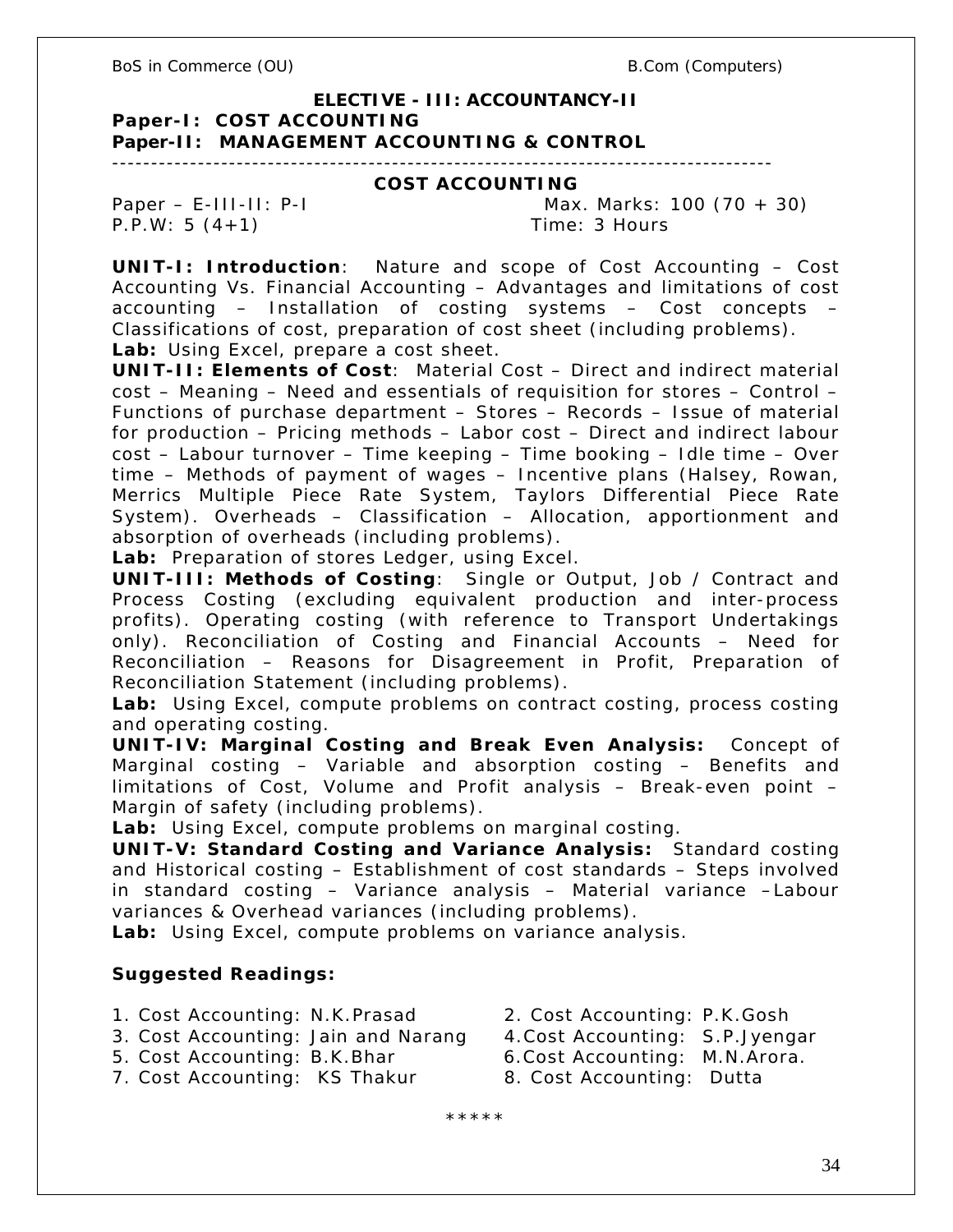## ELECTIVE - III: ACCOUNTANCY-II

**Paper-I: COST ACCOUNTING**
**Paper-II: MANAGEMENT ACCOUNTING & CONTROL**

---

### COST ACCOUNTING

Paper – E-III-II: P-I Max. Marks: 100 (70 + 30)
P.P.W: 5 (4+1) Time: 3 Hours

**UNIT-I: Introduction**: Nature and scope of Cost Accounting – Cost Accounting Vs. Financial Accounting – Advantages and limitations of cost accounting – Installation of costing systems – Cost concepts – Classifications of cost, preparation of cost sheet (including problems).
**Lab:** Using Excel, prepare a cost sheet.

**UNIT-II: Elements of Cost**: Material Cost – Direct and indirect material cost – Meaning – Need and essentials of requisition for stores – Control – Functions of purchase department – Stores – Records – Issue of material for production – Pricing methods – Labor cost – Direct and indirect labour cost – Labour turnover – Time keeping – Time booking – Idle time – Over time – Methods of payment of wages – Incentive plans (Halsey, Rowan, Merrics Multiple Piece Rate System, Taylors Differential Piece Rate System). Overheads – Classification – Allocation, apportionment and absorption of overheads (including problems).
**Lab:** Preparation of stores Ledger, using Excel.

**UNIT-III: Methods of Costing**: Single or Output, Job / Contract and Process Costing (excluding equivalent production and inter-process profits). Operating costing (with reference to Transport Undertakings only). Reconciliation of Costing and Financial Accounts – Need for Reconciliation – Reasons for Disagreement in Profit, Preparation of Reconciliation Statement (including problems).
**Lab:** Using Excel, compute problems on contract costing, process costing and operating costing.

**UNIT-IV: Marginal Costing and Break Even Analysis:** Concept of Marginal costing – Variable and absorption costing – Benefits and limitations of Cost, Volume and Profit analysis – Break-even point – Margin of safety (including problems).
**Lab:** Using Excel, compute problems on marginal costing.

**UNIT-V: Standard Costing and Variance Analysis:** Standard costing and Historical costing – Establishment of cost standards – Steps involved in standard costing – Variance analysis – Material variance –Labour variances & Overhead variances (including problems).
**Lab:** Using Excel, compute problems on variance analysis.

**Suggested Readings:**

1. Cost Accounting: N.K.Prasad
2. Cost Accounting: P.K.Gosh
3. Cost Accounting: Jain and Narang
4. Cost Accounting: S.P.Jyengar
5. Cost Accounting: B.K.Bhar
6. Cost Accounting: M.N.Arora.
7. Cost Accounting: KS Thakur
8. Cost Accounting: Dutta

*****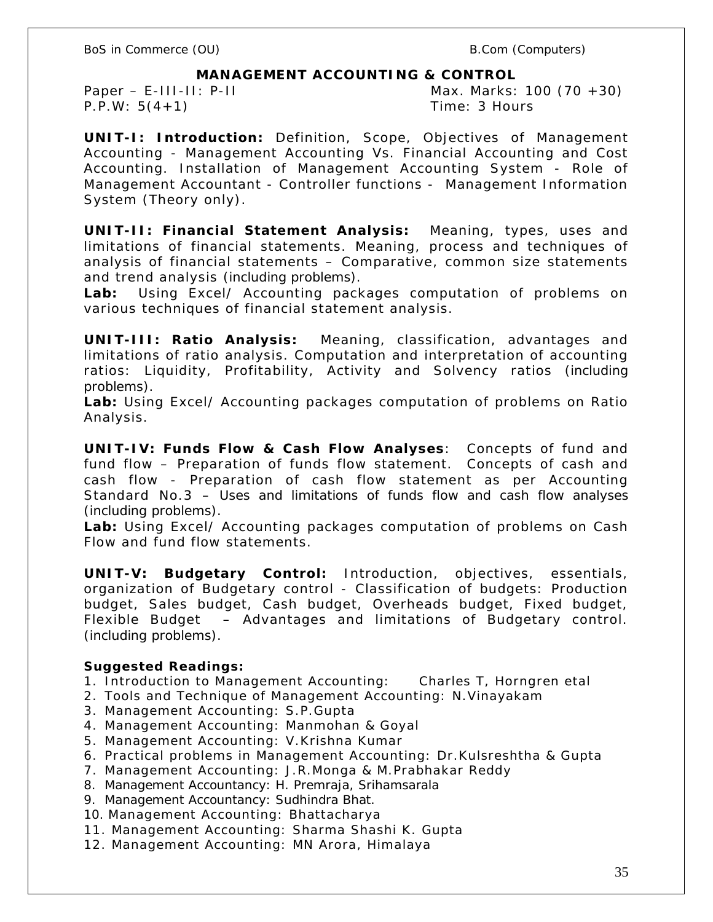## MANAGEMENT ACCOUNTING & CONTROL

Paper – E-III-II: P-II Max. Marks: 100 (70 +30)
P.P.W: 5(4+1) Time: 3 Hours

**UNIT-I: Introduction:** Definition, Scope, Objectives of Management Accounting - Management Accounting Vs. Financial Accounting and Cost Accounting. Installation of Management Accounting System - Role of Management Accountant - Controller functions - Management Information System (Theory only).

**UNIT-II: Financial Statement Analysis:** Meaning, types, uses and limitations of financial statements. Meaning, process and techniques of analysis of financial statements – Comparative, common size statements and trend analysis (including problems).
**Lab:** Using Excel/ Accounting packages computation of problems on various techniques of financial statement analysis.

**UNIT-III: Ratio Analysis:** Meaning, classification, advantages and limitations of ratio analysis. Computation and interpretation of accounting ratios: Liquidity, Profitability, Activity and Solvency ratios (including problems).
**Lab:** Using Excel/ Accounting packages computation of problems on Ratio Analysis.

**UNIT-IV: Funds Flow & Cash Flow Analyses**: Concepts of fund and fund flow – Preparation of funds flow statement. Concepts of cash and cash flow - Preparation of cash flow statement as per Accounting Standard No.3 – Uses and limitations of funds flow and cash flow analyses (including problems).
**Lab:** Using Excel/ Accounting packages computation of problems on Cash Flow and fund flow statements.

**UNIT-V: Budgetary Control:** Introduction, objectives, essentials, organization of Budgetary control - Classification of budgets: Production budget, Sales budget, Cash budget, Overheads budget, Fixed budget, Flexible Budget – Advantages and limitations of Budgetary control. (including problems).

**Suggested Readings:**

1. Introduction to Management Accounting: Charles T, Horngren etal
2. Tools and Technique of Management Accounting: N.Vinayakam
3. Management Accounting: S.P.Gupta
4. Management Accounting: Manmohan & Goyal
5. Management Accounting: V.Krishna Kumar
6. Practical problems in Management Accounting: Dr.Kulsreshtha & Gupta
7. Management Accounting: J.R.Monga & M.Prabhakar Reddy
8. Management Accountancy: H. Premraja, Srihamsarala
9. Management Accountancy: Sudhindra Bhat.
10. Management Accounting: Bhattacharya
11. Management Accounting: Sharma Shashi K. Gupta
12. Management Accounting: MN Arora, Himalaya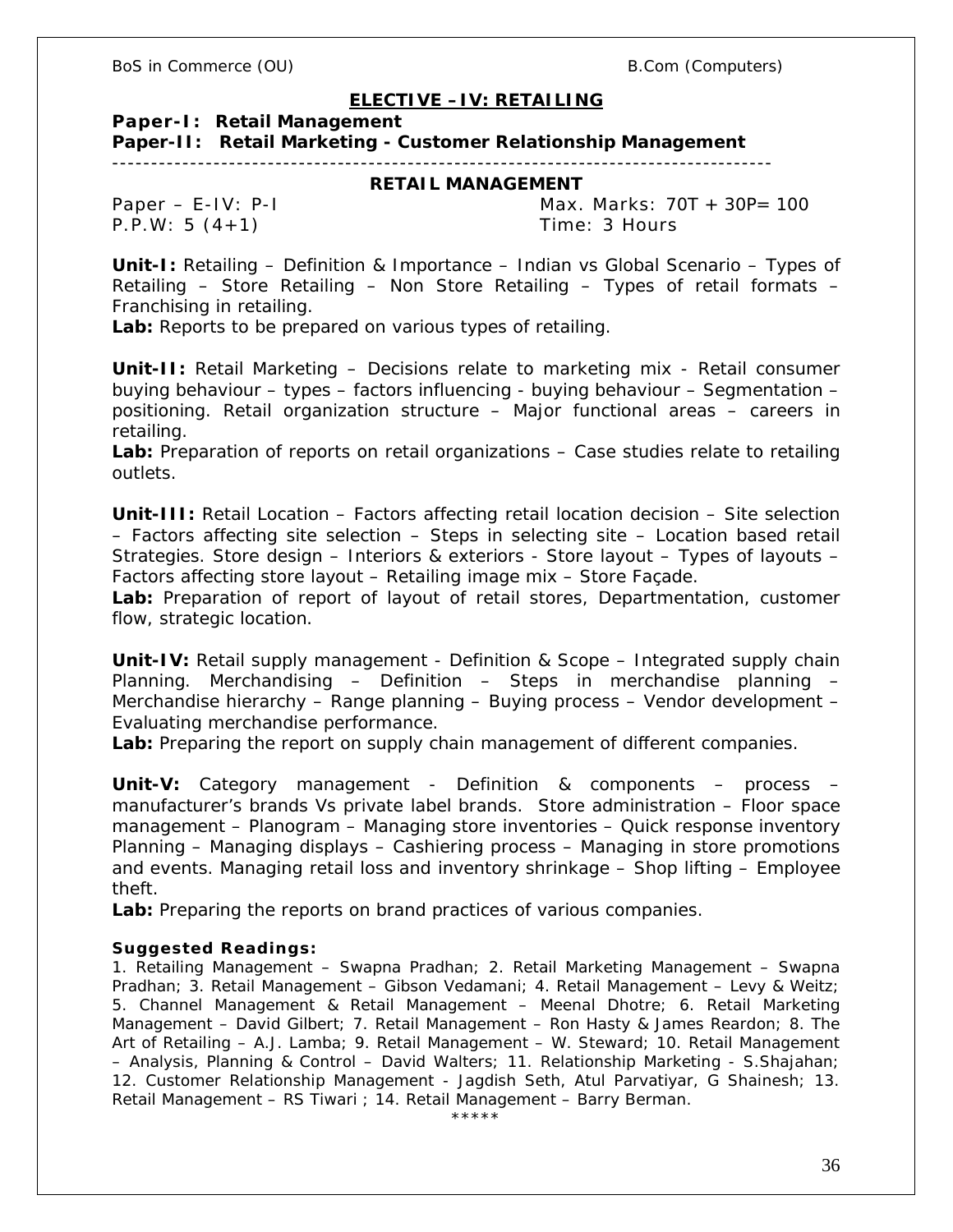## ELECTIVE –IV: RETAILING

**Paper-I: Retail Management**
**Paper-II: Retail Marketing - Customer Relationship Management**

---

### RETAIL MANAGEMENT

Paper – E-IV: P-I Max. Marks: 70T + 30P= 100
P.P.W: 5 (4+1) Time: 3 Hours

**Unit-I:** Retailing – Definition & Importance – Indian vs Global Scenario – Types of Retailing – Store Retailing – Non Store Retailing – Types of retail formats – Franchising in retailing.
**Lab:** Reports to be prepared on various types of retailing.

**Unit-II:** Retail Marketing – Decisions relate to marketing mix - Retail consumer buying behaviour – types – factors influencing - buying behaviour – Segmentation – positioning. Retail organization structure – Major functional areas – careers in retailing.
**Lab:** Preparation of reports on retail organizations – Case studies relate to retailing outlets.

**Unit-III:** Retail Location – Factors affecting retail location decision – Site selection – Factors affecting site selection – Steps in selecting site – Location based retail Strategies. Store design – Interiors & exteriors - Store layout – Types of layouts – Factors affecting store layout – Retailing image mix – Store Façade.
**Lab:** Preparation of report of layout of retail stores, Departmentation, customer flow, strategic location.

**Unit-IV:** Retail supply management - Definition & Scope – Integrated supply chain Planning. Merchandising – Definition – Steps in merchandise planning – Merchandise hierarchy – Range planning – Buying process – Vendor development – Evaluating merchandise performance.
**Lab:** Preparing the report on supply chain management of different companies.

**Unit-V:** Category management - Definition & components – process – manufacturer's brands Vs private label brands. Store administration – Floor space management – Planogram – Managing store inventories – Quick response inventory Planning – Managing displays – Cashiering process – Managing in store promotions and events. Managing retail loss and inventory shrinkage – Shop lifting – Employee theft.
**Lab:** Preparing the reports on brand practices of various companies.

**Suggested Readings:**
1. Retailing Management – Swapna Pradhan; 2. Retail Marketing Management – Swapna Pradhan; 3. Retail Management – Gibson Vedamani; 4. Retail Management – Levy & Weitz; 5. Channel Management & Retail Management – Meenal Dhotre; 6. Retail Marketing Management – David Gilbert; 7. Retail Management – Ron Hasty & James Reardon; 8. The Art of Retailing – A.J. Lamba; 9. Retail Management – W. Steward; 10. Retail Management – Analysis, Planning & Control – David Walters; 11. Relationship Marketing - S.Shajahan; 12. Customer Relationship Management - Jagdish Seth, Atul Parvatiyar, G Shainesh; 13. Retail Management – RS Tiwari ; 14. Retail Management – Barry Berman.

*****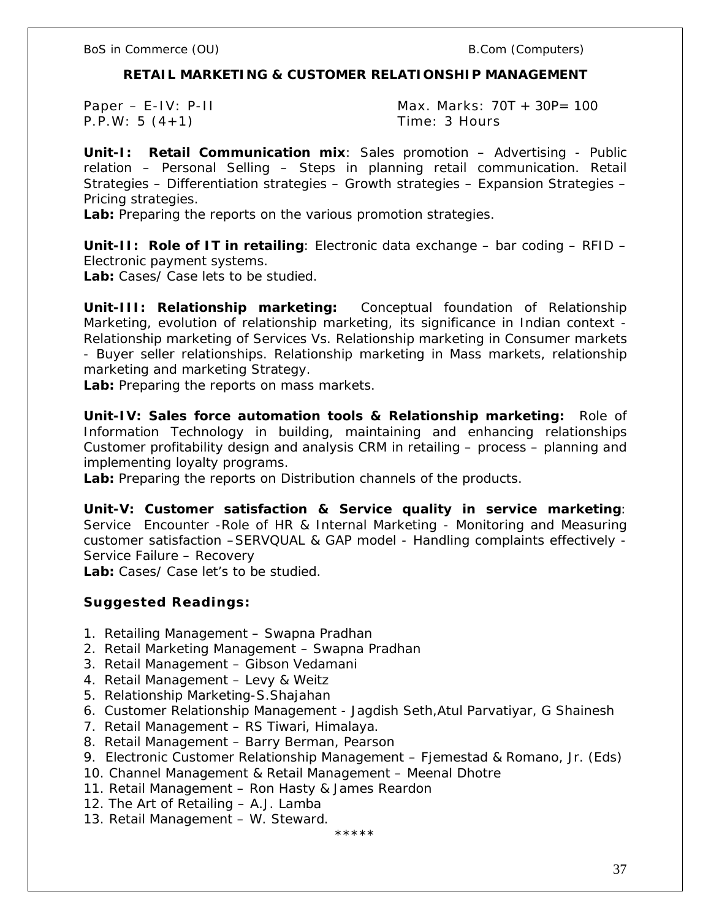## RETAIL MARKETING & CUSTOMER RELATIONSHIP MANAGEMENT

Paper – E-IV: P-II | Max. Marks: 70T + 30P= 100
P.P.W: 5 (4+1) | Time: 3 Hours

**Unit-I: Retail Communication mix**: Sales promotion – Advertising - Public relation – Personal Selling – Steps in planning retail communication. Retail Strategies – Differentiation strategies – Growth strategies – Expansion Strategies – Pricing strategies.
**Lab:** Preparing the reports on the various promotion strategies.

**Unit-II: Role of IT in retailing**: Electronic data exchange – bar coding – RFID – Electronic payment systems.
**Lab:** Cases/ Case lets to be studied.

**Unit-III: Relationship marketing:** Conceptual foundation of Relationship Marketing, evolution of relationship marketing, its significance in Indian context - Relationship marketing of Services Vs. Relationship marketing in Consumer markets - Buyer seller relationships. Relationship marketing in Mass markets, relationship marketing and marketing Strategy.
**Lab:** Preparing the reports on mass markets.

**Unit-IV: Sales force automation tools & Relationship marketing:** Role of Information Technology in building, maintaining and enhancing relationships Customer profitability design and analysis CRM in retailing – process – planning and implementing loyalty programs.
**Lab:** Preparing the reports on Distribution channels of the products.

**Unit-V: Customer satisfaction & Service quality in service marketing**: Service Encounter -Role of HR & Internal Marketing - Monitoring and Measuring customer satisfaction –SERVQUAL & GAP model - Handling complaints effectively - Service Failure – Recovery
**Lab:** Cases/ Case let's to be studied.

### Suggested Readings:

1. Retailing Management – Swapna Pradhan
2. Retail Marketing Management – Swapna Pradhan
3. Retail Management – Gibson Vedamani
4. Retail Management – Levy & Weitz
5. Relationship Marketing-S.Shajahan
6. Customer Relationship Management - Jagdish Seth,Atul Parvatiyar, G Shainesh
7. Retail Management – RS Tiwari, Himalaya.
8. Retail Management – Barry Berman, Pearson
9. Electronic Customer Relationship Management – Fjemestad & Romano, Jr. (Eds)
10. Channel Management & Retail Management – Meenal Dhotre
11. Retail Management – Ron Hasty & James Reardon
12. The Art of Retailing – A.J. Lamba
13. Retail Management – W. Steward.

*****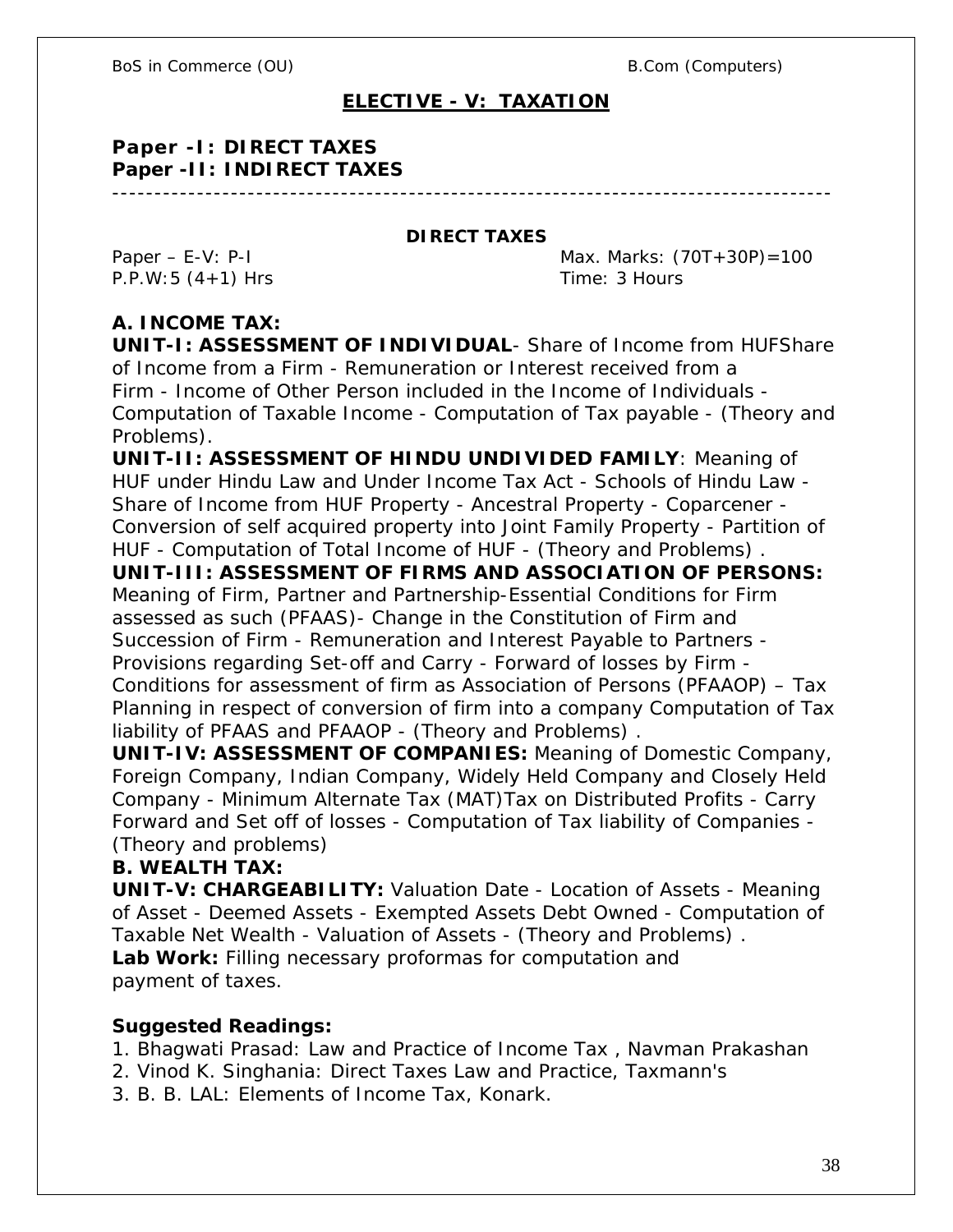## ELECTIVE - V: TAXATION

**Paper -I: DIRECT TAXES**
**Paper -II: INDIRECT TAXES**

---

### DIRECT TAXES

Paper – E-V: P-I | Max. Marks: (70T+30P)=100
P.P.W:5 (4+1) Hrs | Time: 3 Hours

**A. INCOME TAX:**

**UNIT-I: ASSESSMENT OF INDIVIDUAL**- Share of Income from HUFShare of Income from a Firm - Remuneration or Interest received from a Firm - Income of Other Person included in the Income of Individuals - Computation of Taxable Income - Computation of Tax payable - (Theory and Problems).

**UNIT-II: ASSESSMENT OF HINDU UNDIVIDED FAMILY**: Meaning of HUF under Hindu Law and Under Income Tax Act - Schools of Hindu Law - Share of Income from HUF Property - Ancestral Property - Coparcener - Conversion of self acquired property into Joint Family Property - Partition of HUF - Computation of Total Income of HUF - (Theory and Problems) .

**UNIT-III: ASSESSMENT OF FIRMS AND ASSOCIATION OF PERSONS:** Meaning of Firm, Partner and Partnership-Essential Conditions for Firm assessed as such (PFAAS)- Change in the Constitution of Firm and Succession of Firm - Remuneration and Interest Payable to Partners - Provisions regarding Set-off and Carry - Forward of losses by Firm - Conditions for assessment of firm as Association of Persons (PFAAOP) – Tax Planning in respect of conversion of firm into a company Computation of Tax liability of PFAAS and PFAAOP - (Theory and Problems) .

**UNIT-IV: ASSESSMENT OF COMPANIES:** Meaning of Domestic Company, Foreign Company, Indian Company, Widely Held Company and Closely Held Company - Minimum Alternate Tax (MAT)Tax on Distributed Profits - Carry Forward and Set off of losses - Computation of Tax liability of Companies - (Theory and problems)

**B. WEALTH TAX:**

**UNIT-V: CHARGEABILITY:** Valuation Date - Location of Assets - Meaning of Asset - Deemed Assets - Exempted Assets Debt Owned - Computation of Taxable Net Wealth - Valuation of Assets - (Theory and Problems) .

**Lab Work:** Filling necessary proformas for computation and payment of taxes.

**Suggested Readings:**

1. Bhagwati Prasad: Law and Practice of Income Tax , Navman Prakashan
2. Vinod K. Singhania: Direct Taxes Law and Practice, Taxmann's
3. B. B. LAL: Elements of Income Tax, Konark.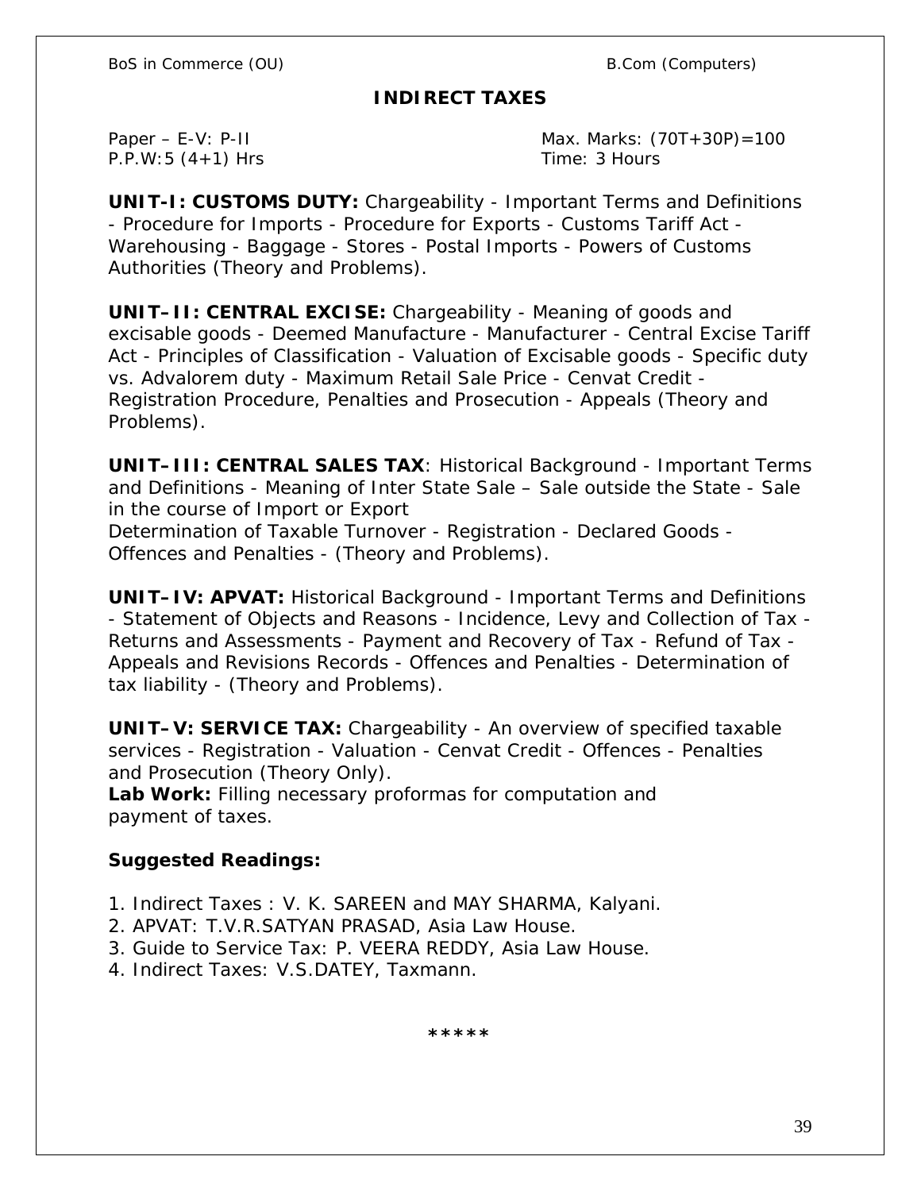## INDIRECT TAXES

Paper – E-V: P-II　　　　　　　　　　Max. Marks: (70T+30P)=100
P.P.W:5 (4+1) Hrs　　　　　　　　　　Time: 3 Hours

**UNIT-I: CUSTOMS DUTY:** Chargeability - Important Terms and Definitions - Procedure for Imports - Procedure for Exports - Customs Tariff Act - Warehousing - Baggage - Stores - Postal Imports - Powers of Customs Authorities (Theory and Problems).

**UNIT–II: CENTRAL EXCISE:** Chargeability - Meaning of goods and excisable goods - Deemed Manufacture - Manufacturer - Central Excise Tariff Act - Principles of Classification - Valuation of Excisable goods - Specific duty vs. Advalorem duty - Maximum Retail Sale Price - Cenvat Credit - Registration Procedure, Penalties and Prosecution - Appeals (Theory and Problems).

**UNIT–III: CENTRAL SALES TAX**: Historical Background - Important Terms and Definitions - Meaning of Inter State Sale – Sale outside the State - Sale in the course of Import or Export
Determination of Taxable Turnover - Registration - Declared Goods - Offences and Penalties - (Theory and Problems).

**UNIT–IV: APVAT:** Historical Background - Important Terms and Definitions - Statement of Objects and Reasons - Incidence, Levy and Collection of Tax - Returns and Assessments - Payment and Recovery of Tax - Refund of Tax - Appeals and Revisions Records - Offences and Penalties - Determination of tax liability - (Theory and Problems).

**UNIT–V: SERVICE TAX:** Chargeability - An overview of specified taxable services - Registration - Valuation - Cenvat Credit - Offences - Penalties and Prosecution (Theory Only).
**Lab Work:** Filling necessary proformas for computation and payment of taxes.

**Suggested Readings:**

1. Indirect Taxes : V. K. SAREEN and MAY SHARMA, Kalyani.
2. APVAT: T.V.R.SATYAN PRASAD, Asia Law House.
3. Guide to Service Tax: P. VEERA REDDY, Asia Law House.
4. Indirect Taxes: V.S.DATEY, Taxmann.

*****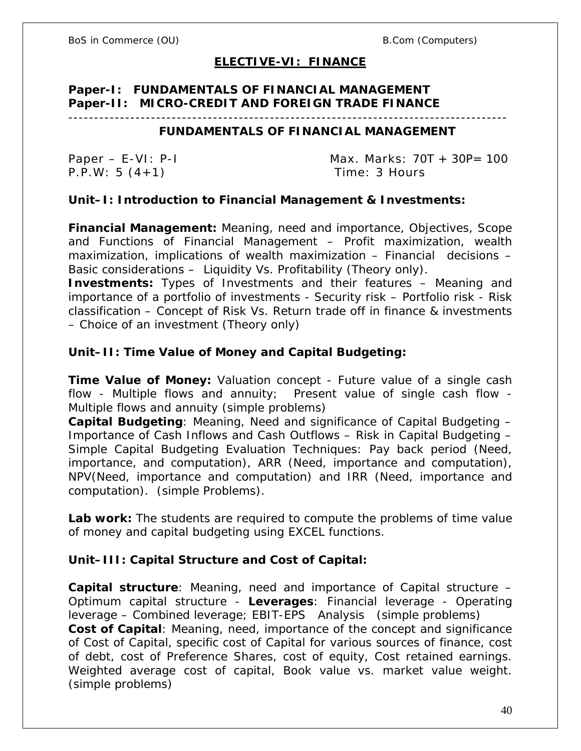## ELECTIVE-VI: FINANCE

**Paper-I: FUNDAMENTALS OF FINANCIAL MANAGEMENT**
**Paper-II: MICRO-CREDIT AND FOREIGN TRADE FINANCE**

---

### FUNDAMENTALS OF FINANCIAL MANAGEMENT

Paper – E-VI: P-I Max. Marks: 70T + 30P= 100
P.P.W: 5 (4+1) Time: 3 Hours

**Unit–I: Introduction to Financial Management & Investments:**

**Financial Management:** Meaning, need and importance, Objectives, Scope and Functions of Financial Management – Profit maximization, wealth maximization, implications of wealth maximization – Financial decisions – Basic considerations – Liquidity Vs. Profitability (Theory only).
**Investments:** Types of Investments and their features – Meaning and importance of a portfolio of investments - Security risk – Portfolio risk - Risk classification – Concept of Risk Vs. Return trade off in finance & investments – Choice of an investment (Theory only)

**Unit–II: Time Value of Money and Capital Budgeting:**

**Time Value of Money:** Valuation concept - Future value of a single cash flow - Multiple flows and annuity; Present value of single cash flow - Multiple flows and annuity (simple problems)
**Capital Budgeting**: Meaning, Need and significance of Capital Budgeting – Importance of Cash Inflows and Cash Outflows – Risk in Capital Budgeting – Simple Capital Budgeting Evaluation Techniques: Pay back period (Need, importance, and computation), ARR (Need, importance and computation), NPV(Need, importance and computation) and IRR (Need, importance and computation). (simple Problems).

**Lab work:** The students are required to compute the problems of time value of money and capital budgeting using EXCEL functions.

**Unit–III: Capital Structure and Cost of Capital:**

**Capital structure**: Meaning, need and importance of Capital structure – Optimum capital structure - **Leverages**: Financial leverage - Operating leverage – Combined leverage; EBIT-EPS Analysis (simple problems)
**Cost of Capital**: Meaning, need, importance of the concept and significance of Cost of Capital, specific cost of Capital for various sources of finance, cost of debt, cost of Preference Shares, cost of equity, Cost retained earnings. Weighted average cost of capital, Book value vs. market value weight. (simple problems)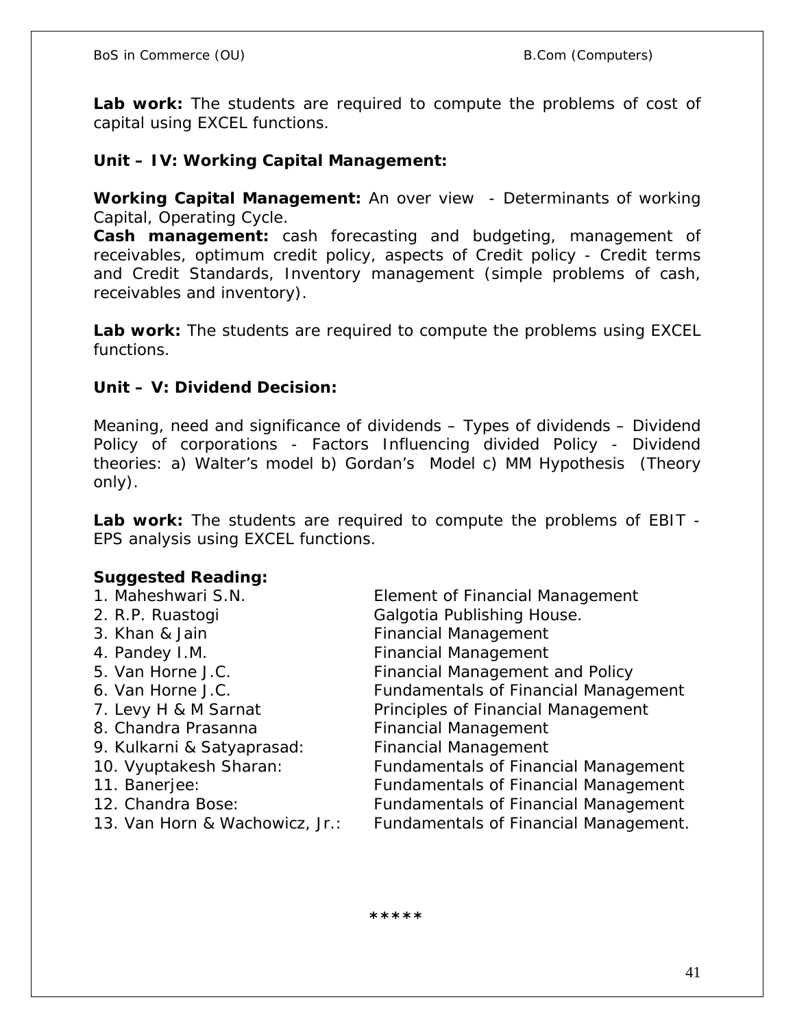**Lab work:** The students are required to compute the problems of cost of capital using EXCEL functions.

**Unit – IV: Working Capital Management:**

**Working Capital Management:** An over view - Determinants of working Capital, Operating Cycle.
**Cash management:** cash forecasting and budgeting, management of receivables, optimum credit policy, aspects of Credit policy - Credit terms and Credit Standards, Inventory management (simple problems of cash, receivables and inventory).

**Lab work:** The students are required to compute the problems using EXCEL functions.

**Unit – V: Dividend Decision:**

Meaning, need and significance of dividends – Types of dividends – Dividend Policy of corporations - Factors Influencing divided Policy - Dividend theories: a) Walter's model b) Gordan's Model c) MM Hypothesis (Theory only).

**Lab work:** The students are required to compute the problems of EBIT - EPS analysis using EXCEL functions.

**Suggested Reading:**

| | |
|---|---|
| 1. Maheshwari S.N. | Element of Financial Management |
| 2. R.P. Ruastogi | Galgotia Publishing House. |
| 3. Khan & Jain | Financial Management |
| 4. Pandey I.M. | Financial Management |
| 5. Van Horne J.C. | Financial Management and Policy |
| 6. Van Horne J.C. | Fundamentals of Financial Management |
| 7. Levy H & M Sarnat | Principles of Financial Management |
| 8. Chandra Prasanna | Financial Management |
| 9. Kulkarni & Satyaprasad: | Financial Management |
| 10. Vyuptakesh Sharan: | Fundamentals of Financial Management |
| 11. Banerjee: | Fundamentals of Financial Management |
| 12. Chandra Bose: | Fundamentals of Financial Management |
| 13. Van Horn & Wachowicz, Jr.: | Fundamentals of Financial Management. |

*****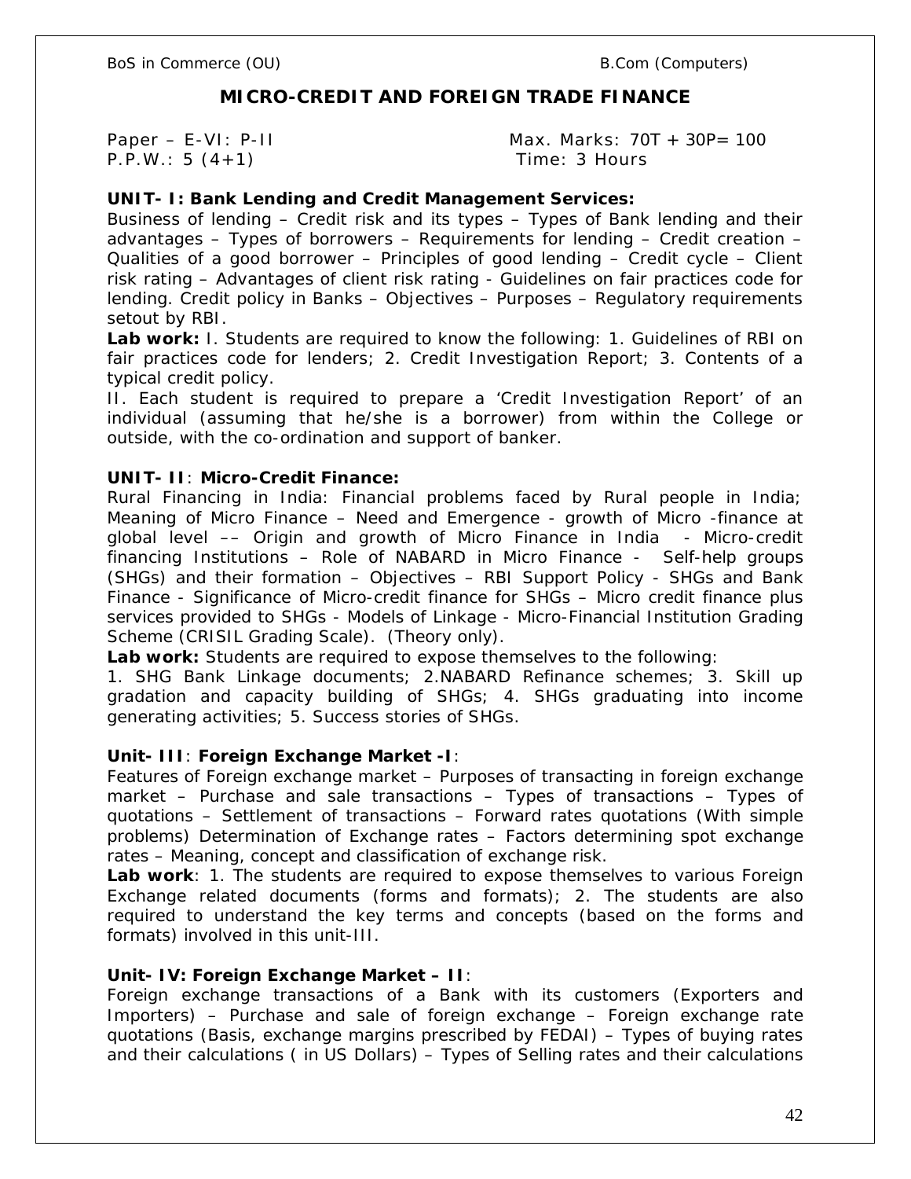## MICRO-CREDIT AND FOREIGN TRADE FINANCE

Paper – E-VI: P-II Max. Marks: 70T + 30P= 100
P.P.W.: 5 (4+1) Time: 3 Hours

**UNIT- I: Bank Lending and Credit Management Services:**
Business of lending – Credit risk and its types – Types of Bank lending and their advantages – Types of borrowers – Requirements for lending – Credit creation – Qualities of a good borrower – Principles of good lending – Credit cycle – Client risk rating – Advantages of client risk rating - Guidelines on fair practices code for lending. Credit policy in Banks – Objectives – Purposes – Regulatory requirements setout by RBI.

**Lab work:** I. Students are required to know the following: 1. Guidelines of RBI on fair practices code for lenders; 2. Credit Investigation Report; 3. Contents of a typical credit policy.

II. Each student is required to prepare a 'Credit Investigation Report' of an individual (assuming that he/she is a borrower) from within the College or outside, with the co-ordination and support of banker.

**UNIT- II**: **Micro-Credit Finance:**
Rural Financing in India: Financial problems faced by Rural people in India; Meaning of Micro Finance – Need and Emergence - growth of Micro -finance at global level –– Origin and growth of Micro Finance in India - Micro-credit financing Institutions – Role of NABARD in Micro Finance - Self-help groups (SHGs) and their formation – Objectives – RBI Support Policy - SHGs and Bank Finance - Significance of Micro-credit finance for SHGs – Micro credit finance plus services provided to SHGs - Models of Linkage - Micro-Financial Institution Grading Scheme (CRISIL Grading Scale). (Theory only).

**Lab work:** Students are required to expose themselves to the following:
1. SHG Bank Linkage documents; 2.NABARD Refinance schemes; 3. Skill up gradation and capacity building of SHGs; 4. SHGs graduating into income generating activities; 5. Success stories of SHGs.

**Unit- III**: **Foreign Exchange Market -I**:
Features of Foreign exchange market – Purposes of transacting in foreign exchange market – Purchase and sale transactions – Types of transactions – Types of quotations – Settlement of transactions – Forward rates quotations (With simple problems) Determination of Exchange rates – Factors determining spot exchange rates – Meaning, concept and classification of exchange risk.

**Lab work**: 1. The students are required to expose themselves to various Foreign Exchange related documents (forms and formats); 2. The students are also required to understand the key terms and concepts (based on the forms and formats) involved in this unit-III.

**Unit- IV: Foreign Exchange Market – II**:
Foreign exchange transactions of a Bank with its customers (Exporters and Importers) – Purchase and sale of foreign exchange – Foreign exchange rate quotations (Basis, exchange margins prescribed by FEDAI) – Types of buying rates and their calculations ( in US Dollars) – Types of Selling rates and their calculations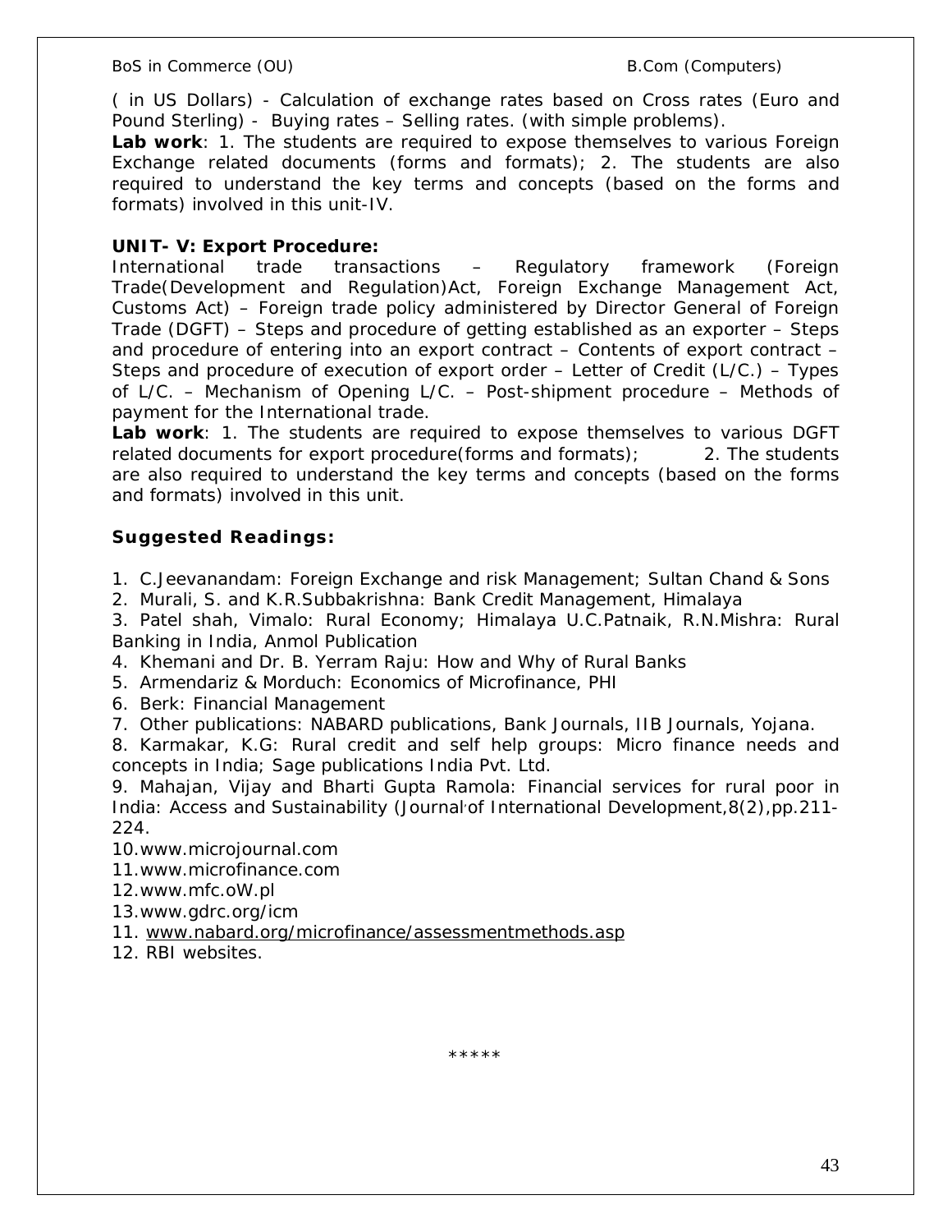( in US Dollars) - Calculation of exchange rates based on Cross rates (Euro and Pound Sterling) - Buying rates – Selling rates. (with simple problems).

**Lab work**: 1. The students are required to expose themselves to various Foreign Exchange related documents (forms and formats); 2. The students are also required to understand the key terms and concepts (based on the forms and formats) involved in this unit-IV.

**UNIT- V: Export Procedure:**

International trade transactions – Regulatory framework (Foreign Trade(Development and Regulation)Act, Foreign Exchange Management Act, Customs Act) – Foreign trade policy administered by Director General of Foreign Trade (DGFT) – Steps and procedure of getting established as an exporter – Steps and procedure of entering into an export contract – Contents of export contract – Steps and procedure of execution of export order – Letter of Credit (L/C.) – Types of L/C. – Mechanism of Opening L/C. – Post-shipment procedure – Methods of payment for the International trade.

**Lab work**: 1. The students are required to expose themselves to various DGFT related documents for export procedure(forms and formats); 2. The students are also required to understand the key terms and concepts (based on the forms and formats) involved in this unit.

**Suggested Readings:**

1. C.Jeevanandam: Foreign Exchange and risk Management; Sultan Chand & Sons
2. Murali, S. and K.R.Subbakrishna: Bank Credit Management, Himalaya
3. Patel shah, Vimalo: Rural Economy; Himalaya U.C.Patnaik, R.N.Mishra: Rural Banking in India, Anmol Publication
4. Khemani and Dr. B. Yerram Raju: How and Why of Rural Banks
5. Armendariz & Morduch: Economics of Microfinance, PHI
6. Berk: Financial Management
7. Other publications: NABARD publications, Bank Journals, IIB Journals, Yojana.
8. Karmakar, K.G: Rural credit and self help groups: Micro finance needs and concepts in India; Sage publications India Pvt. Ltd.
9. Mahajan, Vijay and Bharti Gupta Ramola: Financial services for rural poor in India: Access and Sustainability (Journal of International Development,8(2),pp.211-224.
10. www.microjournal.com
11. www.microfinance.com
12. www.mfc.oW.pl
13. www.gdrc.org/icm
11. www.nabard.org/microfinance/assessmentmethods.asp
12. RBI websites.

\*\*\*\*\*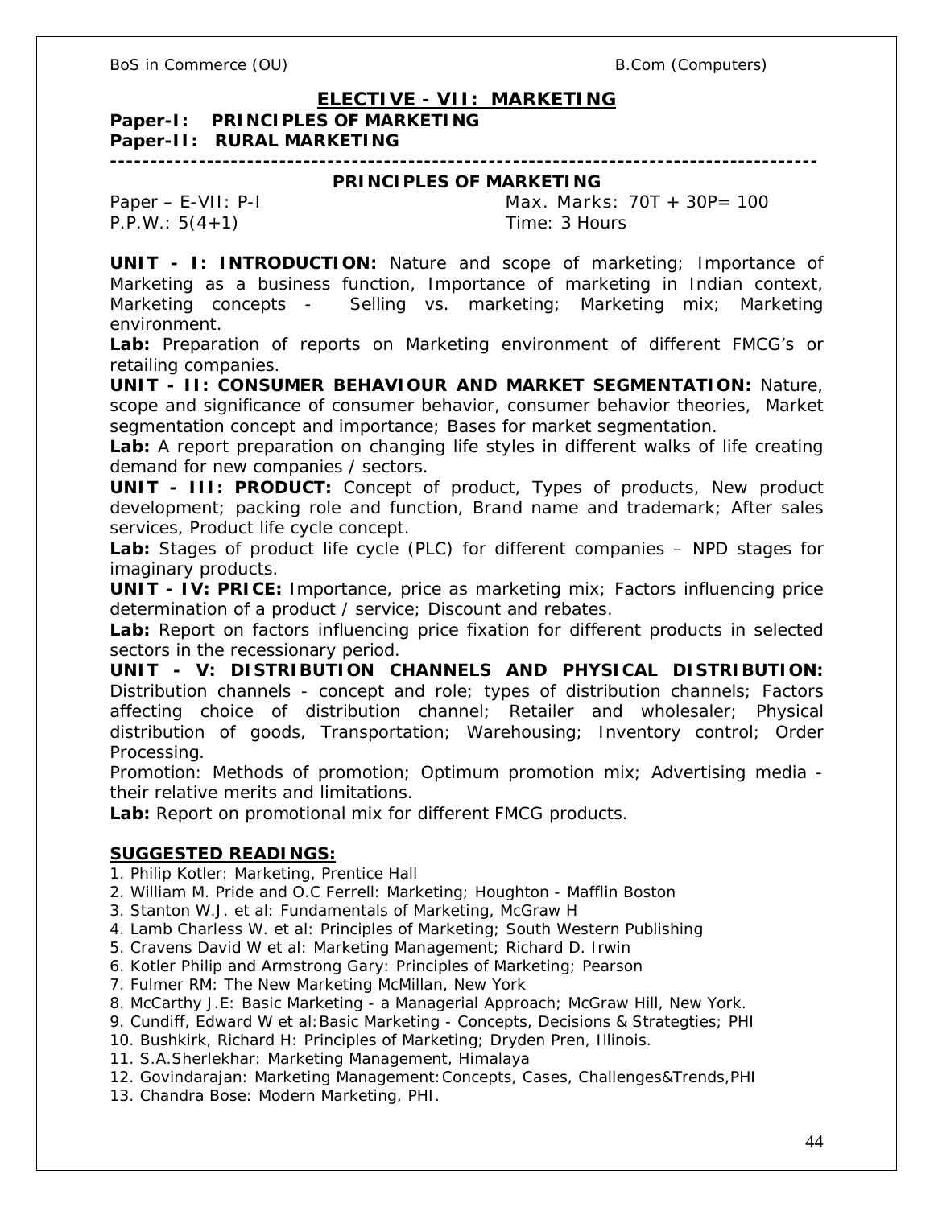## ELECTIVE - VII: MARKETING

**Paper-I: PRINCIPLES OF MARKETING**
**Paper-II: RURAL MARKETING**

---

### PRINCIPLES OF MARKETING

Paper – E-VII: P-I Max. Marks: 70T + 30P= 100
P.P.W.: 5(4+1) Time: 3 Hours

**UNIT - I: INTRODUCTION:** Nature and scope of marketing; Importance of Marketing as a business function, Importance of marketing in Indian context, Marketing concepts - Selling vs. marketing; Marketing mix; Marketing environment.

**Lab:** Preparation of reports on Marketing environment of different FMCG's or retailing companies.

**UNIT - II: CONSUMER BEHAVIOUR AND MARKET SEGMENTATION:** Nature, scope and significance of consumer behavior, consumer behavior theories, Market segmentation concept and importance; Bases for market segmentation.

**Lab:** A report preparation on changing life styles in different walks of life creating demand for new companies / sectors.

**UNIT - III: PRODUCT:** Concept of product, Types of products, New product development; packing role and function, Brand name and trademark; After sales services, Product life cycle concept.

**Lab:** Stages of product life cycle (PLC) for different companies – NPD stages for imaginary products.

**UNIT - IV: PRICE:** Importance, price as marketing mix; Factors influencing price determination of a product / service; Discount and rebates.

**Lab:** Report on factors influencing price fixation for different products in selected sectors in the recessionary period.

**UNIT - V: DISTRIBUTION CHANNELS AND PHYSICAL DISTRIBUTION:** Distribution channels - concept and role; types of distribution channels; Factors affecting choice of distribution channel; Retailer and wholesaler; Physical distribution of goods, Transportation; Warehousing; Inventory control; Order Processing.

Promotion: Methods of promotion; Optimum promotion mix; Advertising media - their relative merits and limitations.

**Lab:** Report on promotional mix for different FMCG products.

**SUGGESTED READINGS:**

1. Philip Kotler: Marketing, Prentice Hall
2. William M. Pride and O.C Ferrell: Marketing; Houghton - Mafflin Boston
3. Stanton W.J. et al: Fundamentals of Marketing, McGraw H
4. Lamb Charless W. et al: Principles of Marketing; South Western Publishing
5. Cravens David W et al: Marketing Management; Richard D. Irwin
6. Kotler Philip and Armstrong Gary: Principles of Marketing; Pearson
7. Fulmer RM: The New Marketing McMillan, New York
8. McCarthy J.E: Basic Marketing - a Managerial Approach; McGraw Hill, New York.
9. Cundiff, Edward W et al:Basic Marketing - Concepts, Decisions & Strategties; PHI
10. Bushkirk, Richard H: Principles of Marketing; Dryden Pren, Illinois.
11. S.A.Sherlekhar: Marketing Management, Himalaya
12. Govindarajan: Marketing Management:Concepts, Cases, Challenges&Trends,PHI
13. Chandra Bose: Modern Marketing, PHI.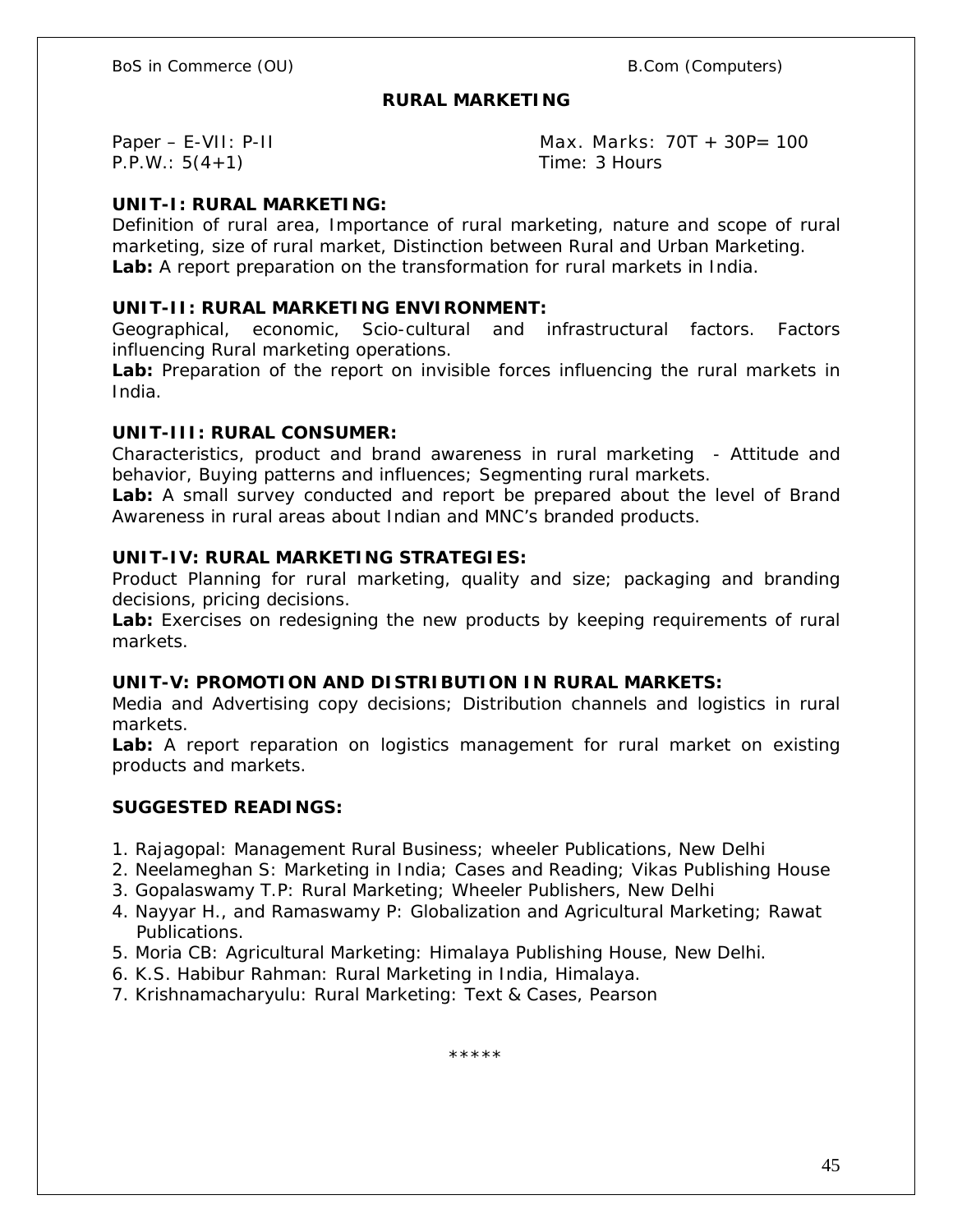## RURAL MARKETING

Paper – E-VII: P-II    Max. Marks: 70T + 30P= 100
P.P.W.: 5(4+1)    Time: 3 Hours

### UNIT-I: RURAL MARKETING:

Definition of rural area, Importance of rural marketing, nature and scope of rural marketing, size of rural market, Distinction between Rural and Urban Marketing.
**Lab:** A report preparation on the transformation for rural markets in India.

### UNIT-II: RURAL MARKETING ENVIRONMENT:

Geographical, economic, Scio-cultural and infrastructural factors. Factors influencing Rural marketing operations.
**Lab:** Preparation of the report on invisible forces influencing the rural markets in India.

### UNIT-III: RURAL CONSUMER:

Characteristics, product and brand awareness in rural marketing - Attitude and behavior, Buying patterns and influences; Segmenting rural markets.
**Lab:** A small survey conducted and report be prepared about the level of Brand Awareness in rural areas about Indian and MNC's branded products.

### UNIT-IV: RURAL MARKETING STRATEGIES:

Product Planning for rural marketing, quality and size; packaging and branding decisions, pricing decisions.
**Lab:** Exercises on redesigning the new products by keeping requirements of rural markets.

### UNIT-V: PROMOTION AND DISTRIBUTION IN RURAL MARKETS:

Media and Advertising copy decisions; Distribution channels and logistics in rural markets.
**Lab:** A report reparation on logistics management for rural market on existing products and markets.

### SUGGESTED READINGS:

1. Rajagopal: Management Rural Business; wheeler Publications, New Delhi
2. Neelameghan S: Marketing in India; Cases and Reading; Vikas Publishing House
3. Gopalaswamy T.P: Rural Marketing; Wheeler Publishers, New Delhi
4. Nayyar H., and Ramaswamy P: Globalization and Agricultural Marketing; Rawat Publications.
5. Moria CB: Agricultural Marketing: Himalaya Publishing House, New Delhi.
6. K.S. Habibur Rahman: Rural Marketing in India, Himalaya.
7. Krishnamacharyulu: Rural Marketing: Text & Cases, Pearson

*****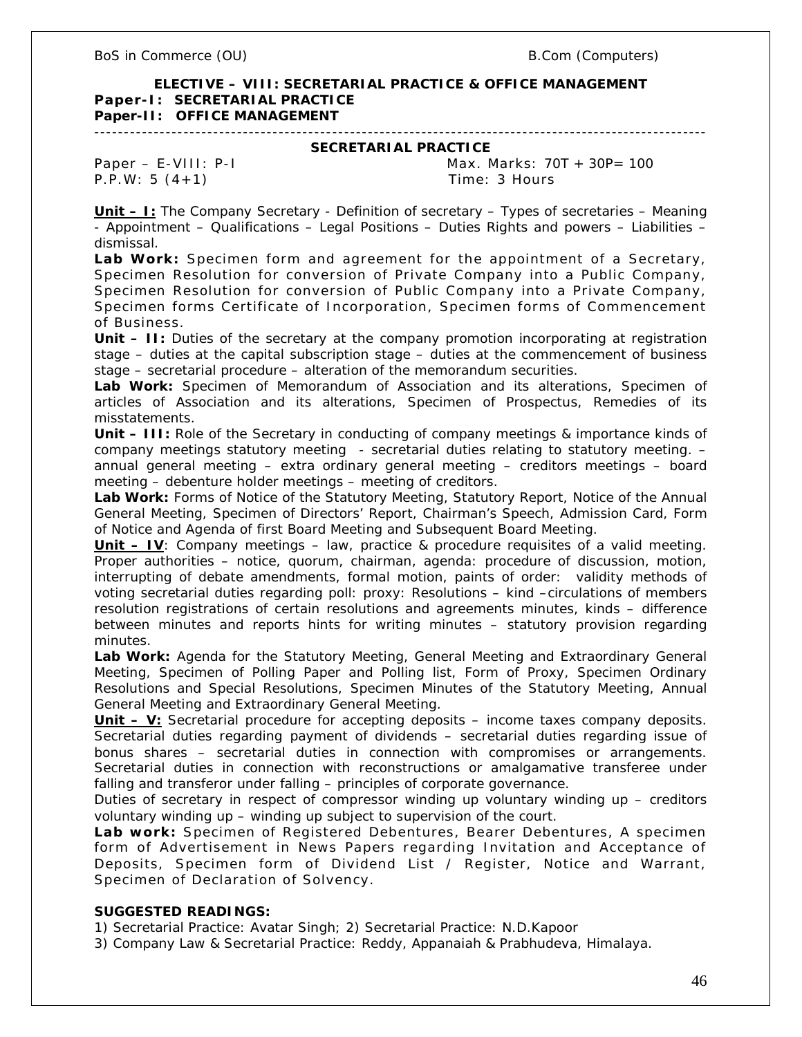## ELECTIVE – VIII: SECRETARIAL PRACTICE & OFFICE MANAGEMENT

**Paper-I: SECRETARIAL PRACTICE**
**Paper-II: OFFICE MANAGEMENT**

---

### SECRETARIAL PRACTICE

Paper – E-VIII: P-I Max. Marks: 70T + 30P= 100
P.P.W: 5 (4+1) Time: 3 Hours

**Unit – I:** The Company Secretary - Definition of secretary – Types of secretaries – Meaning - Appointment – Qualifications – Legal Positions – Duties Rights and powers – Liabilities – dismissal.

**Lab Work:** Specimen form and agreement for the appointment of a Secretary, Specimen Resolution for conversion of Private Company into a Public Company, Specimen Resolution for conversion of Public Company into a Private Company, Specimen forms Certificate of Incorporation, Specimen forms of Commencement of Business.

**Unit – II:** Duties of the secretary at the company promotion incorporating at registration stage – duties at the capital subscription stage – duties at the commencement of business stage – secretarial procedure – alteration of the memorandum securities.

**Lab Work:** Specimen of Memorandum of Association and its alterations, Specimen of articles of Association and its alterations, Specimen of Prospectus, Remedies of its misstatements.

**Unit – III:** Role of the Secretary in conducting of company meetings & importance kinds of company meetings statutory meeting - secretarial duties relating to statutory meeting. – annual general meeting – extra ordinary general meeting – creditors meetings – board meeting – debenture holder meetings – meeting of creditors.

**Lab Work:** Forms of Notice of the Statutory Meeting, Statutory Report, Notice of the Annual General Meeting, Specimen of Directors' Report, Chairman's Speech, Admission Card, Form of Notice and Agenda of first Board Meeting and Subsequent Board Meeting.

**Unit – IV**: Company meetings – law, practice & procedure requisites of a valid meeting. Proper authorities – notice, quorum, chairman, agenda: procedure of discussion, motion, interrupting of debate amendments, formal motion, paints of order: validity methods of voting secretarial duties regarding poll: proxy: Resolutions – kind –circulations of members resolution registrations of certain resolutions and agreements minutes, kinds – difference between minutes and reports hints for writing minutes – statutory provision regarding minutes.

**Lab Work:** Agenda for the Statutory Meeting, General Meeting and Extraordinary General Meeting, Specimen of Polling Paper and Polling list, Form of Proxy, Specimen Ordinary Resolutions and Special Resolutions, Specimen Minutes of the Statutory Meeting, Annual General Meeting and Extraordinary General Meeting.

**Unit – V:** Secretarial procedure for accepting deposits – income taxes company deposits. Secretarial duties regarding payment of dividends – secretarial duties regarding issue of bonus shares – secretarial duties in connection with compromises or arrangements. Secretarial duties in connection with reconstructions or amalgamative transferee under falling and transferor under falling – principles of corporate governance.

Duties of secretary in respect of compressor winding up voluntary winding up – creditors voluntary winding up – winding up subject to supervision of the court.

**Lab work:** Specimen of Registered Debentures, Bearer Debentures, A specimen form of Advertisement in News Papers regarding Invitation and Acceptance of Deposits, Specimen form of Dividend List / Register, Notice and Warrant, Specimen of Declaration of Solvency.

**SUGGESTED READINGS:**

1) Secretarial Practice: Avatar Singh; 2) Secretarial Practice: N.D.Kapoor
3) Company Law & Secretarial Practice: Reddy, Appanaiah & Prabhudeva, Himalaya.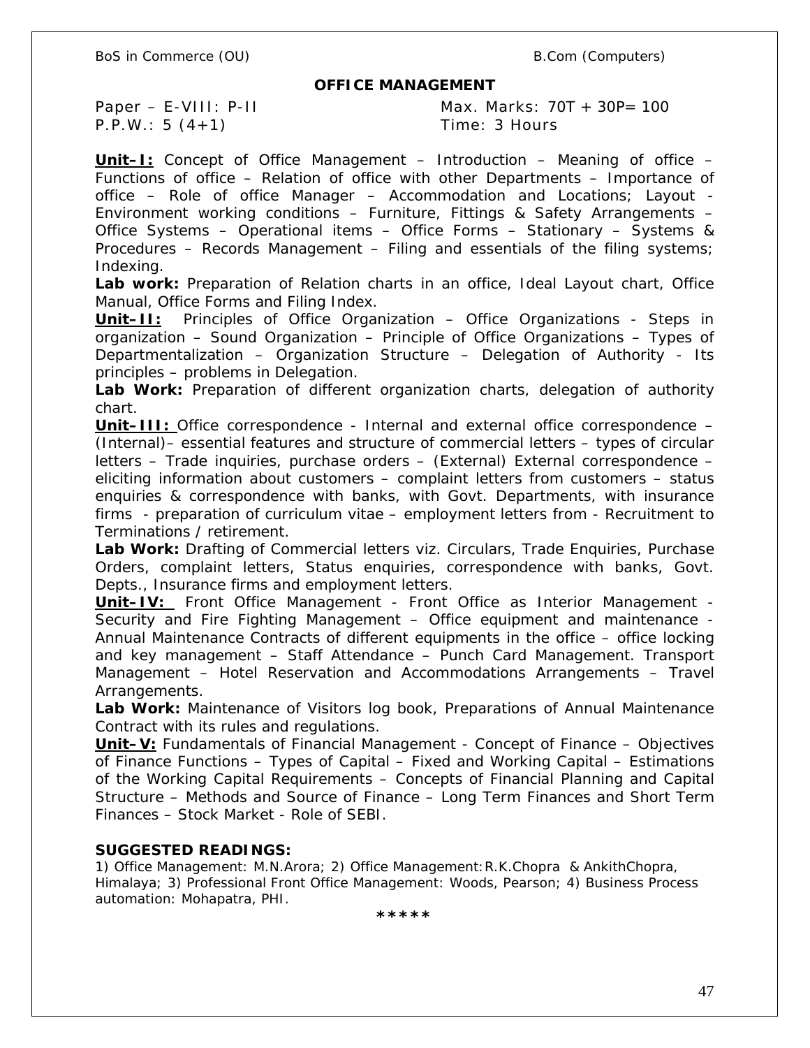## OFFICE MANAGEMENT

Paper – E-VIII: P-II Max. Marks: 70T + 30P= 100
P.P.W.: 5 (4+1) Time: 3 Hours

**Unit–I:** Concept of Office Management – Introduction – Meaning of office – Functions of office – Relation of office with other Departments – Importance of office – Role of office Manager – Accommodation and Locations; Layout - Environment working conditions – Furniture, Fittings & Safety Arrangements – Office Systems – Operational items – Office Forms – Stationary – Systems & Procedures – Records Management – Filing and essentials of the filing systems; Indexing.

**Lab work:** Preparation of Relation charts in an office, Ideal Layout chart, Office Manual, Office Forms and Filing Index.

**Unit–II:** Principles of Office Organization – Office Organizations - Steps in organization – Sound Organization – Principle of Office Organizations – Types of Departmentalization – Organization Structure – Delegation of Authority - Its principles – problems in Delegation.

**Lab Work:** Preparation of different organization charts, delegation of authority chart.

**Unit–III:** Office correspondence - Internal and external office correspondence – (Internal)– essential features and structure of commercial letters – types of circular letters – Trade inquiries, purchase orders – (External) External correspondence – eliciting information about customers – complaint letters from customers – status enquiries & correspondence with banks, with Govt. Departments, with insurance firms - preparation of curriculum vitae – employment letters from - Recruitment to Terminations / retirement.

**Lab Work:** Drafting of Commercial letters viz. Circulars, Trade Enquiries, Purchase Orders, complaint letters, Status enquiries, correspondence with banks, Govt. Depts., Insurance firms and employment letters.

**Unit–IV:** Front Office Management - Front Office as Interior Management - Security and Fire Fighting Management – Office equipment and maintenance - Annual Maintenance Contracts of different equipments in the office – office locking and key management – Staff Attendance – Punch Card Management. Transport Management – Hotel Reservation and Accommodations Arrangements – Travel Arrangements.

**Lab Work:** Maintenance of Visitors log book, Preparations of Annual Maintenance Contract with its rules and regulations.

**Unit–V:** Fundamentals of Financial Management - Concept of Finance – Objectives of Finance Functions – Types of Capital – Fixed and Working Capital – Estimations of the Working Capital Requirements – Concepts of Financial Planning and Capital Structure – Methods and Source of Finance – Long Term Finances and Short Term Finances – Stock Market - Role of SEBI.

**SUGGESTED READINGS:**

1) Office Management: M.N.Arora; 2) Office Management: R.K.Chopra & AnkithChopra, Himalaya; 3) Professional Front Office Management: Woods, Pearson; 4) Business Process automation: Mohapatra, PHI.

*****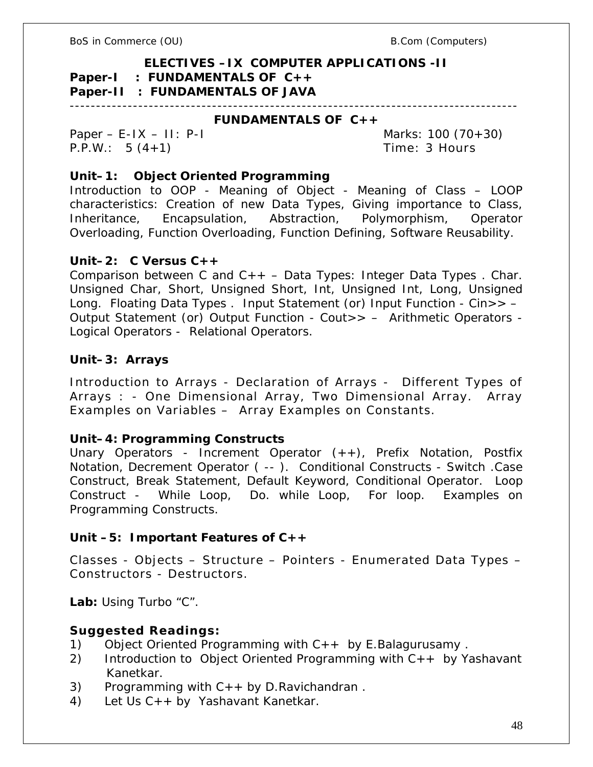## ELECTIVES –IX COMPUTER APPLICATIONS -II

**Paper-I : FUNDAMENTALS OF C++**
**Paper-II : FUNDAMENTALS OF JAVA**

---

## FUNDAMENTALS OF C++

Paper – E-IX – II: P-I — Marks: 100 (70+30)
P.P.W.: 5 (4+1) — Time: 3 Hours

### Unit–1: Object Oriented Programming

Introduction to OOP - Meaning of Object - Meaning of Class – LOOP characteristics: Creation of new Data Types, Giving importance to Class, Inheritance, Encapsulation, Abstraction, Polymorphism, Operator Overloading, Function Overloading, Function Defining, Software Reusability.

### Unit–2: C Versus C++

Comparison between C and C++ – Data Types: Integer Data Types . Char. Unsigned Char, Short, Unsigned Short, Int, Unsigned Int, Long, Unsigned Long. Floating Data Types . Input Statement (or) Input Function - Cin>> – Output Statement (or) Output Function - Cout>> – Arithmetic Operators - Logical Operators - Relational Operators.

### Unit–3: Arrays

Introduction to Arrays - Declaration of Arrays - Different Types of Arrays : - One Dimensional Array, Two Dimensional Array. Array Examples on Variables – Array Examples on Constants.

### Unit–4: Programming Constructs

Unary Operators - Increment Operator (++), Prefix Notation, Postfix Notation, Decrement Operator ( -- ). Conditional Constructs - Switch .Case Construct, Break Statement, Default Keyword, Conditional Operator. Loop Construct - While Loop, Do. while Loop, For loop. Examples on Programming Constructs.

### Unit –5: Important Features of C++

Classes - Objects – Structure – Pointers - Enumerated Data Types – Constructors - Destructors.

**Lab:** Using Turbo "C".

### Suggested Readings:

1) Object Oriented Programming with C++ by E.Balagurusamy .
2) Introduction to Object Oriented Programming with C++ by Yashavant Kanetkar.
3) Programming with C++ by D.Ravichandran .
4) Let Us C++ by Yashavant Kanetkar.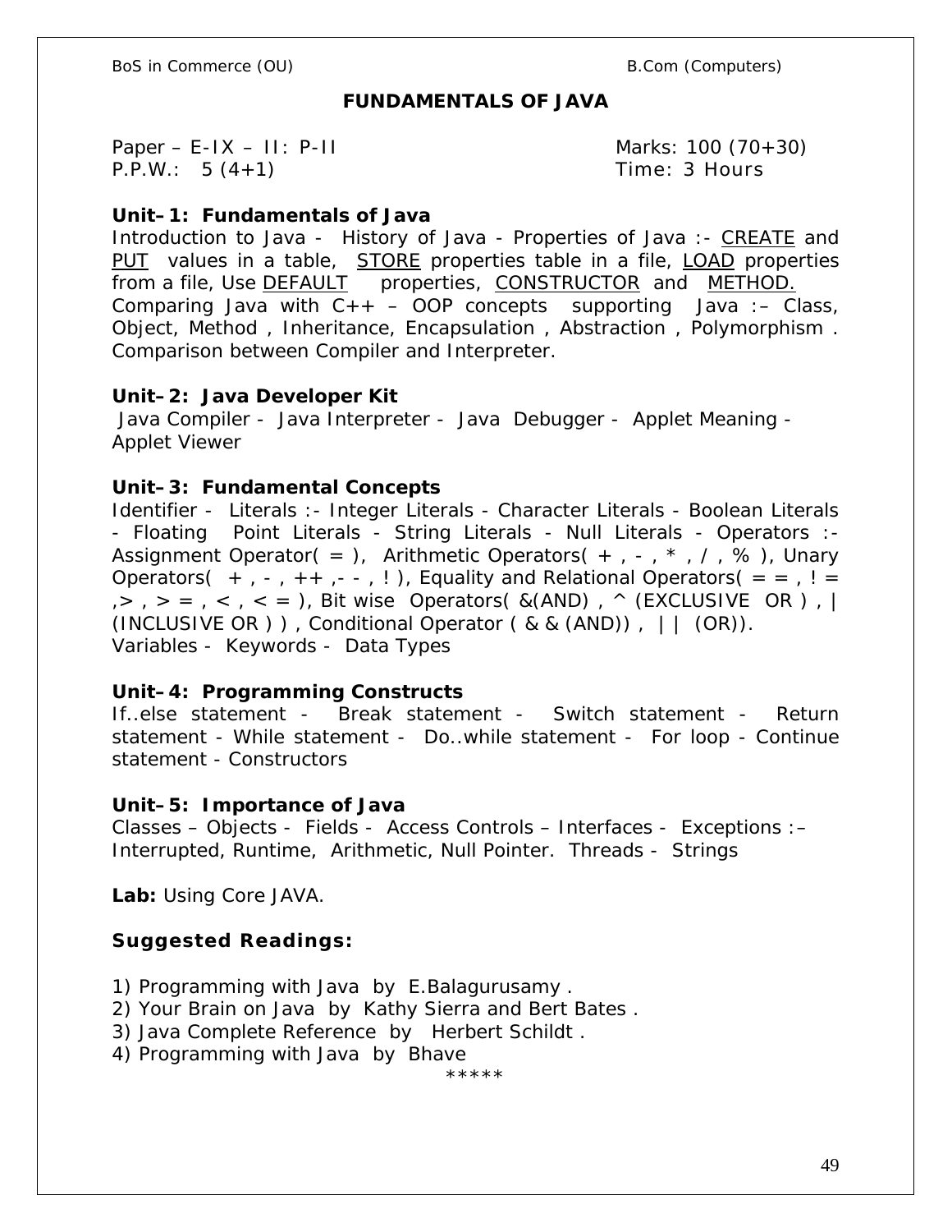# FUNDAMENTALS OF JAVA

Paper – E-IX – II: P-II  Marks: 100 (70+30)
P.P.W.: 5 (4+1)  Time: 3 Hours

**Unit–1: Fundamentals of Java**

Introduction to Java - History of Java - Properties of Java :- CREATE and PUT values in a table, STORE properties table in a file, LOAD properties from a file, Use DEFAULT properties, CONSTRUCTOR and METHOD.
Comparing Java with C++ – OOP concepts supporting Java :– Class, Object, Method , Inheritance, Encapsulation , Abstraction , Polymorphism . Comparison between Compiler and Interpreter.

**Unit–2: Java Developer Kit**

Java Compiler - Java Interpreter - Java Debugger - Applet Meaning - Applet Viewer

**Unit–3: Fundamental Concepts**

Identifier - Literals :- Integer Literals - Character Literals - Boolean Literals - Floating Point Literals - String Literals - Null Literals - Operators :- Assignment Operator( = ), Arithmetic Operators( + , - , * , / , % ), Unary Operators( + , - , ++ ,- - , ! ), Equality and Relational Operators( = = , ! = ,> , > = , < , < = ), Bit wise Operators( &(AND) , ^ (EXCLUSIVE OR ) , | (INCLUSIVE OR ) ) , Conditional Operator ( & & (AND)) , | | (OR)).
Variables - Keywords - Data Types

**Unit–4: Programming Constructs**

If..else statement - Break statement - Switch statement - Return statement - While statement - Do..while statement - For loop - Continue statement - Constructors

**Unit–5: Importance of Java**

Classes – Objects - Fields - Access Controls – Interfaces - Exceptions :– Interrupted, Runtime, Arithmetic, Null Pointer. Threads - Strings

**Lab:** Using Core JAVA.

**Suggested Readings:**

1) Programming with Java by E.Balagurusamy .
2) Your Brain on Java by Kathy Sierra and Bert Bates .
3) Java Complete Reference by Herbert Schildt .
4) Programming with Java by Bhave

*****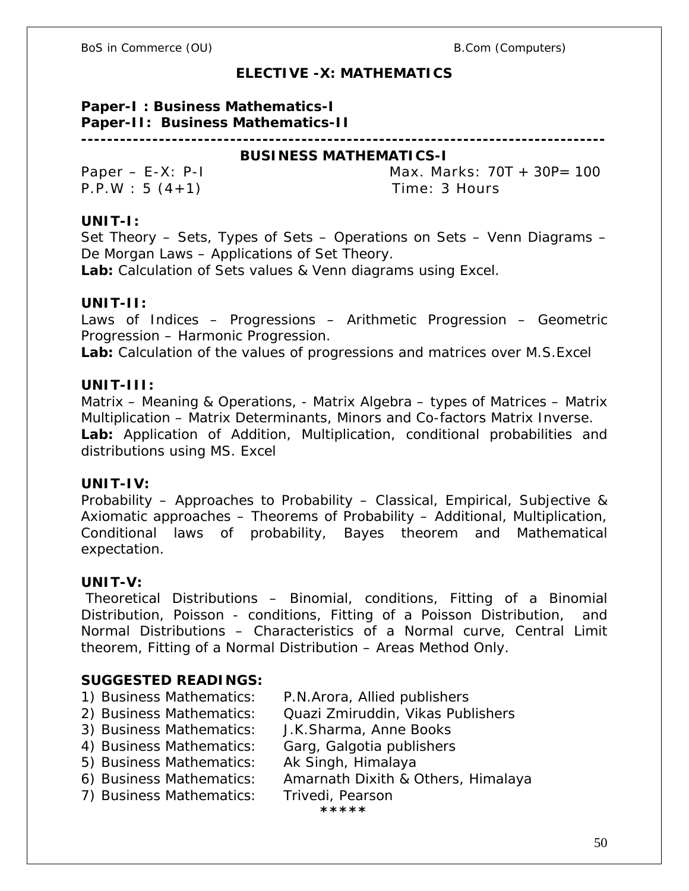## ELECTIVE -X: MATHEMATICS

**Paper-I : Business Mathematics-I**
**Paper-II: Business Mathematics-II**

---

### BUSINESS MATHEMATICS-I

Paper – E-X: P-I Max. Marks: 70T + 30P= 100
P.P.W : 5 (4+1) Time: 3 Hours

**UNIT-I:**
Set Theory – Sets, Types of Sets – Operations on Sets – Venn Diagrams – De Morgan Laws – Applications of Set Theory.
**Lab:** Calculation of Sets values & Venn diagrams using Excel.

**UNIT-II:**
Laws of Indices – Progressions – Arithmetic Progression – Geometric Progression – Harmonic Progression.
**Lab:** Calculation of the values of progressions and matrices over M.S.Excel

**UNIT-III:**
Matrix – Meaning & Operations, - Matrix Algebra – types of Matrices – Matrix Multiplication – Matrix Determinants, Minors and Co-factors Matrix Inverse.
**Lab:** Application of Addition, Multiplication, conditional probabilities and distributions using MS. Excel

**UNIT-IV:**
Probability – Approaches to Probability – Classical, Empirical, Subjective & Axiomatic approaches – Theorems of Probability – Additional, Multiplication, Conditional laws of probability, Bayes theorem and Mathematical expectation.

**UNIT-V:**
Theoretical Distributions – Binomial, conditions, Fitting of a Binomial Distribution, Poisson - conditions, Fitting of a Poisson Distribution, and Normal Distributions – Characteristics of a Normal curve, Central Limit theorem, Fitting of a Normal Distribution – Areas Method Only.

**SUGGESTED READINGS:**

1) Business Mathematics: P.N.Arora, Allied publishers
2) Business Mathematics: Quazi Zmiruddin, Vikas Publishers
3) Business Mathematics: J.K.Sharma, Anne Books
4) Business Mathematics: Garg, Galgotia publishers
5) Business Mathematics: Ak Singh, Himalaya
6) Business Mathematics: Amarnath Dixith & Others, Himalaya
7) Business Mathematics: Trivedi, Pearson

*****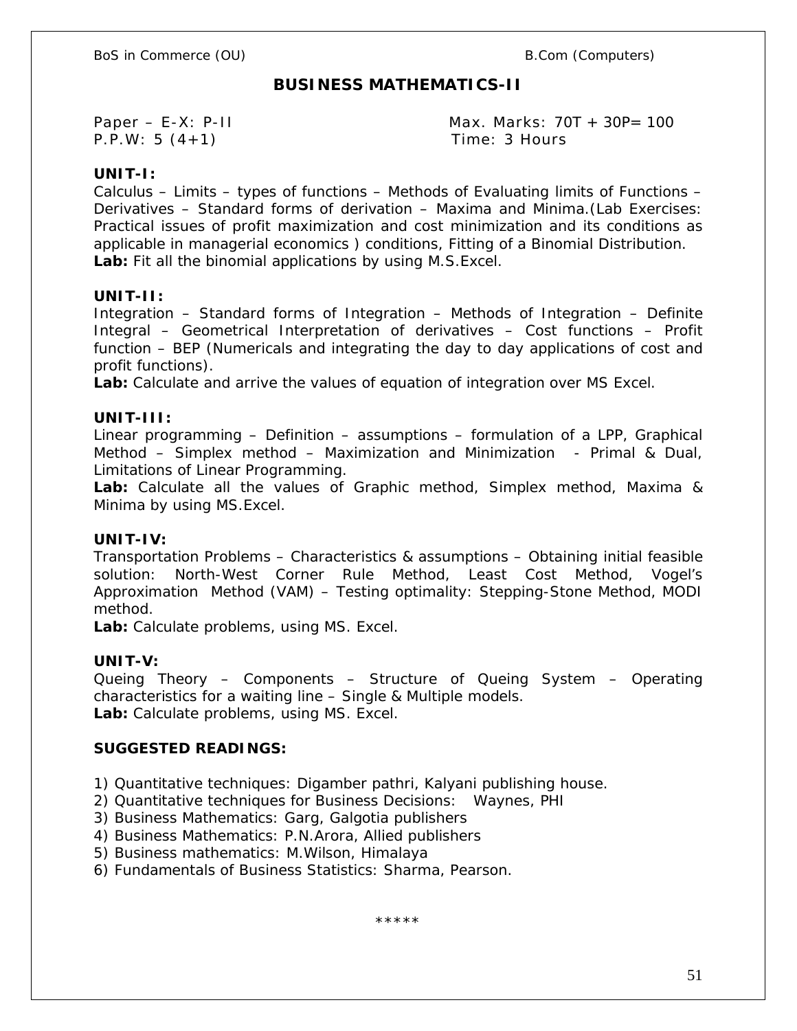# BUSINESS MATHEMATICS-II

Paper – E-X: P-II Max. Marks: 70T + 30P= 100
P.P.W: 5 (4+1) Time: 3 Hours

**UNIT-I:**
Calculus – Limits – types of functions – Methods of Evaluating limits of Functions – Derivatives – Standard forms of derivation – Maxima and Minima.(Lab Exercises: Practical issues of profit maximization and cost minimization and its conditions as applicable in managerial economics ) conditions, Fitting of a Binomial Distribution.
**Lab:** Fit all the binomial applications by using M.S.Excel.

**UNIT-II:**
Integration – Standard forms of Integration – Methods of Integration – Definite Integral – Geometrical Interpretation of derivatives – Cost functions – Profit function – BEP (Numericals and integrating the day to day applications of cost and profit functions).
**Lab:** Calculate and arrive the values of equation of integration over MS Excel.

**UNIT-III:**
Linear programming – Definition – assumptions – formulation of a LPP, Graphical Method – Simplex method – Maximization and Minimization - Primal & Dual, Limitations of Linear Programming.
**Lab:** Calculate all the values of Graphic method, Simplex method, Maxima & Minima by using MS.Excel.

**UNIT-IV:**
Transportation Problems – Characteristics & assumptions – Obtaining initial feasible solution: North-West Corner Rule Method, Least Cost Method, Vogel's Approximation Method (VAM) – Testing optimality: Stepping-Stone Method, MODI method.
**Lab:** Calculate problems, using MS. Excel.

**UNIT-V:**
Queing Theory – Components – Structure of Queing System – Operating characteristics for a waiting line – Single & Multiple models.
**Lab:** Calculate problems, using MS. Excel.

**SUGGESTED READINGS:**

1) Quantitative techniques: Digamber pathri, Kalyani publishing house.
2) Quantitative techniques for Business Decisions: Waynes, PHI
3) Business Mathematics: Garg, Galgotia publishers
4) Business Mathematics: P.N.Arora, Allied publishers
5) Business mathematics: M.Wilson, Himalaya
6) Fundamentals of Business Statistics: Sharma, Pearson.

*****